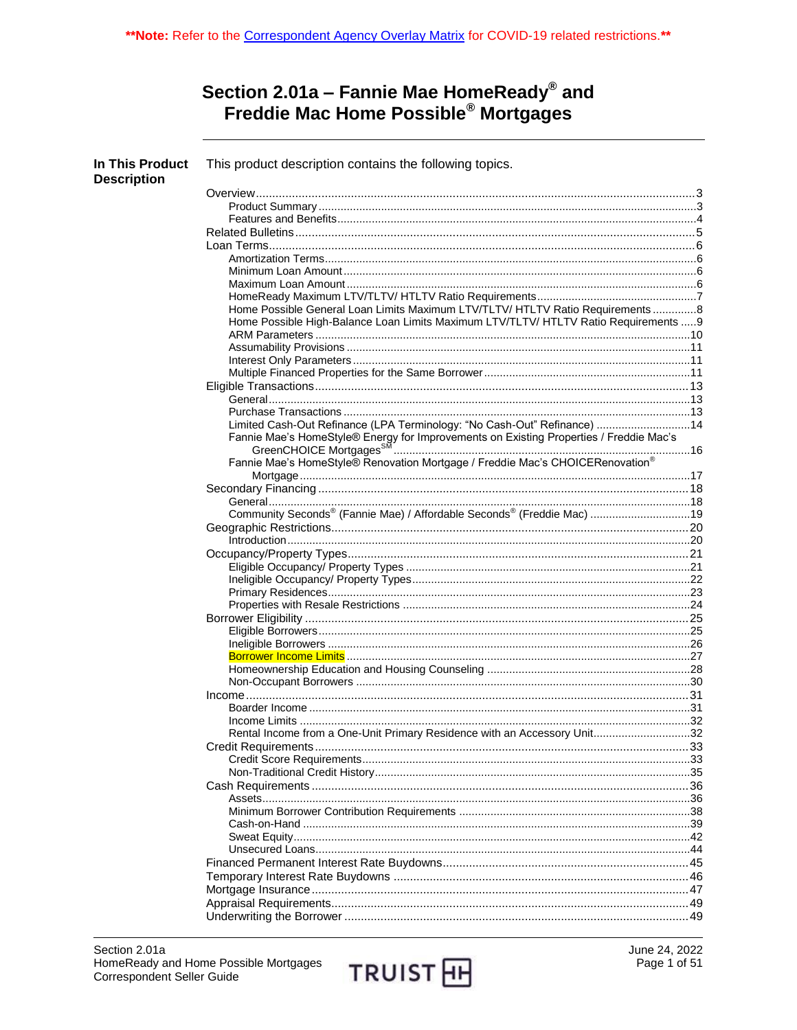**Note: Refer to the Correspondent Agency Overlay Matrix for COVID-19 related restrictions.**

# Section 2.01a – Fannie Mae HomeReady® and Freddie Mac Home Possible® Mortgages

**In This Product Description**

This product description contains the following topics.

| Topic | Page |
|---|---|
| Overview | 3 |
| Product Summary | 3 |
| Features and Benefits | 4 |
| Related Bulletins | 5 |
| Loan Terms | 6 |
| Amortization Terms | 6 |
| Minimum Loan Amount | 6 |
| Maximum Loan Amount | 6 |
| HomeReady Maximum LTV/TLTV/ HTLTV Ratio Requirements | 7 |
| Home Possible General Loan Limits Maximum LTV/TLTV/ HTLTV Ratio Requirements | 8 |
| Home Possible High-Balance Loan Limits Maximum LTV/TLTV/ HTLTV Ratio Requirements | 9 |
| ARM Parameters | 10 |
| Assumability Provisions | 11 |
| Interest Only Parameters | 11 |
| Multiple Financed Properties for the Same Borrower | 11 |
| Eligible Transactions | 13 |
| General | 13 |
| Purchase Transactions | 13 |
| Limited Cash-Out Refinance (LPA Terminology: "No Cash-Out" Refinance) | 14 |
| Fannie Mae's HomeStyle® Energy for Improvements on Existing Properties / Freddie Mac's GreenCHOICE Mortgages℠ | 16 |
| Fannie Mae's HomeStyle® Renovation Mortgage / Freddie Mac's CHOICERenovation® Mortgage | 17 |
| Secondary Financing | 18 |
| General | 18 |
| Community Seconds® (Fannie Mae) / Affordable Seconds® (Freddie Mac) | 19 |
| Geographic Restrictions | 20 |
| Introduction | 20 |
| Occupancy/Property Types | 21 |
| Eligible Occupancy/ Property Types | 21 |
| Ineligible Occupancy/ Property Types | 22 |
| Primary Residences | 23 |
| Properties with Resale Restrictions | 24 |
| Borrower Eligibility | 25 |
| Eligible Borrowers | 25 |
| Ineligible Borrowers | 26 |
| Borrower Income Limits | 27 |
| Homeownership Education and Housing Counseling | 28 |
| Non-Occupant Borrowers | 30 |
| Income | 31 |
| Boarder Income | 31 |
| Income Limits | 32 |
| Rental Income from a One-Unit Primary Residence with an Accessory Unit | 32 |
| Credit Requirements | 33 |
| Credit Score Requirements | 33 |
| Non-Traditional Credit History | 35 |
| Cash Requirements | 36 |
| Assets | 36 |
| Minimum Borrower Contribution Requirements | 38 |
| Cash-on-Hand | 39 |
| Sweat Equity | 42 |
| Unsecured Loans | 44 |
| Financed Permanent Interest Rate Buydowns | 45 |
| Temporary Interest Rate Buydowns | 46 |
| Mortgage Insurance | 47 |
| Appraisal Requirements | 49 |
| Underwriting the Borrower | 49 |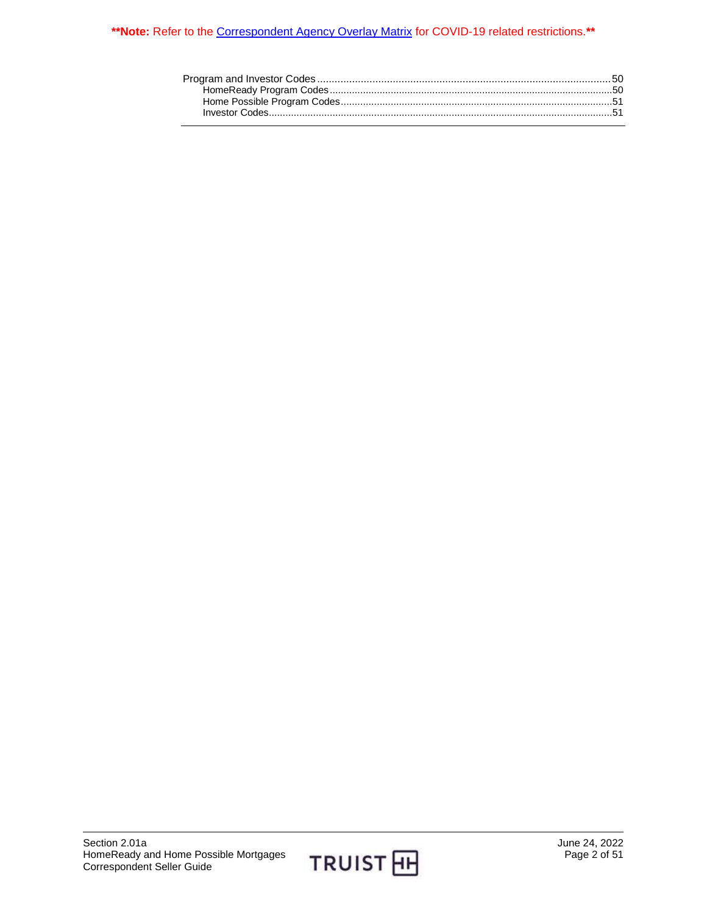**Note: Refer to the Correspondent Agency Overlay Matrix for COVID-19 related restrictions.**

Program and Investor Codes.....50
- HomeReady Program Codes.....50
- Home Possible Program Codes.....51
- Investor Codes.....51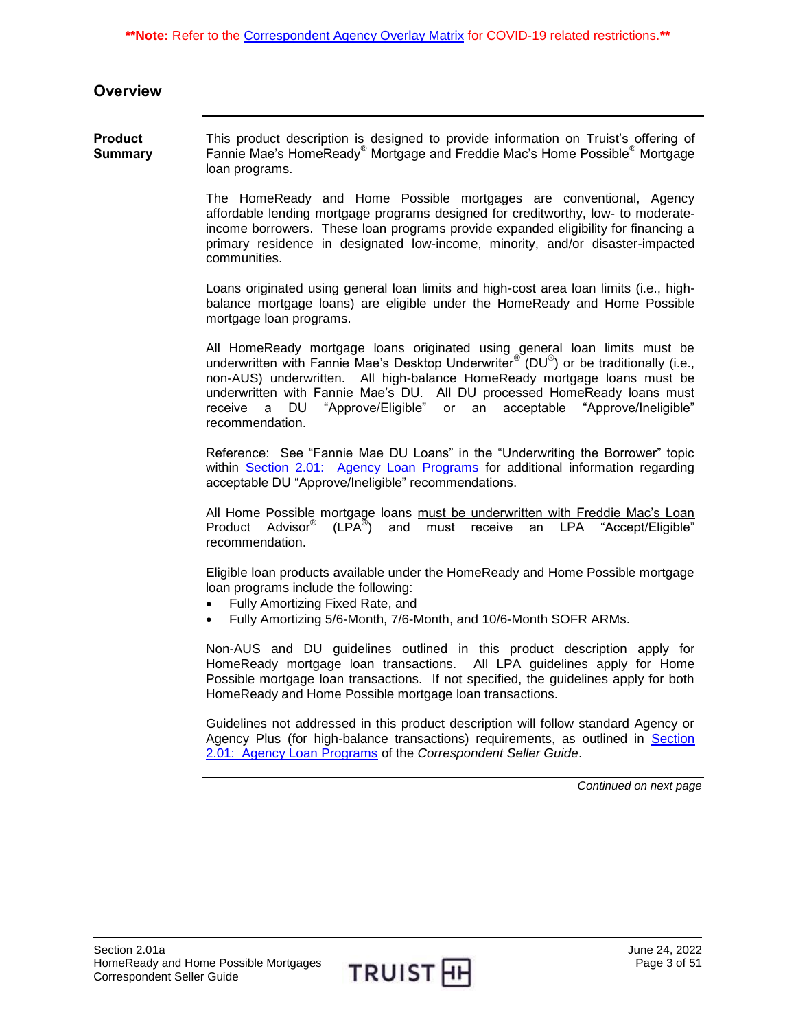**Note: Refer to the Correspondent Agency Overlay Matrix for COVID-19 related restrictions.**

## Overview

**Product Summary**

This product description is designed to provide information on Truist's offering of Fannie Mae's HomeReady® Mortgage and Freddie Mac's Home Possible® Mortgage loan programs.

The HomeReady and Home Possible mortgages are conventional, Agency affordable lending mortgage programs designed for creditworthy, low- to moderate-income borrowers. These loan programs provide expanded eligibility for financing a primary residence in designated low-income, minority, and/or disaster-impacted communities.

Loans originated using general loan limits and high-cost area loan limits (i.e., high-balance mortgage loans) are eligible under the HomeReady and Home Possible mortgage loan programs.

All HomeReady mortgage loans originated using general loan limits must be underwritten with Fannie Mae's Desktop Underwriter® (DU®) or be traditionally (i.e., non-AUS) underwritten. All high-balance HomeReady mortgage loans must be underwritten with Fannie Mae's DU. All DU processed HomeReady loans must receive a DU "Approve/Eligible" or an acceptable "Approve/Ineligible" recommendation.

Reference: See "Fannie Mae DU Loans" in the "Underwriting the Borrower" topic within Section 2.01: Agency Loan Programs for additional information regarding acceptable DU "Approve/Ineligible" recommendations.

All Home Possible mortgage loans must be underwritten with Freddie Mac's Loan Product Advisor® (LPA®) and must receive an LPA "Accept/Eligible" recommendation.

Eligible loan products available under the HomeReady and Home Possible mortgage loan programs include the following:

- Fully Amortizing Fixed Rate, and
- Fully Amortizing 5/6-Month, 7/6-Month, and 10/6-Month SOFR ARMs.

Non-AUS and DU guidelines outlined in this product description apply for HomeReady mortgage loan transactions. All LPA guidelines apply for Home Possible mortgage loan transactions. If not specified, the guidelines apply for both HomeReady and Home Possible mortgage loan transactions.

Guidelines not addressed in this product description will follow standard Agency or Agency Plus (for high-balance transactions) requirements, as outlined in Section 2.01: Agency Loan Programs of the *Correspondent Seller Guide*.

*Continued on next page*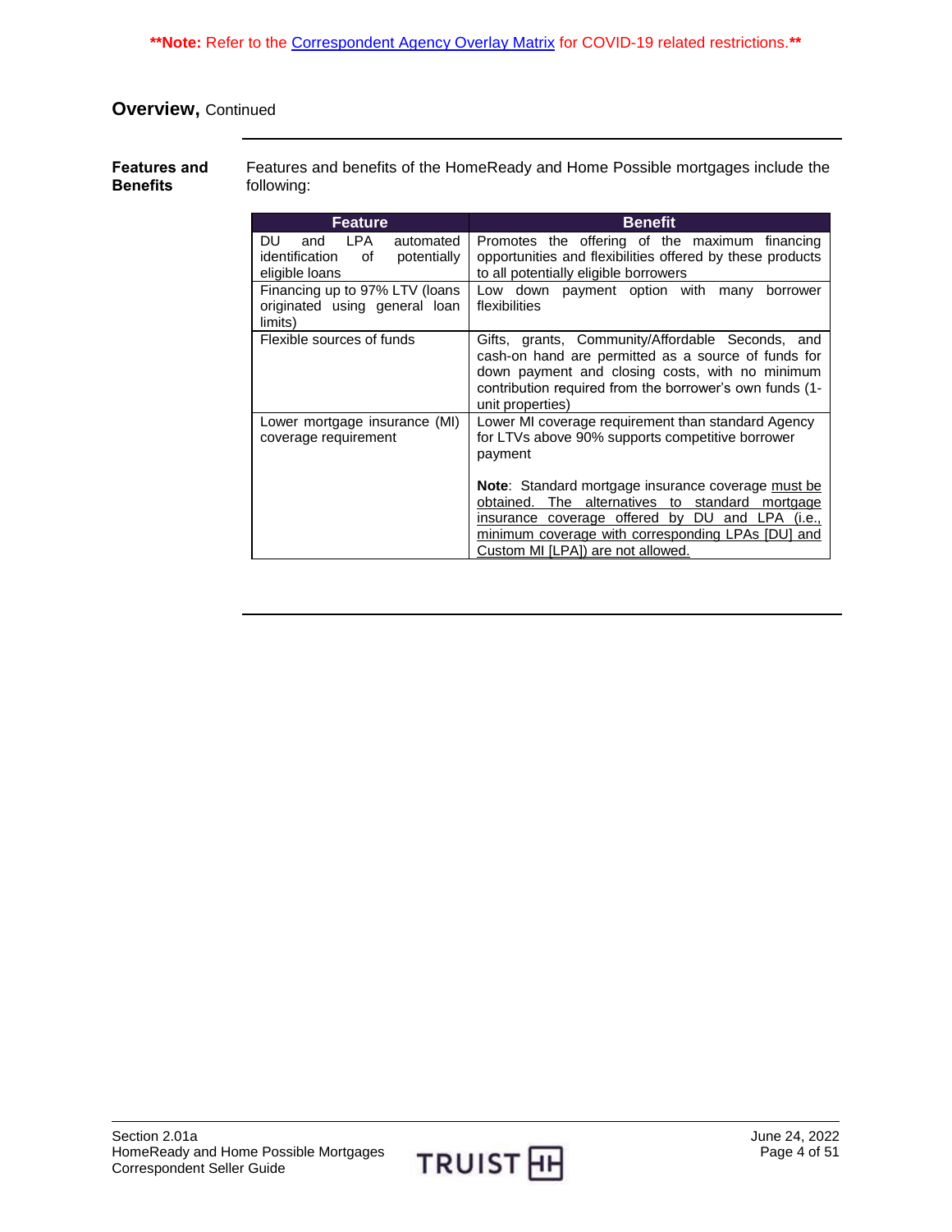**Note: Refer to the Correspondent Agency Overlay Matrix for COVID-19 related restrictions.**

## Overview, Continued

**Features and Benefits**

Features and benefits of the HomeReady and Home Possible mortgages include the following:

| Feature | Benefit |
|---|---|
| DU and LPA automated identification of potentially eligible loans | Promotes the offering of the maximum financing opportunities and flexibilities offered by these products to all potentially eligible borrowers |
| Financing up to 97% LTV (loans originated using general loan limits) | Low down payment option with many borrower flexibilities |
| Flexible sources of funds | Gifts, grants, Community/Affordable Seconds, and cash-on hand are permitted as a source of funds for down payment and closing costs, with no minimum contribution required from the borrower's own funds (1-unit properties) |
| Lower mortgage insurance (MI) coverage requirement | Lower MI coverage requirement than standard Agency for LTVs above 90% supports competitive borrower payment<br><br>**Note**: Standard mortgage insurance coverage must be obtained. The alternatives to standard mortgage insurance coverage offered by DU and LPA (i.e., minimum coverage with corresponding LPAs [DU] and Custom MI [LPA]) are not allowed. |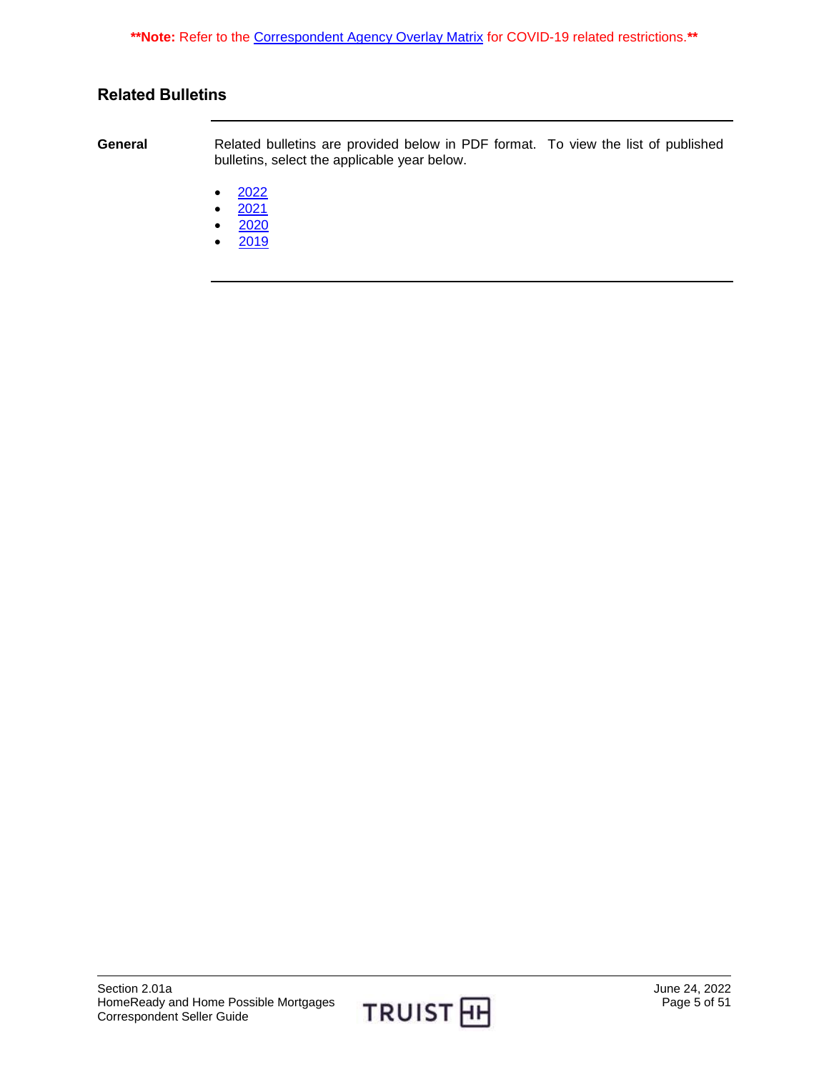**Note: Refer to the Correspondent Agency Overlay Matrix for COVID-19 related restrictions.**

## Related Bulletins

**General**

Related bulletins are provided below in PDF format. To view the list of published bulletins, select the applicable year below.

- 2022
- 2021
- 2020
- 2019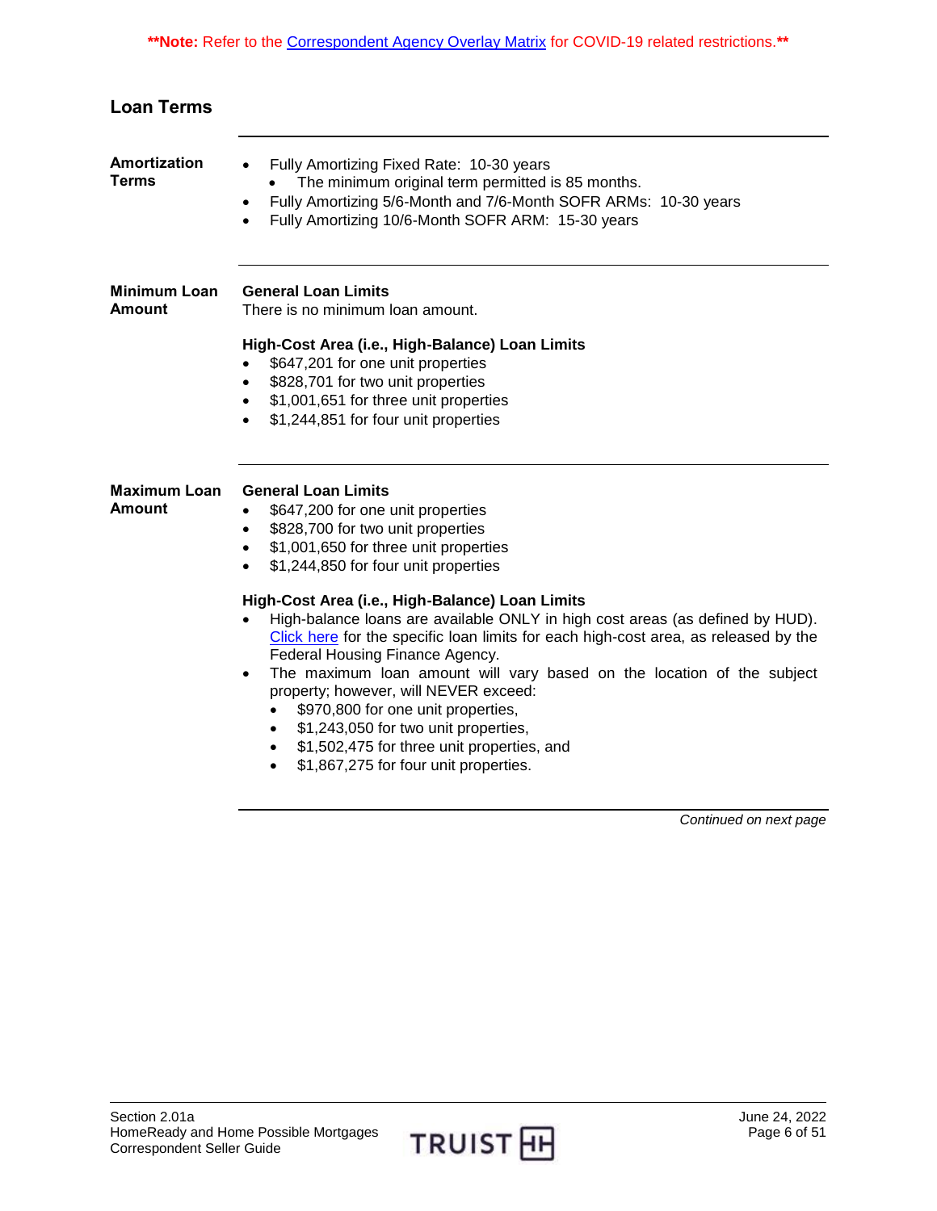**Note: Refer to the Correspondent Agency Overlay Matrix for COVID-19 related restrictions.**

## Loan Terms

### Amortization Terms

- Fully Amortizing Fixed Rate: 10-30 years
  - The minimum original term permitted is 85 months.
- Fully Amortizing 5/6-Month and 7/6-Month SOFR ARMs: 10-30 years
- Fully Amortizing 10/6-Month SOFR ARM: 15-30 years

### Minimum Loan Amount

**General Loan Limits**

There is no minimum loan amount.

**High-Cost Area (i.e., High-Balance) Loan Limits**

- $647,201 for one unit properties
- $828,701 for two unit properties
- $1,001,651 for three unit properties
- $1,244,851 for four unit properties

### Maximum Loan Amount

**General Loan Limits**

- $647,200 for one unit properties
- $828,700 for two unit properties
- $1,001,650 for three unit properties
- $1,244,850 for four unit properties

**High-Cost Area (i.e., High-Balance) Loan Limits**

- High-balance loans are available ONLY in high cost areas (as defined by HUD). Click here for the specific loan limits for each high-cost area, as released by the Federal Housing Finance Agency.
- The maximum loan amount will vary based on the location of the subject property; however, will NEVER exceed:
  - $970,800 for one unit properties,
  - $1,243,050 for two unit properties,
  - $1,502,475 for three unit properties, and
  - $1,867,275 for four unit properties.

*Continued on next page*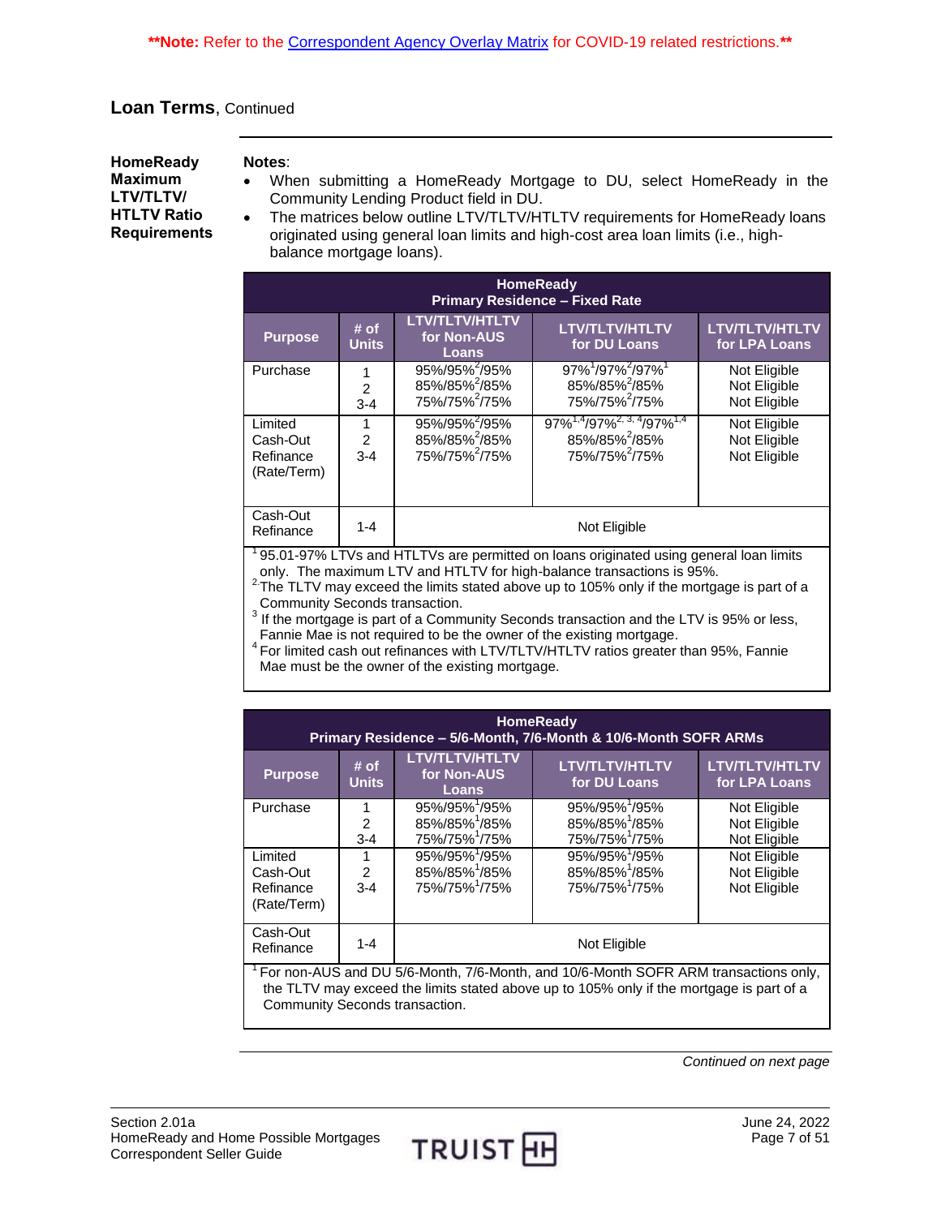**Note:** Refer to the Correspondent Agency Overlay Matrix for COVID-19 related restrictions.

## Loan Terms, Continued

**HomeReady Maximum LTV/TLTV/ HTLTV Ratio Requirements**

**Notes**:

- When submitting a HomeReady Mortgage to DU, select HomeReady in the Community Lending Product field in DU.
- The matrices below outline LTV/TLTV/HTLTV requirements for HomeReady loans originated using general loan limits and high-cost area loan limits (i.e., high-balance mortgage loans).

| HomeReady Primary Residence – Fixed Rate | | | | |
|---|---|---|---|---|
| **Purpose** | **# of Units** | **LTV/TLTV/HTLTV for Non-AUS Loans** | **LTV/TLTV/HTLTV for DU Loans** | **LTV/TLTV/HTLTV for LPA Loans** |
| Purchase | 1<br>2<br>3-4 | 95%/95%[2]/95%<br>85%/85%[2]/85%<br>75%/75%[2]/75% | 97%[1]/97%[2]/97%[1]<br>85%/85%[2]/85%<br>75%/75%[2]/75% | Not Eligible<br>Not Eligible<br>Not Eligible |
| Limited Cash-Out Refinance (Rate/Term) | 1<br>2<br>3-4 | 95%/95%[2]/95%<br>85%/85%[2]/85%<br>75%/75%[2]/75% | 97%[1,4]/97%[2,3,4]/97%[1,4]<br>85%/85%[2]/85%<br>75%/75%[2]/75% | Not Eligible<br>Not Eligible<br>Not Eligible |
| Cash-Out Refinance | 1-4 | Not Eligible | | |

[1] 95.01-97% LTVs and HTLTVs are permitted on loans originated using general loan limits only. The maximum LTV and HTLTV for high-balance transactions is 95%.
[2] The TLTV may exceed the limits stated above up to 105% only if the mortgage is part of a Community Seconds transaction.
[3] If the mortgage is part of a Community Seconds transaction and the LTV is 95% or less, Fannie Mae is not required to be the owner of the existing mortgage.
[4] For limited cash out refinances with LTV/TLTV/HTLTV ratios greater than 95%, Fannie Mae must be the owner of the existing mortgage.

| HomeReady Primary Residence – 5/6-Month, 7/6-Month & 10/6-Month SOFR ARMs | | | | |
|---|---|---|---|---|
| **Purpose** | **# of Units** | **LTV/TLTV/HTLTV for Non-AUS Loans** | **LTV/TLTV/HTLTV for DU Loans** | **LTV/TLTV/HTLTV for LPA Loans** |
| Purchase | 1<br>2<br>3-4 | 95%/95%[1]/95%<br>85%/85%[1]/85%<br>75%/75%[1]/75% | 95%/95%[1]/95%<br>85%/85%[1]/85%<br>75%/75%[1]/75% | Not Eligible<br>Not Eligible<br>Not Eligible |
| Limited Cash-Out Refinance (Rate/Term) | 1<br>2<br>3-4 | 95%/95%[1]/95%<br>85%/85%[1]/85%<br>75%/75%[1]/75% | 95%/95%[1]/95%<br>85%/85%[1]/85%<br>75%/75%[1]/75% | Not Eligible<br>Not Eligible<br>Not Eligible |
| Cash-Out Refinance | 1-4 | Not Eligible | | |

[1] For non-AUS and DU 5/6-Month, 7/6-Month, and 10/6-Month SOFR ARM transactions only, the TLTV may exceed the limits stated above up to 105% only if the mortgage is part of a Community Seconds transaction.

*Continued on next page*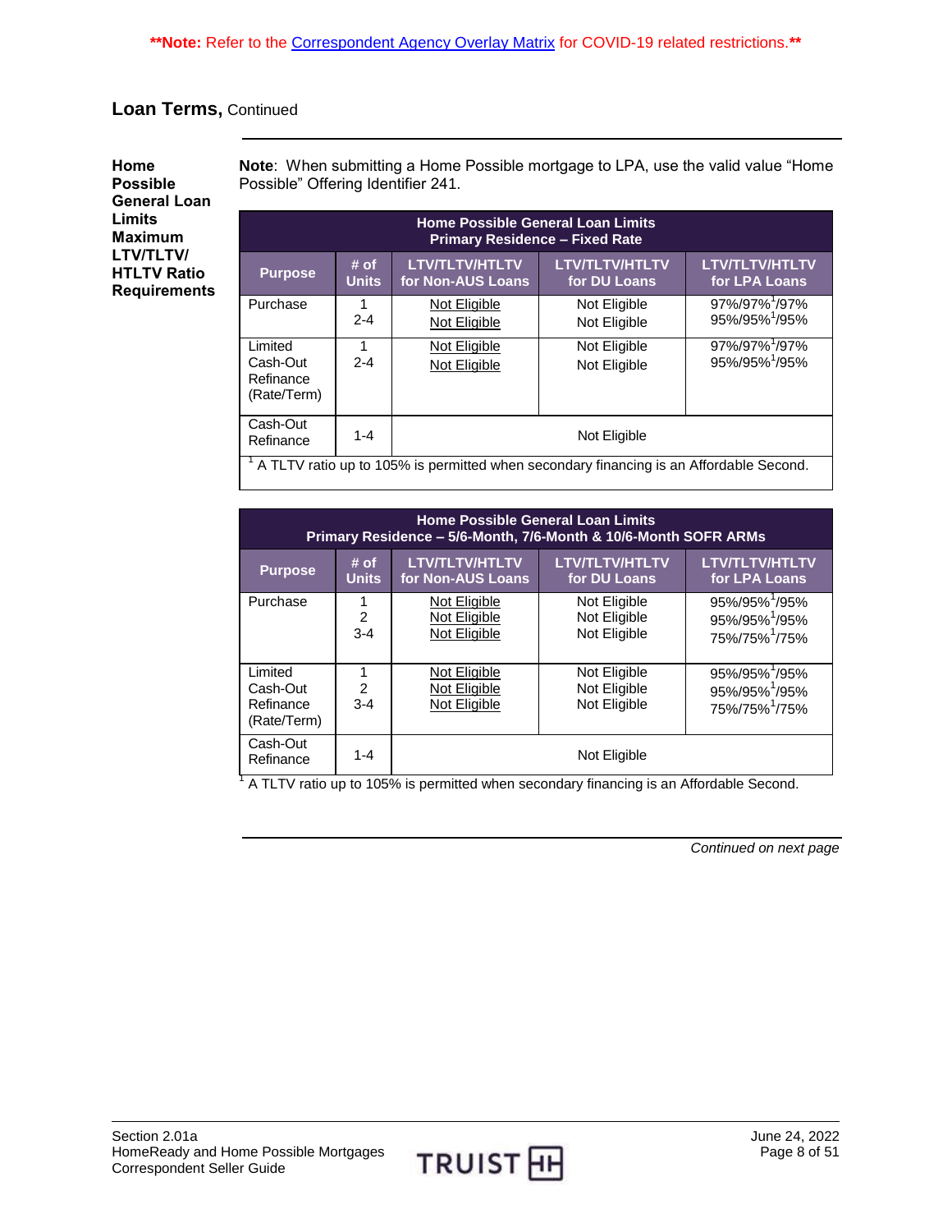**\*\*Note:** Refer to the Correspondent Agency Overlay Matrix for COVID-19 related restrictions.**\*\***

## Loan Terms, Continued

### Home Possible General Loan Limits Maximum LTV/TLTV/ HTLTV Ratio Requirements

**Note**: When submitting a Home Possible mortgage to LPA, use the valid value "Home Possible" Offering Identifier 241.

**Home Possible General Loan Limits**
**Primary Residence – Fixed Rate**

| Purpose | # of Units | LTV/TLTV/HTLTV for Non-AUS Loans | LTV/TLTV/HTLTV for DU Loans | LTV/TLTV/HTLTV for LPA Loans |
|---|---|---|---|---|
| Purchase | 1<br>2-4 | Not Eligible<br>Not Eligible | Not Eligible<br>Not Eligible | 97%/97%[1]/97%<br>95%/95%[1]/95% |
| Limited Cash-Out Refinance (Rate/Term) | 1<br>2-4 | Not Eligible<br>Not Eligible | Not Eligible<br>Not Eligible | 97%/97%[1]/97%<br>95%/95%[1]/95% |
| Cash-Out Refinance | 1-4 | Not Eligible | | |

[1] A TLTV ratio up to 105% is permitted when secondary financing is an Affordable Second.

**Home Possible General Loan Limits**
**Primary Residence – 5/6-Month, 7/6-Month & 10/6-Month SOFR ARMs**

| Purpose | # of Units | LTV/TLTV/HTLTV for Non-AUS Loans | LTV/TLTV/HTLTV for DU Loans | LTV/TLTV/HTLTV for LPA Loans |
|---|---|---|---|---|
| Purchase | 1<br>2<br>3-4 | Not Eligible<br>Not Eligible<br>Not Eligible | Not Eligible<br>Not Eligible<br>Not Eligible | 95%/95%[1]/95%<br>95%/95%[1]/95%<br>75%/75%[1]/75% |
| Limited Cash-Out Refinance (Rate/Term) | 1<br>2<br>3-4 | Not Eligible<br>Not Eligible<br>Not Eligible | Not Eligible<br>Not Eligible<br>Not Eligible | 95%/95%[1]/95%<br>95%/95%[1]/95%<br>75%/75%[1]/75% |
| Cash-Out Refinance | 1-4 | Not Eligible | | |

[1] A TLTV ratio up to 105% is permitted when secondary financing is an Affordable Second.

*Continued on next page*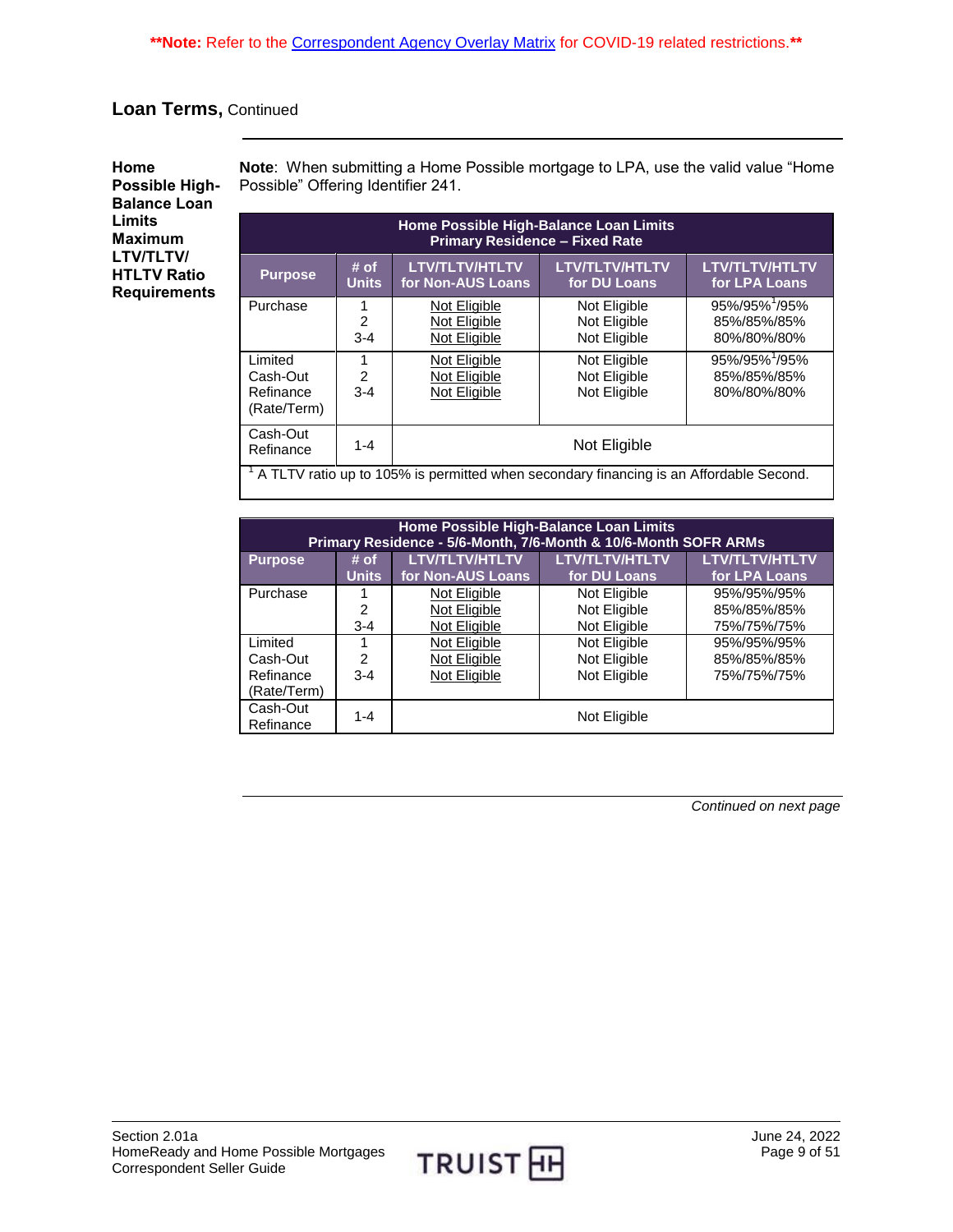**Note: Refer to the Correspondent Agency Overlay Matrix for COVID-19 related restrictions.**

## Loan Terms, Continued

**Home Possible High-Balance Loan Limits Maximum LTV/TLTV/ HTLTV Ratio Requirements**

**Note**: When submitting a Home Possible mortgage to LPA, use the valid value "Home Possible" Offering Identifier 241.

| Home Possible High-Balance Loan Limits Primary Residence – Fixed Rate | | | | |
|---|---|---|---|---|
| **Purpose** | **# of Units** | **LTV/TLTV/HTLTV for Non-AUS Loans** | **LTV/TLTV/HTLTV for DU Loans** | **LTV/TLTV/HTLTV for LPA Loans** |
| Purchase | 1<br>2<br>3-4 | Not Eligible<br>Not Eligible<br>Not Eligible | Not Eligible<br>Not Eligible<br>Not Eligible | 95%/95%[1]/95%<br>85%/85%/85%<br>80%/80%/80% |
| Limited Cash-Out Refinance (Rate/Term) | 1<br>2<br>3-4 | Not Eligible<br>Not Eligible<br>Not Eligible | Not Eligible<br>Not Eligible<br>Not Eligible | 95%/95%[1]/95%<br>85%/85%/85%<br>80%/80%/80% |
| Cash-Out Refinance | 1-4 | Not Eligible | | |

[1] A TLTV ratio up to 105% is permitted when secondary financing is an Affordable Second.

| Home Possible High-Balance Loan Limits Primary Residence - 5/6-Month, 7/6-Month & 10/6-Month SOFR ARMs | | | | |
|---|---|---|---|---|
| **Purpose** | **# of Units** | **LTV/TLTV/HTLTV for Non-AUS Loans** | **LTV/TLTV/HTLTV for DU Loans** | **LTV/TLTV/HTLTV for LPA Loans** |
| Purchase | 1<br>2<br>3-4 | Not Eligible<br>Not Eligible<br>Not Eligible | Not Eligible<br>Not Eligible<br>Not Eligible | 95%/95%/95%<br>85%/85%/85%<br>75%/75%/75% |
| Limited Cash-Out Refinance (Rate/Term) | 1<br>2<br>3-4 | Not Eligible<br>Not Eligible<br>Not Eligible | Not Eligible<br>Not Eligible<br>Not Eligible | 95%/95%/95%<br>85%/85%/85%<br>75%/75%/75% |
| Cash-Out Refinance | 1-4 | Not Eligible | | |

*Continued on next page*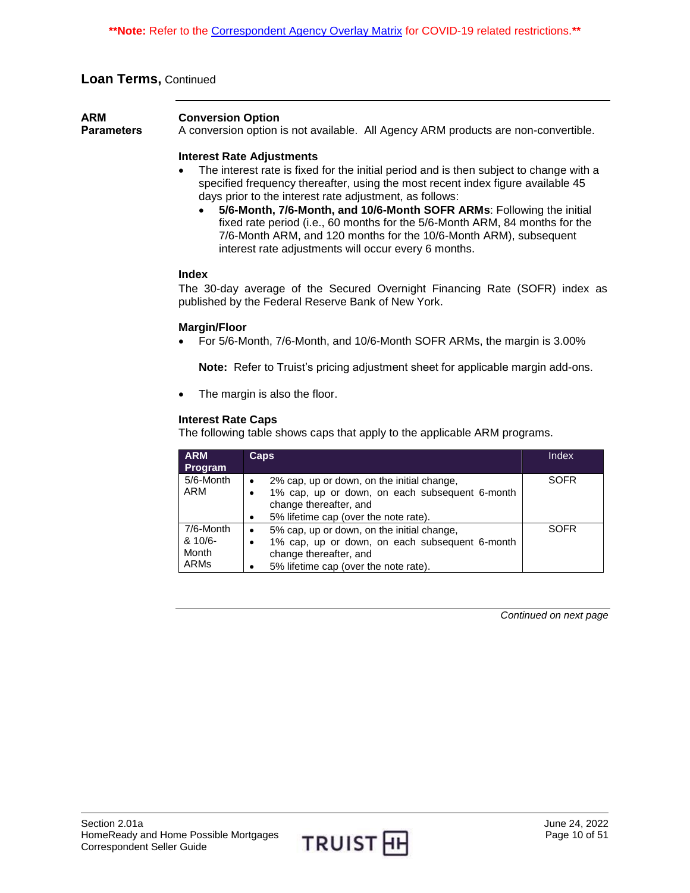**Note: Refer to the Correspondent Agency Overlay Matrix for COVID-19 related restrictions.**

## Loan Terms, Continued

### ARM Parameters

**Conversion Option**

A conversion option is not available. All Agency ARM products are non-convertible.

**Interest Rate Adjustments**

- The interest rate is fixed for the initial period and is then subject to change with a specified frequency thereafter, using the most recent index figure available 45 days prior to the interest rate adjustment, as follows:
  - **5/6-Month, 7/6-Month, and 10/6-Month SOFR ARMs**: Following the initial fixed rate period (i.e., 60 months for the 5/6-Month ARM, 84 months for the 7/6-Month ARM, and 120 months for the 10/6-Month ARM), subsequent interest rate adjustments will occur every 6 months.

**Index**

The 30-day average of the Secured Overnight Financing Rate (SOFR) index as published by the Federal Reserve Bank of New York.

**Margin/Floor**

- For 5/6-Month, 7/6-Month, and 10/6-Month SOFR ARMs, the margin is 3.00%

  **Note:** Refer to Truist's pricing adjustment sheet for applicable margin add-ons.

- The margin is also the floor.

**Interest Rate Caps**

The following table shows caps that apply to the applicable ARM programs.

| ARM Program | Caps | Index |
|---|---|---|
| 5/6-Month ARM | • 2% cap, up or down, on the initial change,<br>• 1% cap, up or down, on each subsequent 6-month change thereafter, and<br>• 5% lifetime cap (over the note rate). | SOFR |
| 7/6-Month & 10/6-Month ARMs | • 5% cap, up or down, on the initial change,<br>• 1% cap, up or down, on each subsequent 6-month change thereafter, and<br>• 5% lifetime cap (over the note rate). | SOFR |

*Continued on next page*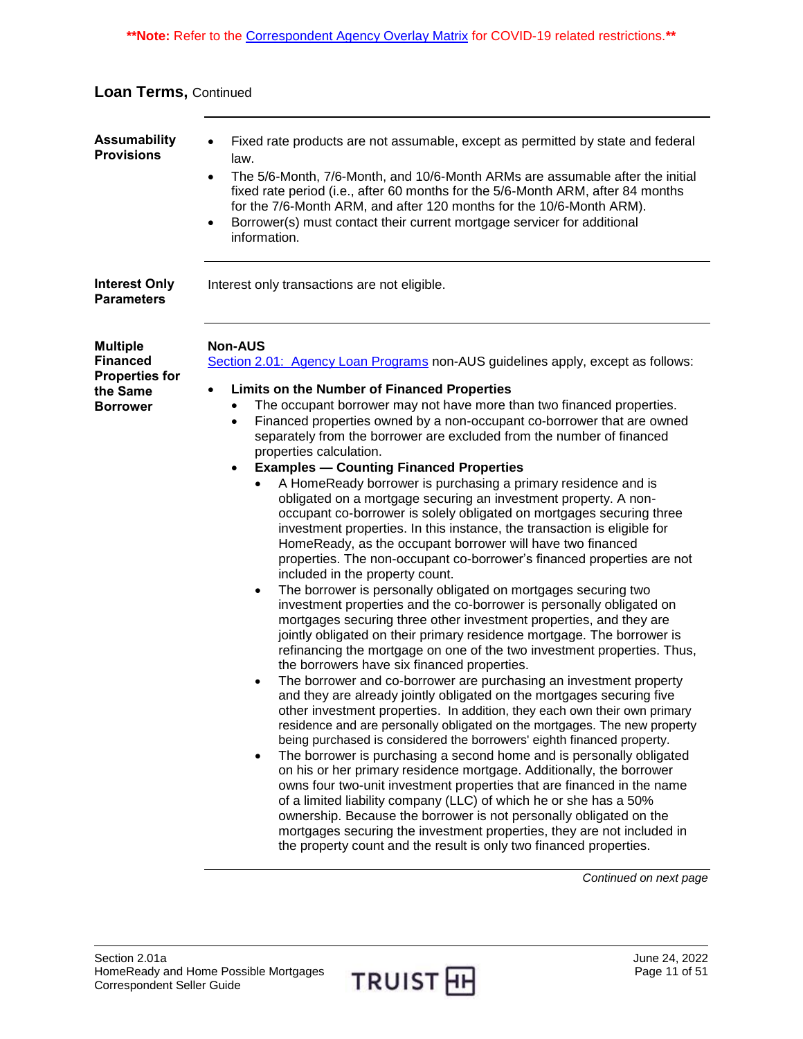**Note: Refer to the Correspondent Agency Overlay Matrix for COVID-19 related restrictions.**

## Loan Terms, Continued

**Assumability Provisions**

- Fixed rate products are not assumable, except as permitted by state and federal law.
- The 5/6-Month, 7/6-Month, and 10/6-Month ARMs are assumable after the initial fixed rate period (i.e., after 60 months for the 5/6-Month ARM, after 84 months for the 7/6-Month ARM, and after 120 months for the 10/6-Month ARM).
- Borrower(s) must contact their current mortgage servicer for additional information.

**Interest Only Parameters**

Interest only transactions are not eligible.

**Multiple Financed Properties for the Same Borrower**

**Non-AUS**

Section 2.01: Agency Loan Programs non-AUS guidelines apply, except as follows:

- **Limits on the Number of Financed Properties**
  - The occupant borrower may not have more than two financed properties.
  - Financed properties owned by a non-occupant co-borrower that are owned separately from the borrower are excluded from the number of financed properties calculation.
  - **Examples — Counting Financed Properties**
    - A HomeReady borrower is purchasing a primary residence and is obligated on a mortgage securing an investment property. A non-occupant co-borrower is solely obligated on mortgages securing three investment properties. In this instance, the transaction is eligible for HomeReady, as the occupant borrower will have two financed properties. The non-occupant co-borrower's financed properties are not included in the property count.
    - The borrower is personally obligated on mortgages securing two investment properties and the co-borrower is personally obligated on mortgages securing three other investment properties, and they are jointly obligated on their primary residence mortgage. The borrower is refinancing the mortgage on one of the two investment properties. Thus, the borrowers have six financed properties.
    - The borrower and co-borrower are purchasing an investment property and they are already jointly obligated on the mortgages securing five other investment properties. In addition, they each own their own primary residence and are personally obligated on the mortgages. The new property being purchased is considered the borrowers' eighth financed property.
    - The borrower is purchasing a second home and is personally obligated on his or her primary residence mortgage. Additionally, the borrower owns four two-unit investment properties that are financed in the name of a limited liability company (LLC) of which he or she has a 50% ownership. Because the borrower is not personally obligated on the mortgages securing the investment properties, they are not included in the property count and the result is only two financed properties.

*Continued on next page*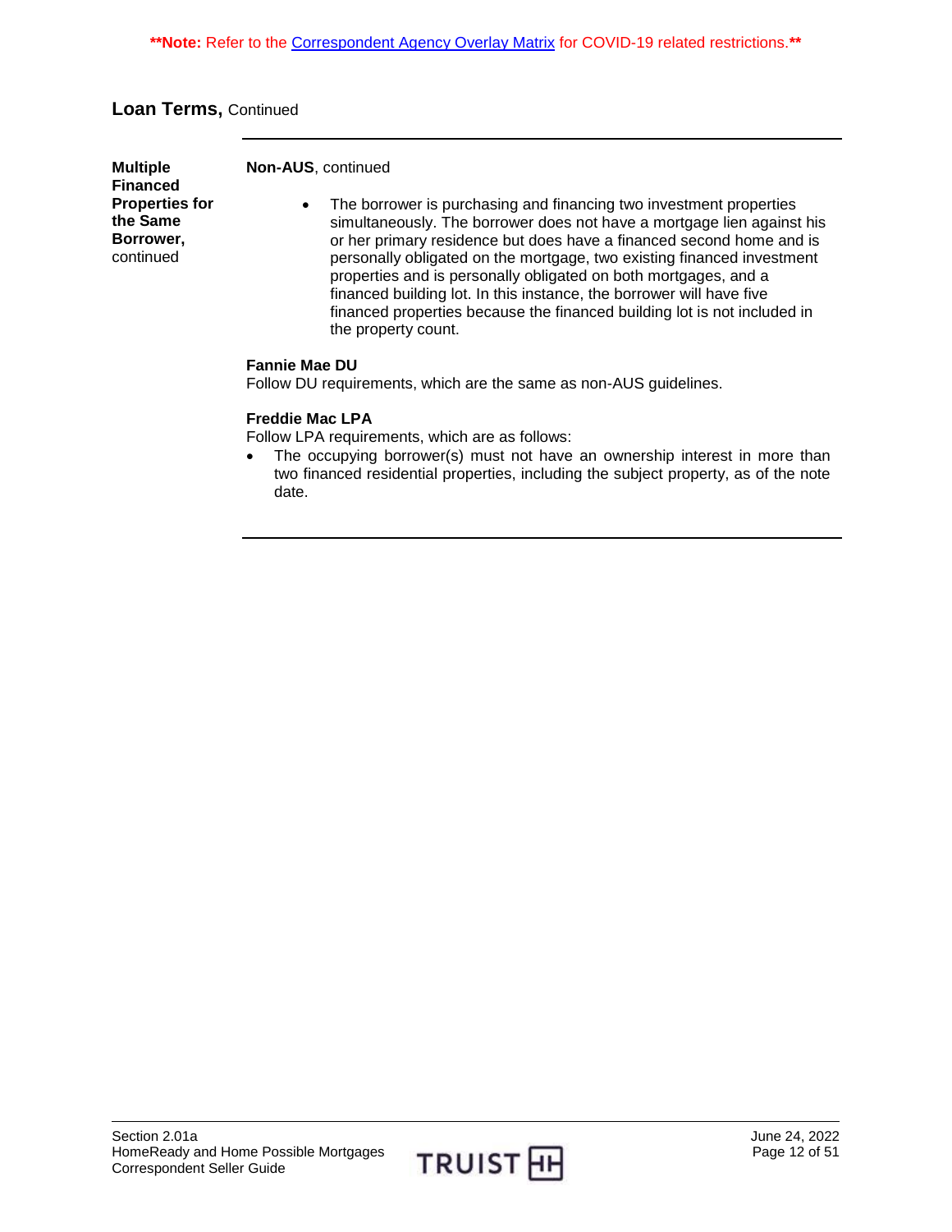**Note: Refer to the [Correspondent Agency Overlay Matrix] for COVID-19 related restrictions.**

## Loan Terms, Continued

**Multiple Financed Properties for the Same Borrower,** continued

**Non-AUS**, continued

- The borrower is purchasing and financing two investment properties simultaneously. The borrower does not have a mortgage lien against his or her primary residence but does have a financed second home and is personally obligated on the mortgage, two existing financed investment properties and is personally obligated on both mortgages, and a financed building lot. In this instance, the borrower will have five financed properties because the financed building lot is not included in the property count.

**Fannie Mae DU**

Follow DU requirements, which are the same as non-AUS guidelines.

**Freddie Mac LPA**

Follow LPA requirements, which are as follows:

- The occupying borrower(s) must not have an ownership interest in more than two financed residential properties, including the subject property, as of the note date.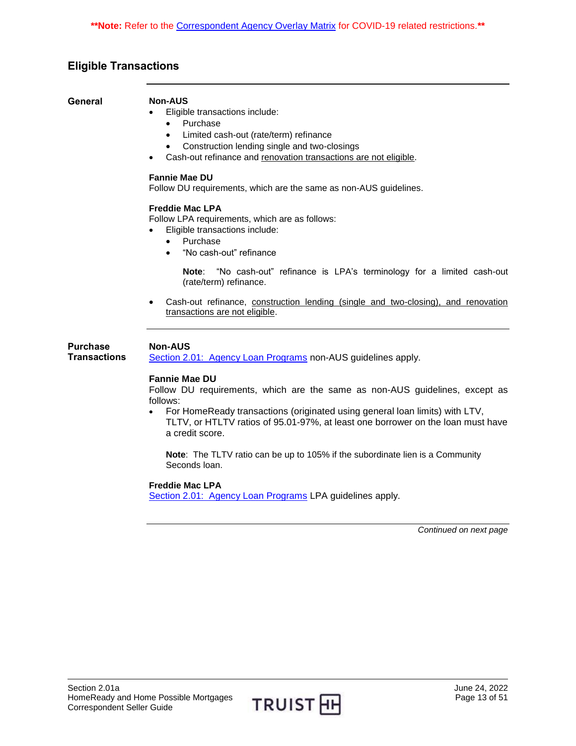**Note: Refer to the Correspondent Agency Overlay Matrix for COVID-19 related restrictions.**

## Eligible Transactions

### General

**Non-AUS**

- Eligible transactions include:
  - Purchase
  - Limited cash-out (rate/term) refinance
  - Construction lending single and two-closings
- Cash-out refinance and renovation transactions are not eligible.

**Fannie Mae DU**

Follow DU requirements, which are the same as non-AUS guidelines.

**Freddie Mac LPA**

Follow LPA requirements, which are as follows:

- Eligible transactions include:
  - Purchase
  - "No cash-out" refinance

    **Note**: "No cash-out" refinance is LPA's terminology for a limited cash-out (rate/term) refinance.

- Cash-out refinance, construction lending (single and two-closing), and renovation transactions are not eligible.

### Purchase Transactions

**Non-AUS**

Section 2.01: Agency Loan Programs non-AUS guidelines apply.

**Fannie Mae DU**

Follow DU requirements, which are the same as non-AUS guidelines, except as follows:

- For HomeReady transactions (originated using general loan limits) with LTV, TLTV, or HTLTV ratios of 95.01-97%, at least one borrower on the loan must have a credit score.

  **Note**: The TLTV ratio can be up to 105% if the subordinate lien is a Community Seconds loan.

**Freddie Mac LPA**

Section 2.01: Agency Loan Programs LPA guidelines apply.

*Continued on next page*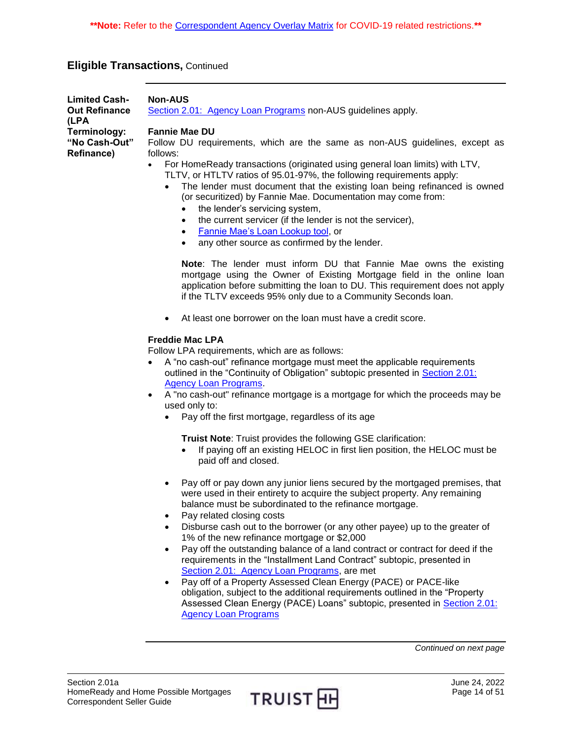**Note: Refer to the Correspondent Agency Overlay Matrix for COVID-19 related restrictions.**

## Eligible Transactions, Continued

### Limited Cash-Out Refinance (LPA Terminology: "No Cash-Out" Refinance)

**Non-AUS**

Section 2.01: Agency Loan Programs non-AUS guidelines apply.

**Fannie Mae DU**

Follow DU requirements, which are the same as non-AUS guidelines, except as follows:

- For HomeReady transactions (originated using general loan limits) with LTV, TLTV, or HTLTV ratios of 95.01-97%, the following requirements apply:
  - The lender must document that the existing loan being refinanced is owned (or securitized) by Fannie Mae. Documentation may come from:
    - the lender's servicing system,
    - the current servicer (if the lender is not the servicer),
    - Fannie Mae's Loan Lookup tool, or
    - any other source as confirmed by the lender.

    **Note**: The lender must inform DU that Fannie Mae owns the existing mortgage using the Owner of Existing Mortgage field in the online loan application before submitting the loan to DU. This requirement does not apply if the TLTV exceeds 95% only due to a Community Seconds loan.

  - At least one borrower on the loan must have a credit score.

**Freddie Mac LPA**

Follow LPA requirements, which are as follows:

- A "no cash-out" refinance mortgage must meet the applicable requirements outlined in the "Continuity of Obligation" subtopic presented in Section 2.01: Agency Loan Programs.
- A "no cash-out" refinance mortgage is a mortgage for which the proceeds may be used only to:
  - Pay off the first mortgage, regardless of its age

    **Truist Note**: Truist provides the following GSE clarification:
    - If paying off an existing HELOC in first lien position, the HELOC must be paid off and closed.

  - Pay off or pay down any junior liens secured by the mortgaged premises, that were used in their entirety to acquire the subject property. Any remaining balance must be subordinated to the refinance mortgage.
  - Pay related closing costs
  - Disburse cash out to the borrower (or any other payee) up to the greater of 1% of the new refinance mortgage or $2,000
  - Pay off the outstanding balance of a land contract or contract for deed if the requirements in the "Installment Land Contract" subtopic, presented in Section 2.01: Agency Loan Programs, are met
  - Pay off of a Property Assessed Clean Energy (PACE) or PACE-like obligation, subject to the additional requirements outlined in the "Property Assessed Clean Energy (PACE) Loans" subtopic, presented in Section 2.01: Agency Loan Programs

*Continued on next page*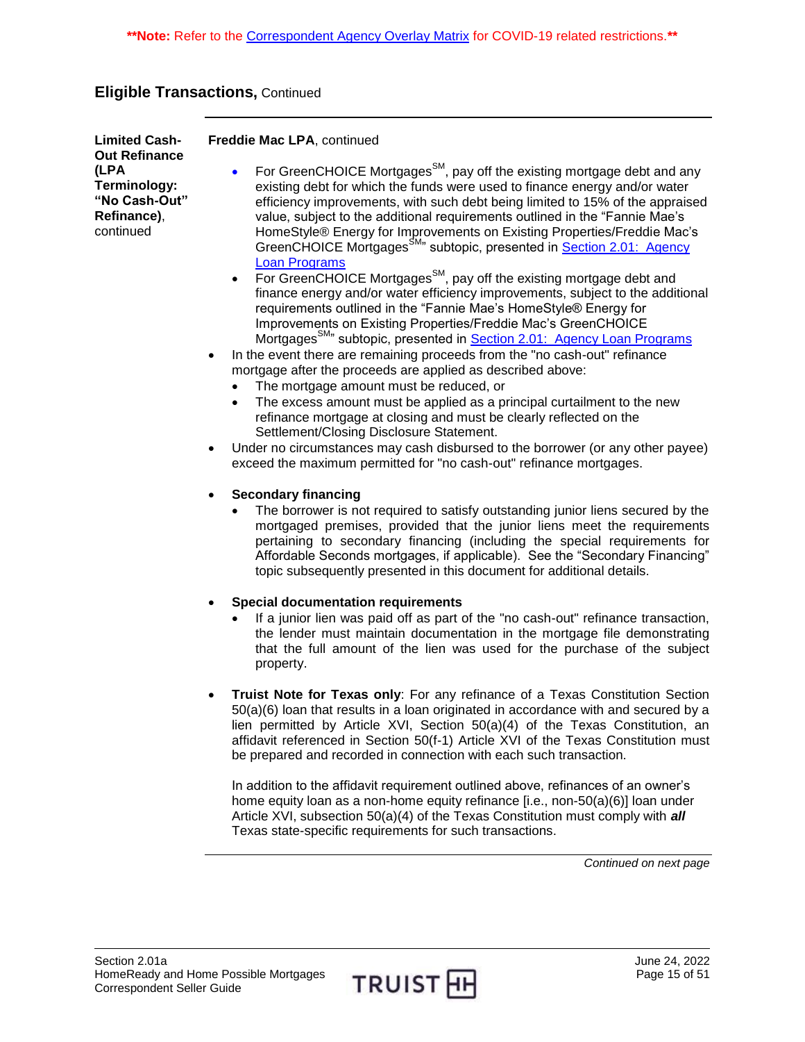**\*\*Note:** Refer to the Correspondent Agency Overlay Matrix for COVID-19 related restrictions.**\*\***

## Eligible Transactions, Continued

**Limited Cash-Out Refinance (LPA Terminology: "No Cash-Out" Refinance)**, continued

**Freddie Mac LPA**, continued

- For GreenCHOICE Mortgages℠, pay off the existing mortgage debt and any existing debt for which the funds were used to finance energy and/or water efficiency improvements, with such debt being limited to 15% of the appraised value, subject to the additional requirements outlined in the "Fannie Mae's HomeStyle® Energy for Improvements on Existing Properties/Freddie Mac's GreenCHOICE Mortgages℠" subtopic, presented in Section 2.01: Agency Loan Programs
- For GreenCHOICE Mortgages℠, pay off the existing mortgage debt and finance energy and/or water efficiency improvements, subject to the additional requirements outlined in the "Fannie Mae's HomeStyle® Energy for Improvements on Existing Properties/Freddie Mac's GreenCHOICE Mortgages℠" subtopic, presented in Section 2.01: Agency Loan Programs

- In the event there are remaining proceeds from the "no cash-out" refinance mortgage after the proceeds are applied as described above:
  - The mortgage amount must be reduced, or
  - The excess amount must be applied as a principal curtailment to the new refinance mortgage at closing and must be clearly reflected on the Settlement/Closing Disclosure Statement.
- Under no circumstances may cash disbursed to the borrower (or any other payee) exceed the maximum permitted for "no cash-out" refinance mortgages.

- **Secondary financing**
  - The borrower is not required to satisfy outstanding junior liens secured by the mortgaged premises, provided that the junior liens meet the requirements pertaining to secondary financing (including the special requirements for Affordable Seconds mortgages, if applicable). See the "Secondary Financing" topic subsequently presented in this document for additional details.

- **Special documentation requirements**
  - If a junior lien was paid off as part of the "no cash-out" refinance transaction, the lender must maintain documentation in the mortgage file demonstrating that the full amount of the lien was used for the purchase of the subject property.

- **Truist Note for Texas only**: For any refinance of a Texas Constitution Section 50(a)(6) loan that results in a loan originated in accordance with and secured by a lien permitted by Article XVI, Section 50(a)(4) of the Texas Constitution, an affidavit referenced in Section 50(f-1) Article XVI of the Texas Constitution must be prepared and recorded in connection with each such transaction.

  In addition to the affidavit requirement outlined above, refinances of an owner's home equity loan as a non-home equity refinance [i.e., non-50(a)(6)] loan under Article XVI, subsection 50(a)(4) of the Texas Constitution must comply with ***all*** Texas state-specific requirements for such transactions.

*Continued on next page*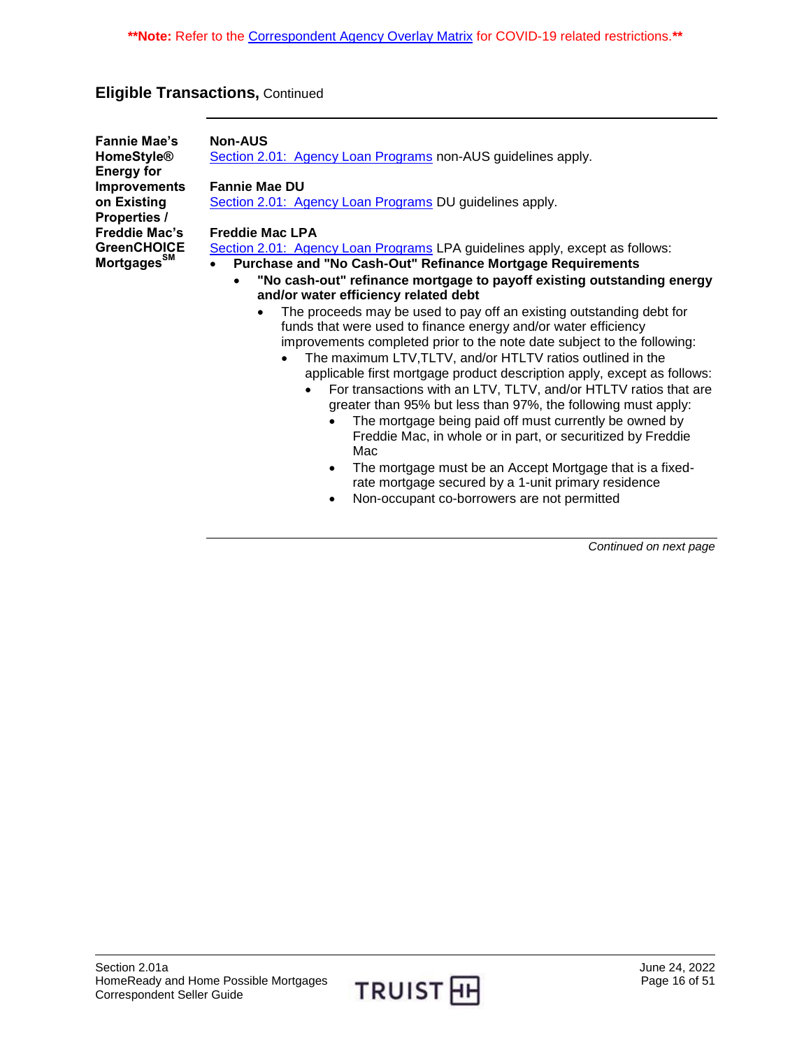**Note:** Refer to the Correspondent Agency Overlay Matrix for COVID-19 related restrictions.**

## Eligible Transactions, Continued

### Fannie Mae's HomeStyle® Energy for Improvements on Existing Properties / Freddie Mac's GreenCHOICE Mortgages[SM]

**Non-AUS**

Section 2.01: Agency Loan Programs non-AUS guidelines apply.

**Fannie Mae DU**

Section 2.01: Agency Loan Programs DU guidelines apply.

**Freddie Mac LPA**

Section 2.01: Agency Loan Programs LPA guidelines apply, except as follows:

- **Purchase and "No Cash-Out" Refinance Mortgage Requirements**
  - **"No cash-out" refinance mortgage to payoff existing outstanding energy and/or water efficiency related debt**
    - The proceeds may be used to pay off an existing outstanding debt for funds that were used to finance energy and/or water efficiency improvements completed prior to the note date subject to the following:
      - The maximum LTV,TLTV, and/or HTLTV ratios outlined in the applicable first mortgage product description apply, except as follows:
        - For transactions with an LTV, TLTV, and/or HTLTV ratios that are greater than 95% but less than 97%, the following must apply:
          - The mortgage being paid off must currently be owned by Freddie Mac, in whole or in part, or securitized by Freddie Mac
          - The mortgage must be an Accept Mortgage that is a fixed-rate mortgage secured by a 1-unit primary residence
          - Non-occupant co-borrowers are not permitted

*Continued on next page*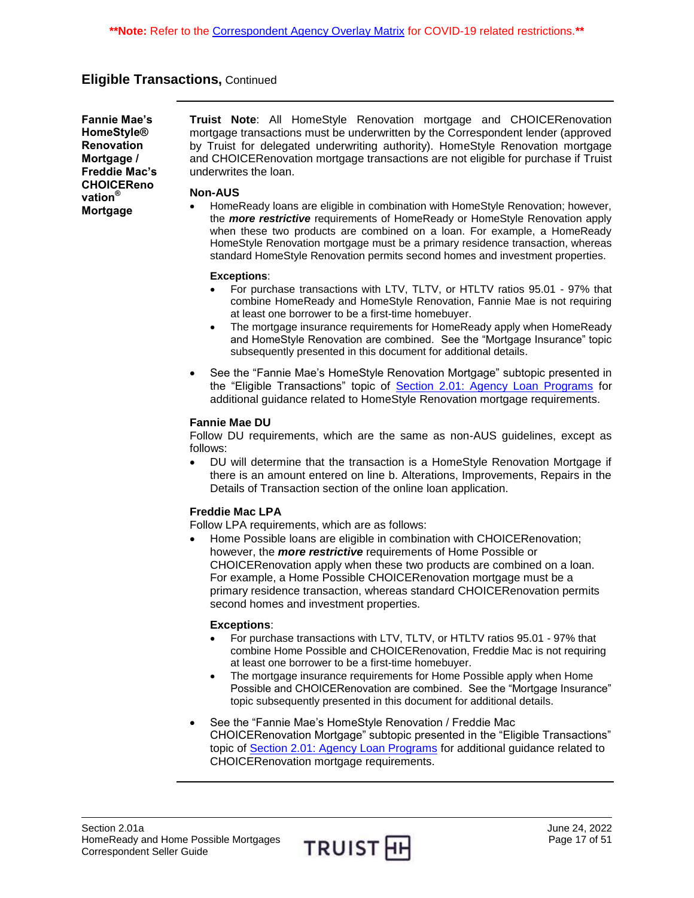**Note: Refer to the Correspondent Agency Overlay Matrix for COVID-19 related restrictions.**

## Eligible Transactions, Continued

### Fannie Mae's HomeStyle® Renovation Mortgage / Freddie Mac's CHOICERenovation® Mortgage

**Truist Note**: All HomeStyle Renovation mortgage and CHOICERenovation mortgage transactions must be underwritten by the Correspondent lender (approved by Truist for delegated underwriting authority). HomeStyle Renovation mortgage and CHOICERenovation mortgage transactions are not eligible for purchase if Truist underwrites the loan.

**Non-AUS**

- HomeReady loans are eligible in combination with HomeStyle Renovation; however, the ***more restrictive*** requirements of HomeReady or HomeStyle Renovation apply when these two products are combined on a loan. For example, a HomeReady HomeStyle Renovation mortgage must be a primary residence transaction, whereas standard HomeStyle Renovation permits second homes and investment properties.

  **Exceptions**:
  - For purchase transactions with LTV, TLTV, or HTLTV ratios 95.01 - 97% that combine HomeReady and HomeStyle Renovation, Fannie Mae is not requiring at least one borrower to be a first-time homebuyer.
  - The mortgage insurance requirements for HomeReady apply when HomeReady and HomeStyle Renovation are combined. See the "Mortgage Insurance" topic subsequently presented in this document for additional details.

- See the "Fannie Mae's HomeStyle Renovation Mortgage" subtopic presented in the "Eligible Transactions" topic of Section 2.01: Agency Loan Programs for additional guidance related to HomeStyle Renovation mortgage requirements.

**Fannie Mae DU**

Follow DU requirements, which are the same as non-AUS guidelines, except as follows:

- DU will determine that the transaction is a HomeStyle Renovation Mortgage if there is an amount entered on line b. Alterations, Improvements, Repairs in the Details of Transaction section of the online loan application.

**Freddie Mac LPA**

Follow LPA requirements, which are as follows:

- Home Possible loans are eligible in combination with CHOICERenovation; however, the ***more restrictive*** requirements of Home Possible or CHOICERenovation apply when these two products are combined on a loan. For example, a Home Possible CHOICERenovation mortgage must be a primary residence transaction, whereas standard CHOICERenovation permits second homes and investment properties.

  **Exceptions**:
  - For purchase transactions with LTV, TLTV, or HTLTV ratios 95.01 - 97% that combine Home Possible and CHOICERenovation, Freddie Mac is not requiring at least one borrower to be a first-time homebuyer.
  - The mortgage insurance requirements for Home Possible apply when Home Possible and CHOICERenovation are combined. See the "Mortgage Insurance" topic subsequently presented in this document for additional details.

- See the "Fannie Mae's HomeStyle Renovation / Freddie Mac CHOICERenovation Mortgage" subtopic presented in the "Eligible Transactions" topic of Section 2.01: Agency Loan Programs for additional guidance related to CHOICERenovation mortgage requirements.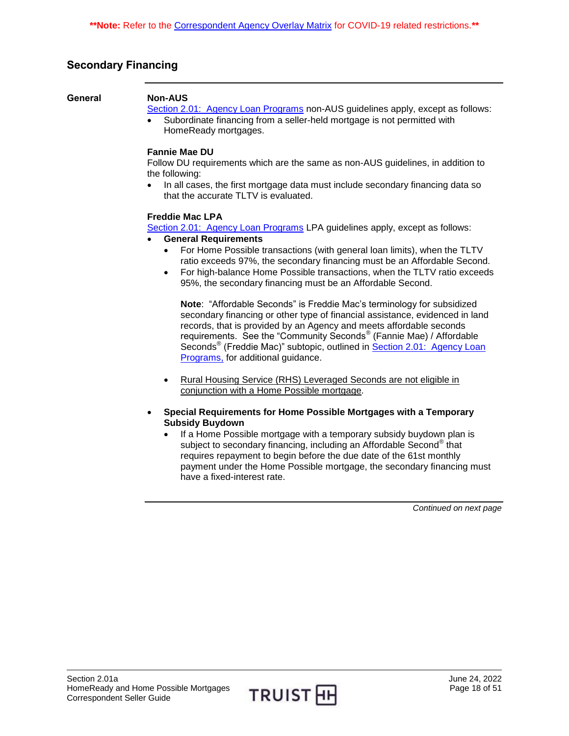**Note: Refer to the Correspondent Agency Overlay Matrix for COVID-19 related restrictions.**

## Secondary Financing

### General

**Non-AUS**

Section 2.01: Agency Loan Programs non-AUS guidelines apply, except as follows:

- Subordinate financing from a seller-held mortgage is not permitted with HomeReady mortgages.

**Fannie Mae DU**

Follow DU requirements which are the same as non-AUS guidelines, in addition to the following:

- In all cases, the first mortgage data must include secondary financing data so that the accurate TLTV is evaluated.

**Freddie Mac LPA**

Section 2.01: Agency Loan Programs LPA guidelines apply, except as follows:

- **General Requirements**
  - For Home Possible transactions (with general loan limits), when the TLTV ratio exceeds 97%, the secondary financing must be an Affordable Second.
  - For high-balance Home Possible transactions, when the TLTV ratio exceeds 95%, the secondary financing must be an Affordable Second.

    **Note**: "Affordable Seconds" is Freddie Mac's terminology for subsidized secondary financing or other type of financial assistance, evidenced in land records, that is provided by an Agency and meets affordable seconds requirements. See the "Community Seconds® (Fannie Mae) / Affordable Seconds® (Freddie Mac)" subtopic, outlined in Section 2.01: Agency Loan Programs, for additional guidance.

  - Rural Housing Service (RHS) Leveraged Seconds are not eligible in conjunction with a Home Possible mortgage.
- **Special Requirements for Home Possible Mortgages with a Temporary Subsidy Buydown**
  - If a Home Possible mortgage with a temporary subsidy buydown plan is subject to secondary financing, including an Affordable Second® that requires repayment to begin before the due date of the 61st monthly payment under the Home Possible mortgage, the secondary financing must have a fixed-interest rate.

*Continued on next page*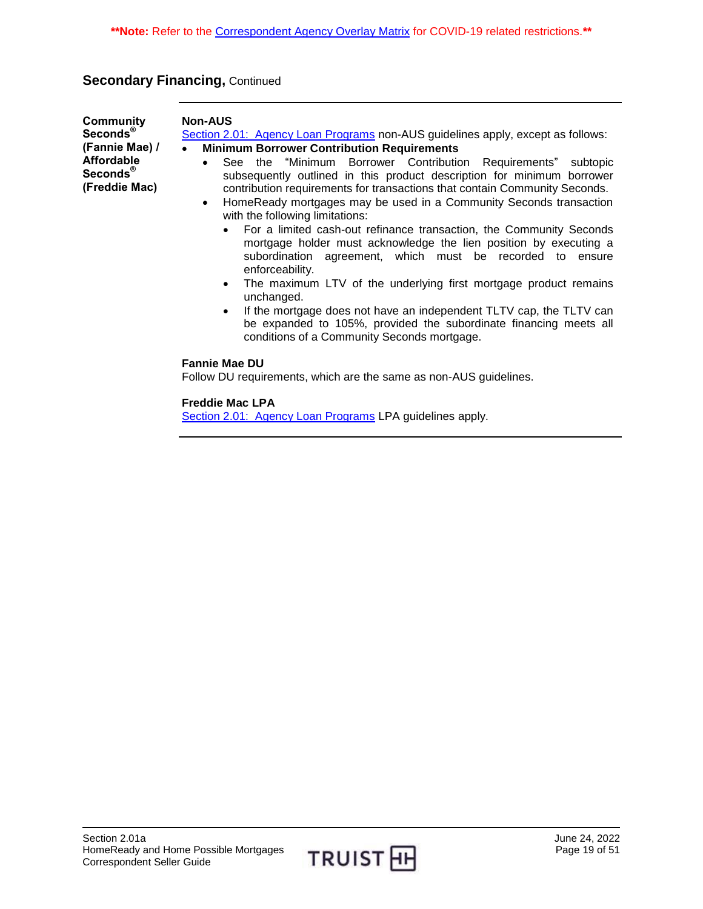**Note:** Refer to the Correspondent Agency Overlay Matrix for COVID-19 related restrictions.**

## Secondary Financing, Continued

### Community Seconds® (Fannie Mae) / Affordable Seconds® (Freddie Mac)

**Non-AUS**

Section 2.01: Agency Loan Programs non-AUS guidelines apply, except as follows:

- **Minimum Borrower Contribution Requirements**
  - See the "Minimum Borrower Contribution Requirements" subtopic subsequently outlined in this product description for minimum borrower contribution requirements for transactions that contain Community Seconds.
  - HomeReady mortgages may be used in a Community Seconds transaction with the following limitations:
    - For a limited cash-out refinance transaction, the Community Seconds mortgage holder must acknowledge the lien position by executing a subordination agreement, which must be recorded to ensure enforceability.
    - The maximum LTV of the underlying first mortgage product remains unchanged.
    - If the mortgage does not have an independent TLTV cap, the TLTV can be expanded to 105%, provided the subordinate financing meets all conditions of a Community Seconds mortgage.

**Fannie Mae DU**

Follow DU requirements, which are the same as non-AUS guidelines.

**Freddie Mac LPA**

Section 2.01: Agency Loan Programs LPA guidelines apply.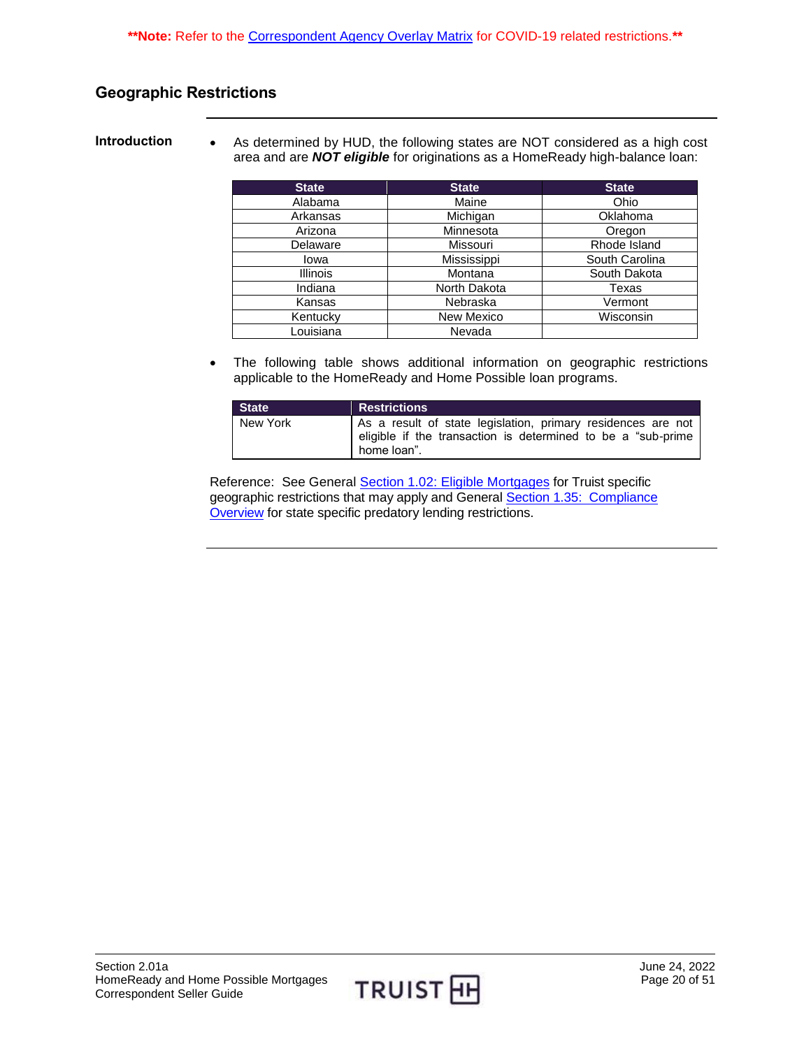**Note: Refer to the Correspondent Agency Overlay Matrix for COVID-19 related restrictions.**

## Geographic Restrictions

**Introduction**

- As determined by HUD, the following states are NOT considered as a high cost area and are ***NOT eligible*** for originations as a HomeReady high-balance loan:

| State | State | State |
|---|---|---|
| Alabama | Maine | Ohio |
| Arkansas | Michigan | Oklahoma |
| Arizona | Minnesota | Oregon |
| Delaware | Missouri | Rhode Island |
| Iowa | Mississippi | South Carolina |
| Illinois | Montana | South Dakota |
| Indiana | North Dakota | Texas |
| Kansas | Nebraska | Vermont |
| Kentucky | New Mexico | Wisconsin |
| Louisiana | Nevada | |

- The following table shows additional information on geographic restrictions applicable to the HomeReady and Home Possible loan programs.

| State | Restrictions |
|---|---|
| New York | As a result of state legislation, primary residences are not eligible if the transaction is determined to be a "sub-prime home loan". |

Reference: See General Section 1.02: Eligible Mortgages for Truist specific geographic restrictions that may apply and General Section 1.35: Compliance Overview for state specific predatory lending restrictions.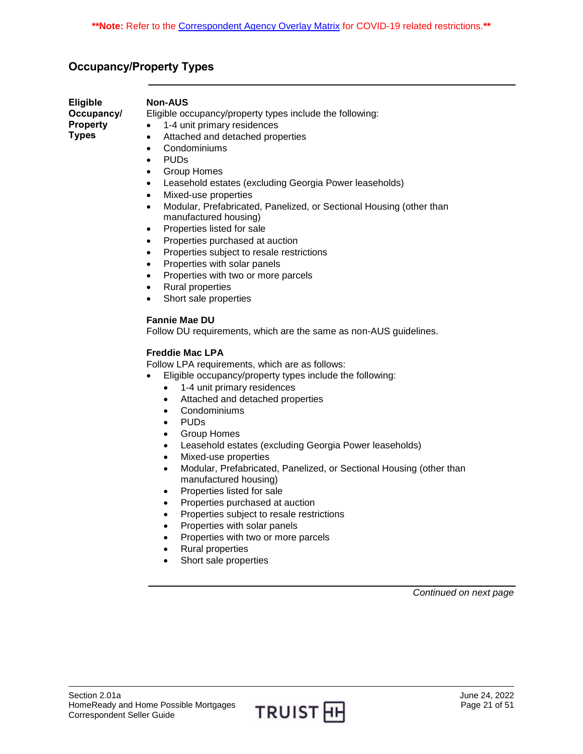**Note: Refer to the Correspondent Agency Overlay Matrix for COVID-19 related restrictions.**

## Occupancy/Property Types

### Eligible Occupancy/ Property Types

**Non-AUS**

Eligible occupancy/property types include the following:

- 1-4 unit primary residences
- Attached and detached properties
- Condominiums
- PUDs
- Group Homes
- Leasehold estates (excluding Georgia Power leaseholds)
- Mixed-use properties
- Modular, Prefabricated, Panelized, or Sectional Housing (other than manufactured housing)
- Properties listed for sale
- Properties purchased at auction
- Properties subject to resale restrictions
- Properties with solar panels
- Properties with two or more parcels
- Rural properties
- Short sale properties

**Fannie Mae DU**

Follow DU requirements, which are the same as non-AUS guidelines.

**Freddie Mac LPA**

Follow LPA requirements, which are as follows:

- Eligible occupancy/property types include the following:
    - 1-4 unit primary residences
    - Attached and detached properties
    - Condominiums
    - PUDs
    - Group Homes
    - Leasehold estates (excluding Georgia Power leaseholds)
    - Mixed-use properties
    - Modular, Prefabricated, Panelized, or Sectional Housing (other than manufactured housing)
    - Properties listed for sale
    - Properties purchased at auction
    - Properties subject to resale restrictions
    - Properties with solar panels
    - Properties with two or more parcels
    - Rural properties
    - Short sale properties

*Continued on next page*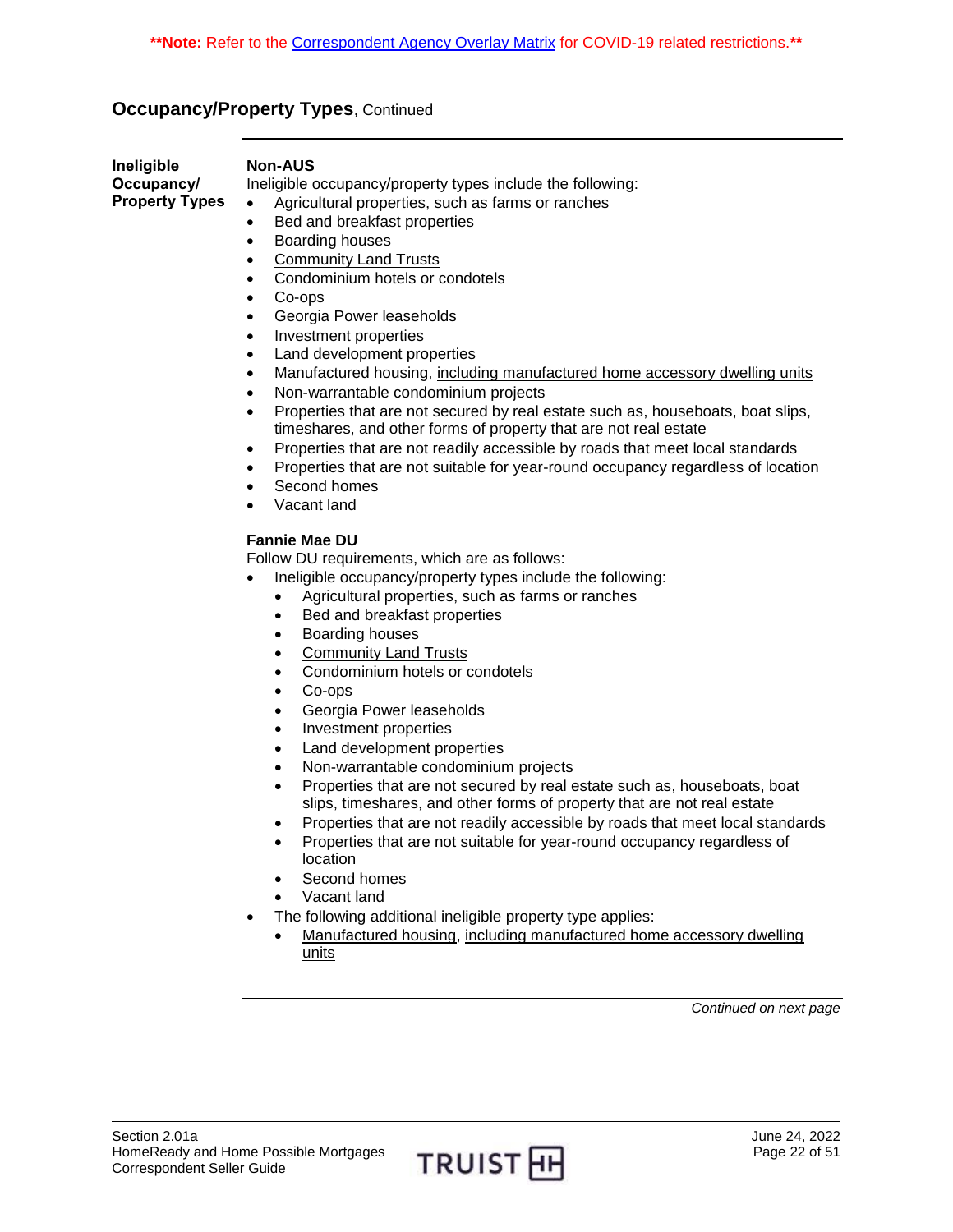**\*\*Note:** Refer to the Correspondent Agency Overlay Matrix for COVID-19 related restrictions.**\*\***

## Occupancy/Property Types, Continued

### Ineligible Occupancy/ Property Types

**Non-AUS**

Ineligible occupancy/property types include the following:

- Agricultural properties, such as farms or ranches
- Bed and breakfast properties
- Boarding houses
- Community Land Trusts
- Condominium hotels or condotels
- Co-ops
- Georgia Power leaseholds
- Investment properties
- Land development properties
- Manufactured housing, including manufactured home accessory dwelling units
- Non-warrantable condominium projects
- Properties that are not secured by real estate such as, houseboats, boat slips, timeshares, and other forms of property that are not real estate
- Properties that are not readily accessible by roads that meet local standards
- Properties that are not suitable for year-round occupancy regardless of location
- Second homes
- Vacant land

**Fannie Mae DU**

Follow DU requirements, which are as follows:

- Ineligible occupancy/property types include the following:
  - Agricultural properties, such as farms or ranches
  - Bed and breakfast properties
  - Boarding houses
  - Community Land Trusts
  - Condominium hotels or condotels
  - Co-ops
  - Georgia Power leaseholds
  - Investment properties
  - Land development properties
  - Non-warrantable condominium projects
  - Properties that are not secured by real estate such as, houseboats, boat slips, timeshares, and other forms of property that are not real estate
  - Properties that are not readily accessible by roads that meet local standards
  - Properties that are not suitable for year-round occupancy regardless of location
  - Second homes
  - Vacant land
- The following additional ineligible property type applies:
  - Manufactured housing, including manufactured home accessory dwelling units

*Continued on next page*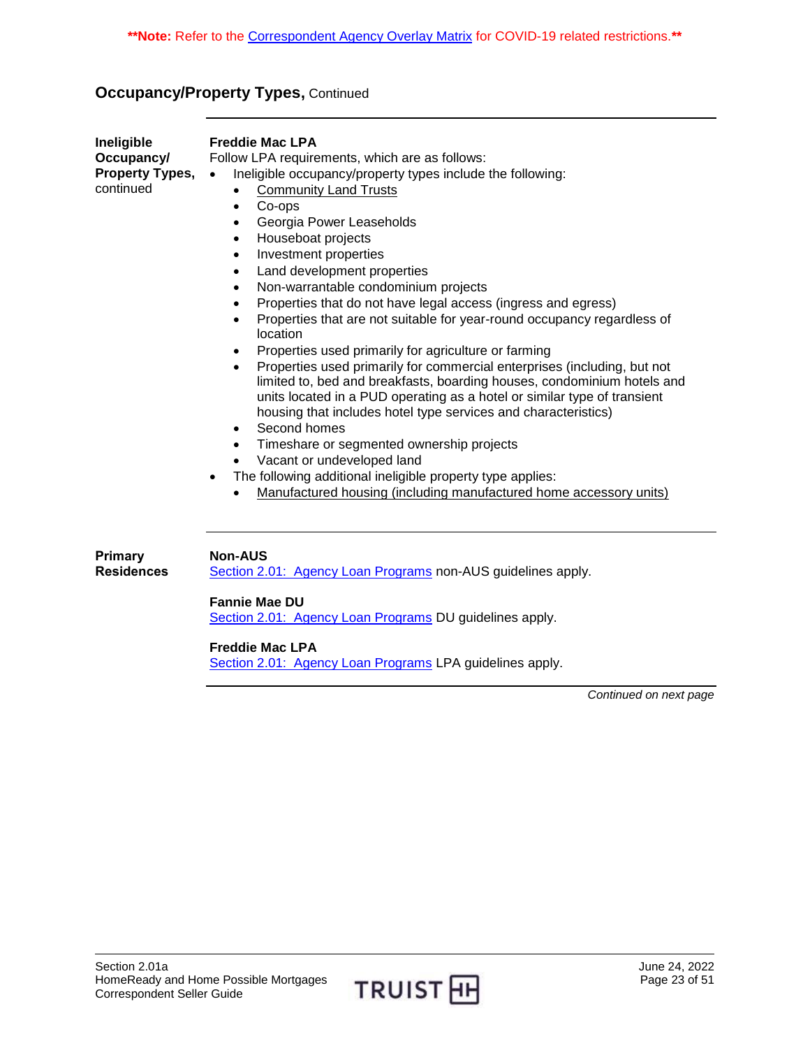**Note: Refer to the Correspondent Agency Overlay Matrix for COVID-19 related restrictions.**

## Occupancy/Property Types, Continued

---

**Ineligible Occupancy/ Property Types, continued**

**Freddie Mac LPA**

Follow LPA requirements, which are as follows:

- Ineligible occupancy/property types include the following:
  - Community Land Trusts
  - Co-ops
  - Georgia Power Leaseholds
  - Houseboat projects
  - Investment properties
  - Land development properties
  - Non-warrantable condominium projects
  - Properties that do not have legal access (ingress and egress)
  - Properties that are not suitable for year-round occupancy regardless of location
  - Properties used primarily for agriculture or farming
  - Properties used primarily for commercial enterprises (including, but not limited to, bed and breakfasts, boarding houses, condominium hotels and units located in a PUD operating as a hotel or similar type of transient housing that includes hotel type services and characteristics)
  - Second homes
  - Timeshare or segmented ownership projects
  - Vacant or undeveloped land
- The following additional ineligible property type applies:
  - Manufactured housing (including manufactured home accessory units)

---

**Primary Residences**

**Non-AUS**

Section 2.01: Agency Loan Programs non-AUS guidelines apply.

**Fannie Mae DU**

Section 2.01: Agency Loan Programs DU guidelines apply.

**Freddie Mac LPA**

Section 2.01: Agency Loan Programs LPA guidelines apply.

---

*Continued on next page*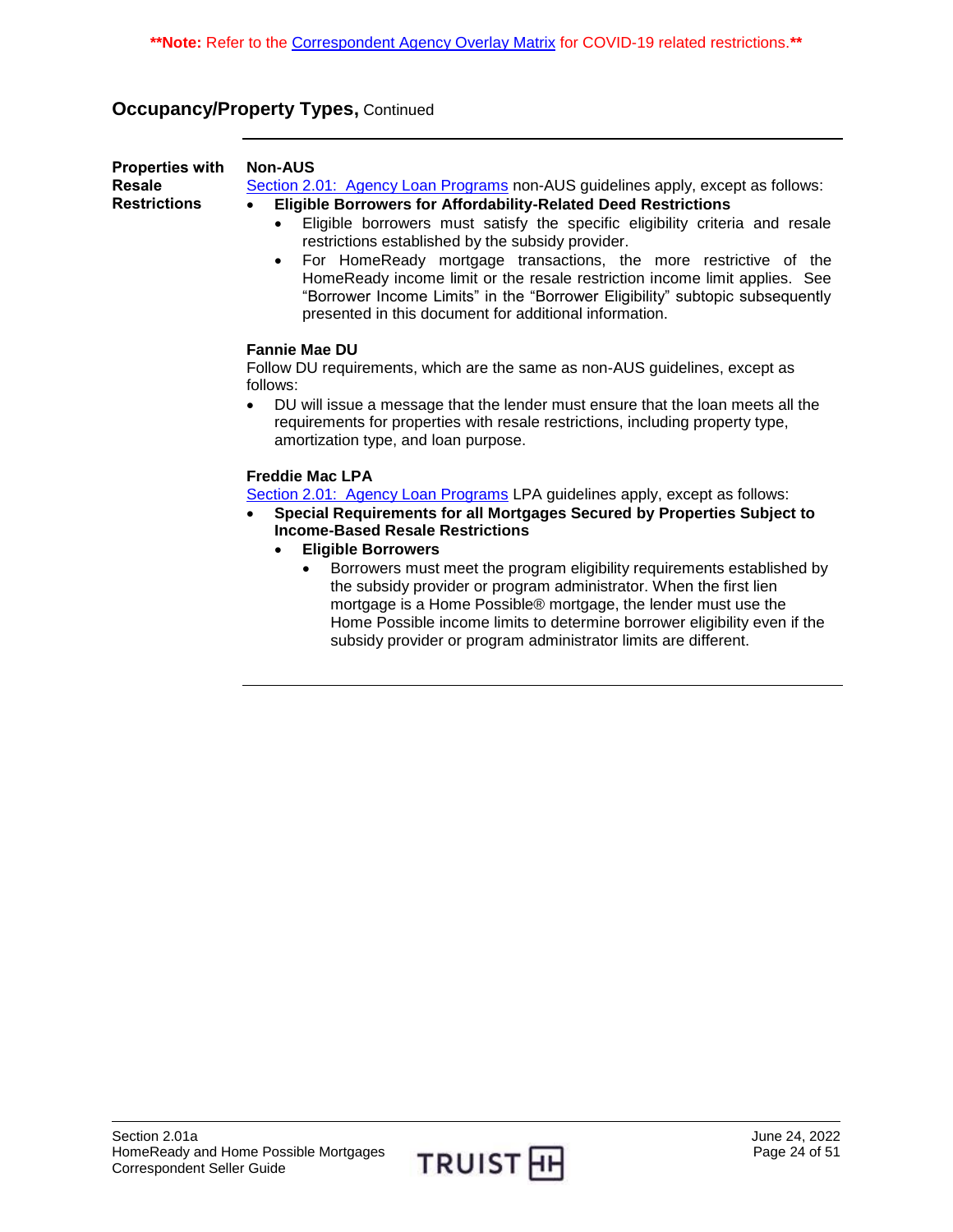**Note: Refer to the Correspondent Agency Overlay Matrix for COVID-19 related restrictions.**

## Occupancy/Property Types, Continued

### Properties with Resale Restrictions

**Non-AUS**

Section 2.01: Agency Loan Programs non-AUS guidelines apply, except as follows:

- **Eligible Borrowers for Affordability-Related Deed Restrictions**
  - Eligible borrowers must satisfy the specific eligibility criteria and resale restrictions established by the subsidy provider.
  - For HomeReady mortgage transactions, the more restrictive of the HomeReady income limit or the resale restriction income limit applies. See "Borrower Income Limits" in the "Borrower Eligibility" subtopic subsequently presented in this document for additional information.

**Fannie Mae DU**

Follow DU requirements, which are the same as non-AUS guidelines, except as follows:

- DU will issue a message that the lender must ensure that the loan meets all the requirements for properties with resale restrictions, including property type, amortization type, and loan purpose.

**Freddie Mac LPA**

Section 2.01: Agency Loan Programs LPA guidelines apply, except as follows:

- **Special Requirements for all Mortgages Secured by Properties Subject to Income-Based Resale Restrictions**
  - **Eligible Borrowers**
    - Borrowers must meet the program eligibility requirements established by the subsidy provider or program administrator. When the first lien mortgage is a Home Possible® mortgage, the lender must use the Home Possible income limits to determine borrower eligibility even if the subsidy provider or program administrator limits are different.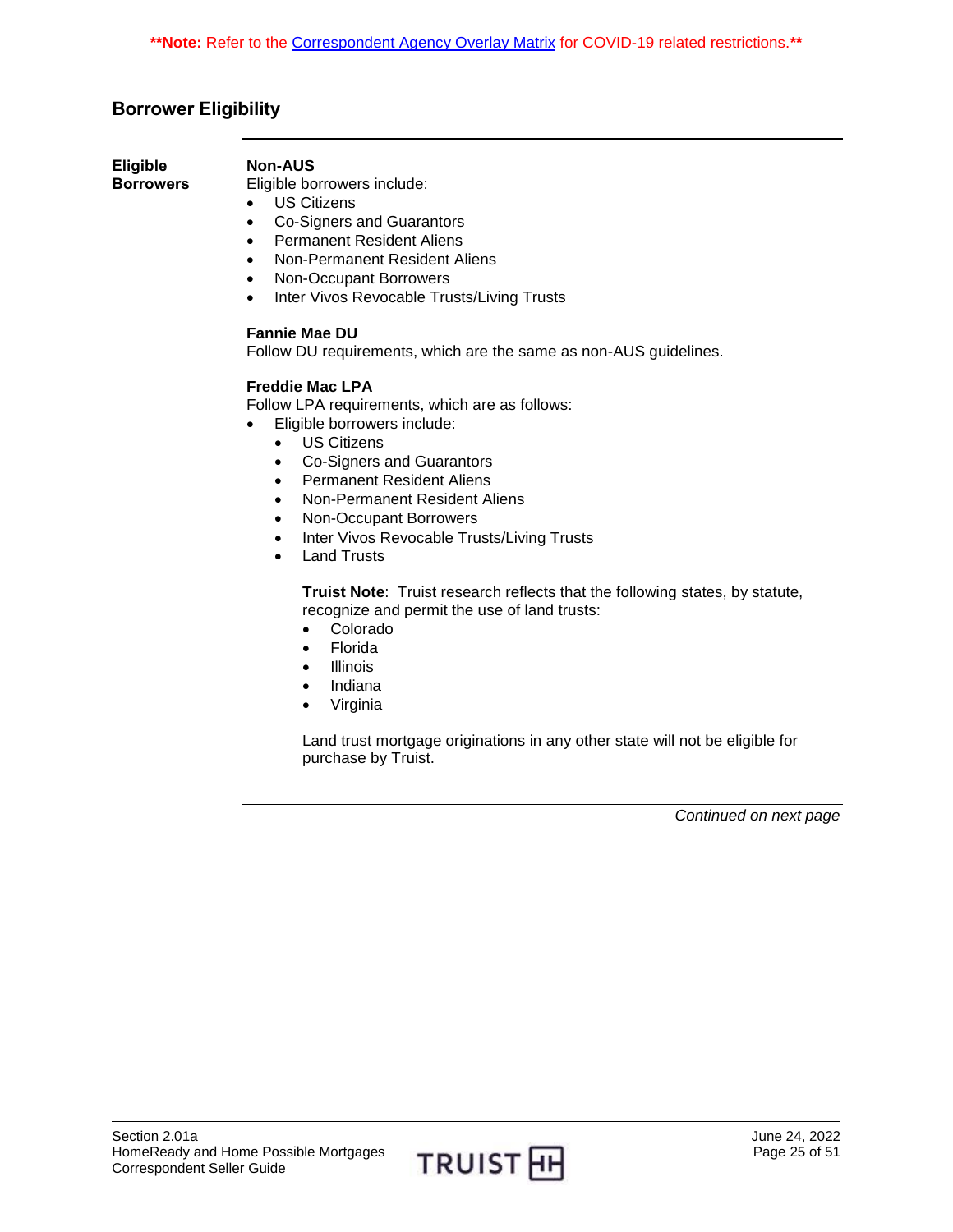**Note: Refer to the Correspondent Agency Overlay Matrix for COVID-19 related restrictions.**

## Borrower Eligibility

### Eligible Borrowers

**Non-AUS**

Eligible borrowers include:

- US Citizens
- Co-Signers and Guarantors
- Permanent Resident Aliens
- Non-Permanent Resident Aliens
- Non-Occupant Borrowers
- Inter Vivos Revocable Trusts/Living Trusts

**Fannie Mae DU**

Follow DU requirements, which are the same as non-AUS guidelines.

**Freddie Mac LPA**

Follow LPA requirements, which are as follows:

- Eligible borrowers include:
  - US Citizens
  - Co-Signers and Guarantors
  - Permanent Resident Aliens
  - Non-Permanent Resident Aliens
  - Non-Occupant Borrowers
  - Inter Vivos Revocable Trusts/Living Trusts
  - Land Trusts

    **Truist Note**: Truist research reflects that the following states, by statute, recognize and permit the use of land trusts:

    - Colorado
    - Florida
    - Illinois
    - Indiana
    - Virginia

    Land trust mortgage originations in any other state will not be eligible for purchase by Truist.

*Continued on next page*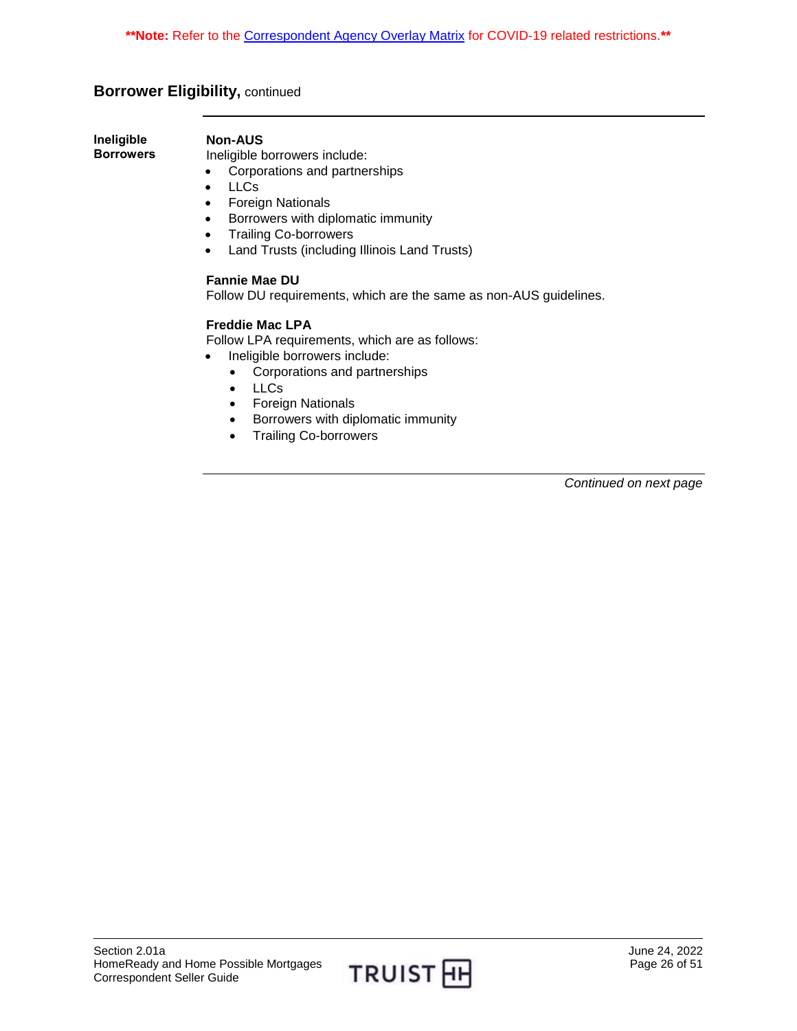**Note: Refer to the Correspondent Agency Overlay Matrix for COVID-19 related restrictions.**

## Borrower Eligibility, continued

**Ineligible Borrowers**

**Non-AUS**

Ineligible borrowers include:

- Corporations and partnerships
- LLCs
- Foreign Nationals
- Borrowers with diplomatic immunity
- Trailing Co-borrowers
- Land Trusts (including Illinois Land Trusts)

**Fannie Mae DU**

Follow DU requirements, which are the same as non-AUS guidelines.

**Freddie Mac LPA**

Follow LPA requirements, which are as follows:

- Ineligible borrowers include:
  - Corporations and partnerships
  - LLCs
  - Foreign Nationals
  - Borrowers with diplomatic immunity
  - Trailing Co-borrowers

*Continued on next page*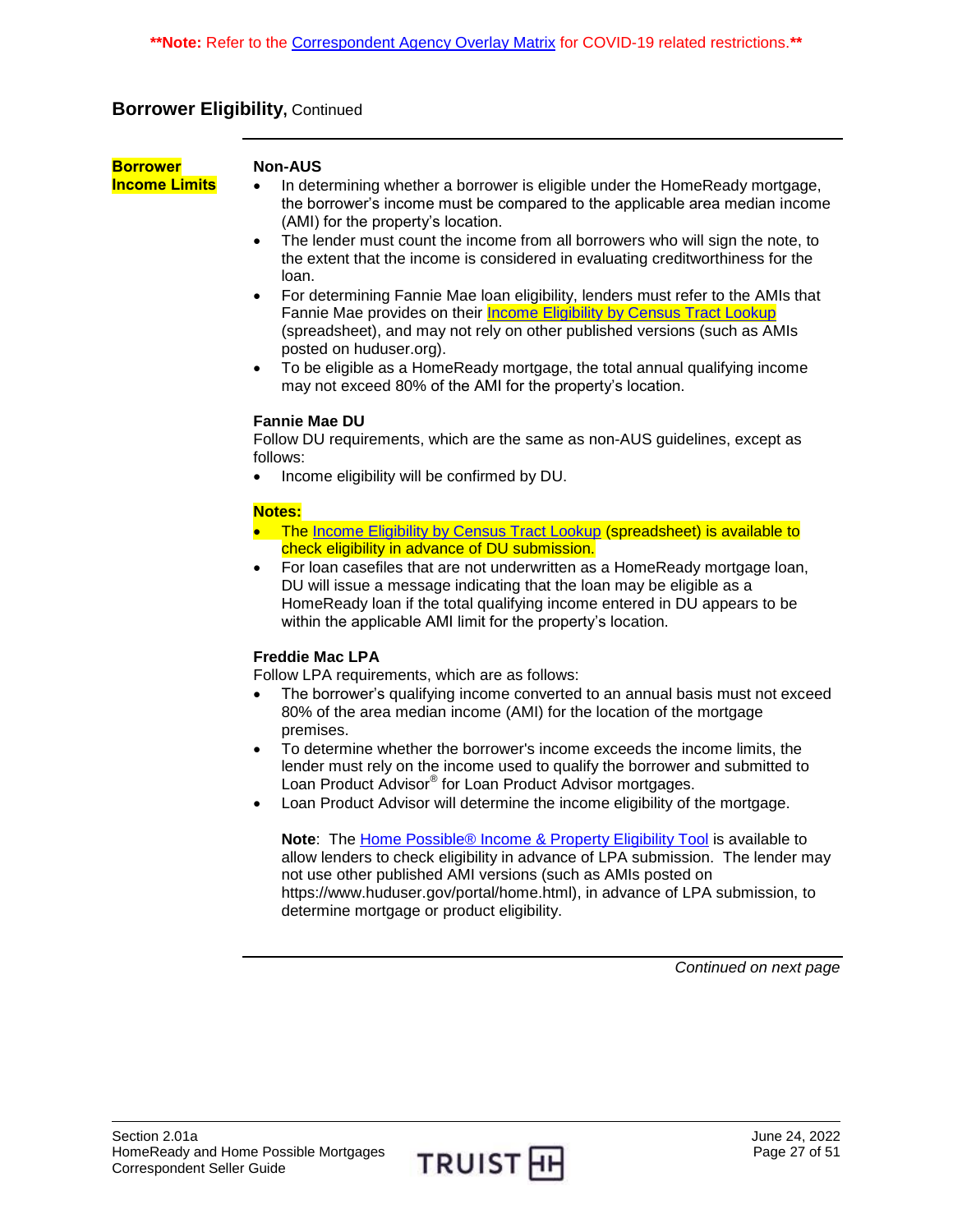**Note:** Refer to the Correspondent Agency Overlay Matrix for COVID-19 related restrictions.

## Borrower Eligibility, Continued

**Borrower Income Limits**

**Non-AUS**

- In determining whether a borrower is eligible under the HomeReady mortgage, the borrower's income must be compared to the applicable area median income (AMI) for the property's location.
- The lender must count the income from all borrowers who will sign the note, to the extent that the income is considered in evaluating creditworthiness for the loan.
- For determining Fannie Mae loan eligibility, lenders must refer to the AMIs that Fannie Mae provides on their Income Eligibility by Census Tract Lookup (spreadsheet), and may not rely on other published versions (such as AMIs posted on huduser.org).
- To be eligible as a HomeReady mortgage, the total annual qualifying income may not exceed 80% of the AMI for the property's location.

**Fannie Mae DU**

Follow DU requirements, which are the same as non-AUS guidelines, except as follows:

- Income eligibility will be confirmed by DU.

**Notes:**

- The Income Eligibility by Census Tract Lookup (spreadsheet) is available to check eligibility in advance of DU submission.
- For loan casefiles that are not underwritten as a HomeReady mortgage loan, DU will issue a message indicating that the loan may be eligible as a HomeReady loan if the total qualifying income entered in DU appears to be within the applicable AMI limit for the property's location.

**Freddie Mac LPA**

Follow LPA requirements, which are as follows:

- The borrower's qualifying income converted to an annual basis must not exceed 80% of the area median income (AMI) for the location of the mortgage premises.
- To determine whether the borrower's income exceeds the income limits, the lender must rely on the income used to qualify the borrower and submitted to Loan Product Advisor® for Loan Product Advisor mortgages.
- Loan Product Advisor will determine the income eligibility of the mortgage.

**Note**: The Home Possible® Income & Property Eligibility Tool is available to allow lenders to check eligibility in advance of LPA submission. The lender may not use other published AMI versions (such as AMIs posted on https://www.huduser.gov/portal/home.html), in advance of LPA submission, to determine mortgage or product eligibility.

*Continued on next page*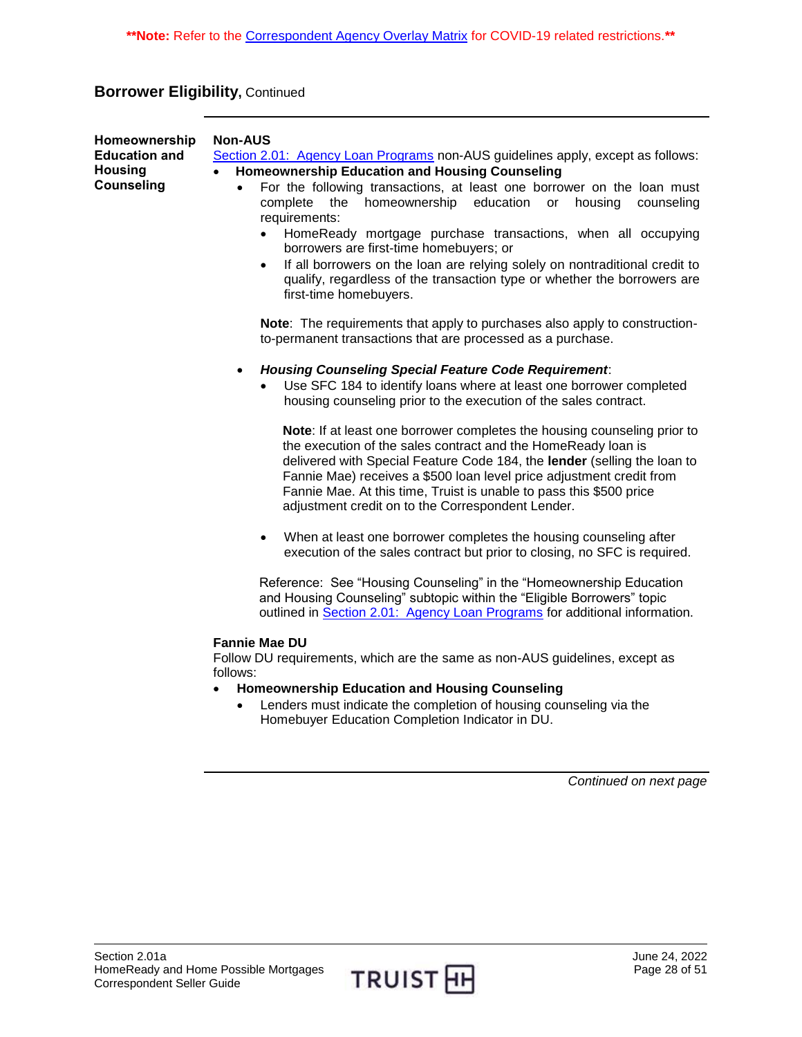**\*\*Note:** Refer to the Correspondent Agency Overlay Matrix for COVID-19 related restrictions.**

## Borrower Eligibility, Continued

### Homeownership Education and Housing Counseling

**Non-AUS**

Section 2.01: Agency Loan Programs non-AUS guidelines apply, except as follows:

- **Homeownership Education and Housing Counseling**
  - For the following transactions, at least one borrower on the loan must complete the homeownership education or housing counseling requirements:
    - HomeReady mortgage purchase transactions, when all occupying borrowers are first-time homebuyers; or
    - If all borrowers on the loan are relying solely on nontraditional credit to qualify, regardless of the transaction type or whether the borrowers are first-time homebuyers.

    **Note**: The requirements that apply to purchases also apply to construction-to-permanent transactions that are processed as a purchase.

  - ***Housing Counseling Special Feature Code Requirement***:
    - Use SFC 184 to identify loans where at least one borrower completed housing counseling prior to the execution of the sales contract.

      **Note**: If at least one borrower completes the housing counseling prior to the execution of the sales contract and the HomeReady loan is delivered with Special Feature Code 184, the **lender** (selling the loan to Fannie Mae) receives a $500 loan level price adjustment credit from Fannie Mae. At this time, Truist is unable to pass this $500 price adjustment credit on to the Correspondent Lender.

    - When at least one borrower completes the housing counseling after execution of the sales contract but prior to closing, no SFC is required.

    Reference: See "Housing Counseling" in the "Homeownership Education and Housing Counseling" subtopic within the "Eligible Borrowers" topic outlined in Section 2.01: Agency Loan Programs for additional information.

**Fannie Mae DU**

Follow DU requirements, which are the same as non-AUS guidelines, except as follows:

- **Homeownership Education and Housing Counseling**
  - Lenders must indicate the completion of housing counseling via the Homebuyer Education Completion Indicator in DU.

*Continued on next page*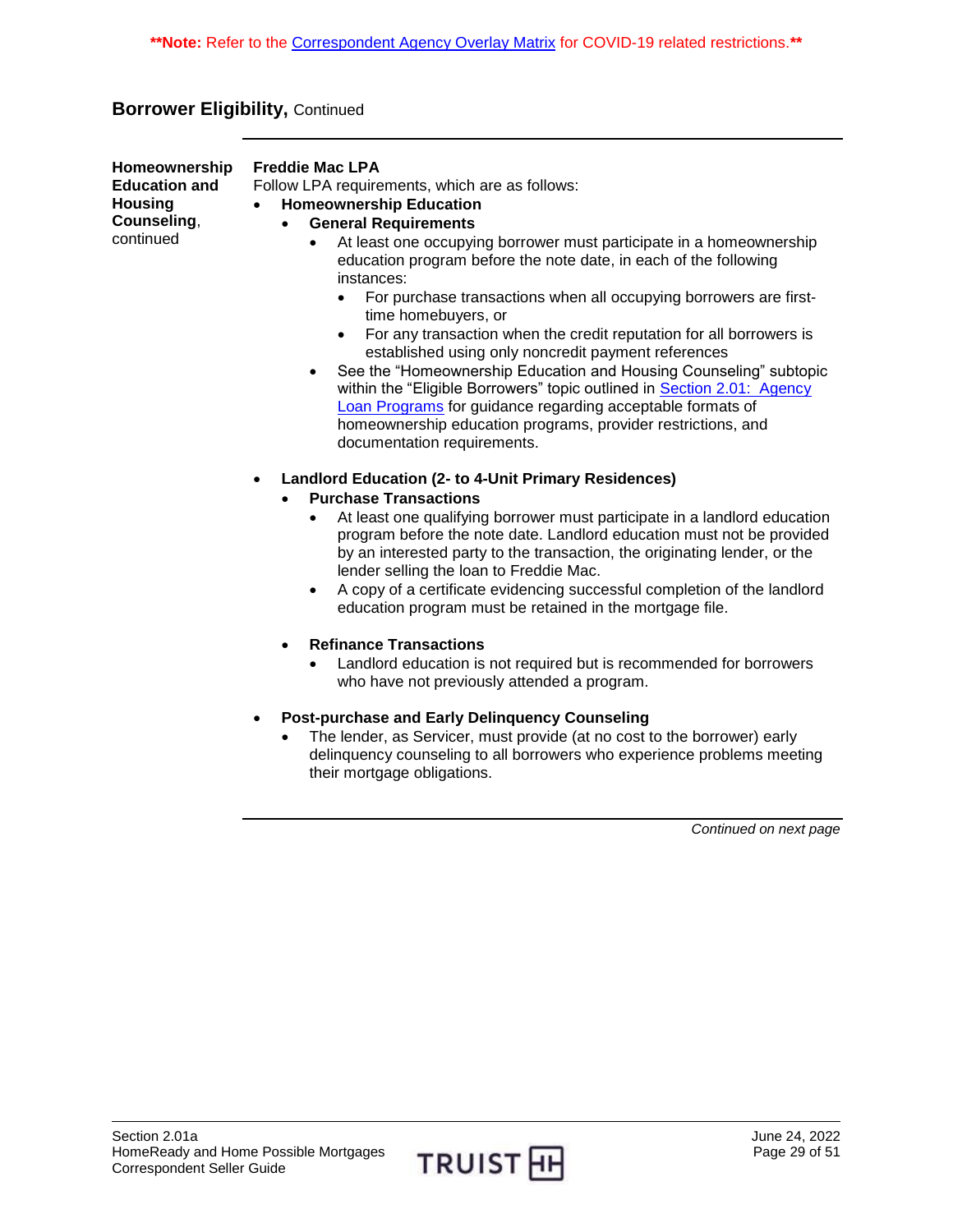**Note: Refer to the Correspondent Agency Overlay Matrix for COVID-19 related restrictions.**

## Borrower Eligibility, Continued

**Homeownership Education and Housing Counseling**, continued

**Freddie Mac LPA**

Follow LPA requirements, which are as follows:

- **Homeownership Education**
  - **General Requirements**
    - At least one occupying borrower must participate in a homeownership education program before the note date, in each of the following instances:
      - For purchase transactions when all occupying borrowers are first-time homebuyers, or
      - For any transaction when the credit reputation for all borrowers is established using only noncredit payment references
    - See the "Homeownership Education and Housing Counseling" subtopic within the "Eligible Borrowers" topic outlined in Section 2.01: Agency Loan Programs for guidance regarding acceptable formats of homeownership education programs, provider restrictions, and documentation requirements.

- **Landlord Education (2- to 4-Unit Primary Residences)**
  - **Purchase Transactions**
    - At least one qualifying borrower must participate in a landlord education program before the note date. Landlord education must not be provided by an interested party to the transaction, the originating lender, or the lender selling the loan to Freddie Mac.
    - A copy of a certificate evidencing successful completion of the landlord education program must be retained in the mortgage file.
  - **Refinance Transactions**
    - Landlord education is not required but is recommended for borrowers who have not previously attended a program.

- **Post-purchase and Early Delinquency Counseling**
  - The lender, as Servicer, must provide (at no cost to the borrower) early delinquency counseling to all borrowers who experience problems meeting their mortgage obligations.

*Continued on next page*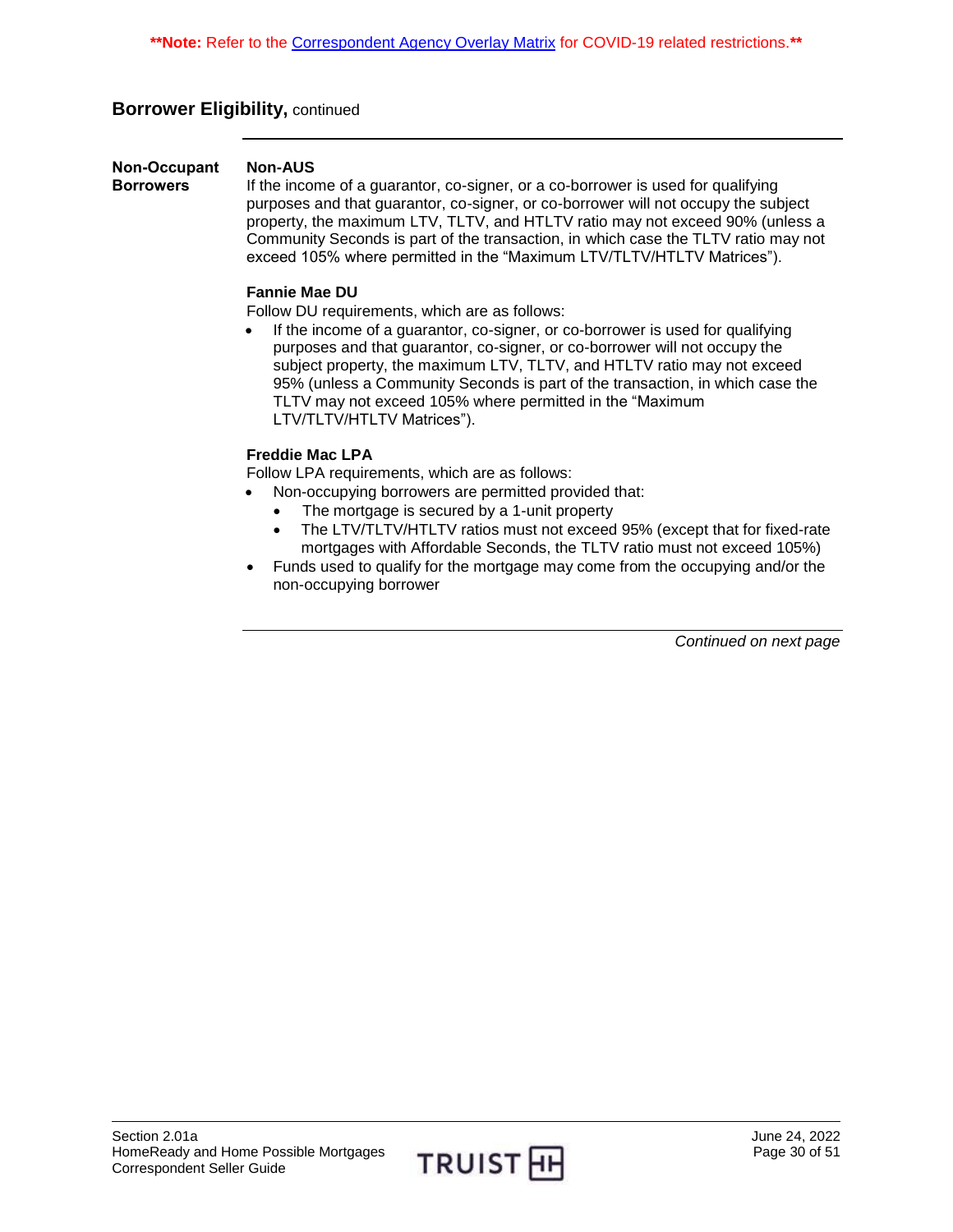**Note: Refer to the Correspondent Agency Overlay Matrix for COVID-19 related restrictions.**

## Borrower Eligibility, continued

### Non-Occupant Borrowers

**Non-AUS**

If the income of a guarantor, co-signer, or a co-borrower is used for qualifying purposes and that guarantor, co-signer, or co-borrower will not occupy the subject property, the maximum LTV, TLTV, and HTLTV ratio may not exceed 90% (unless a Community Seconds is part of the transaction, in which case the TLTV ratio may not exceed 105% where permitted in the "Maximum LTV/TLTV/HTLTV Matrices").

**Fannie Mae DU**

Follow DU requirements, which are as follows:

- If the income of a guarantor, co-signer, or co-borrower is used for qualifying purposes and that guarantor, co-signer, or co-borrower will not occupy the subject property, the maximum LTV, TLTV, and HTLTV ratio may not exceed 95% (unless a Community Seconds is part of the transaction, in which case the TLTV may not exceed 105% where permitted in the "Maximum LTV/TLTV/HTLTV Matrices").

**Freddie Mac LPA**

Follow LPA requirements, which are as follows:

- Non-occupying borrowers are permitted provided that:
  - The mortgage is secured by a 1-unit property
  - The LTV/TLTV/HTLTV ratios must not exceed 95% (except that for fixed-rate mortgages with Affordable Seconds, the TLTV ratio must not exceed 105%)
- Funds used to qualify for the mortgage may come from the occupying and/or the non-occupying borrower

*Continued on next page*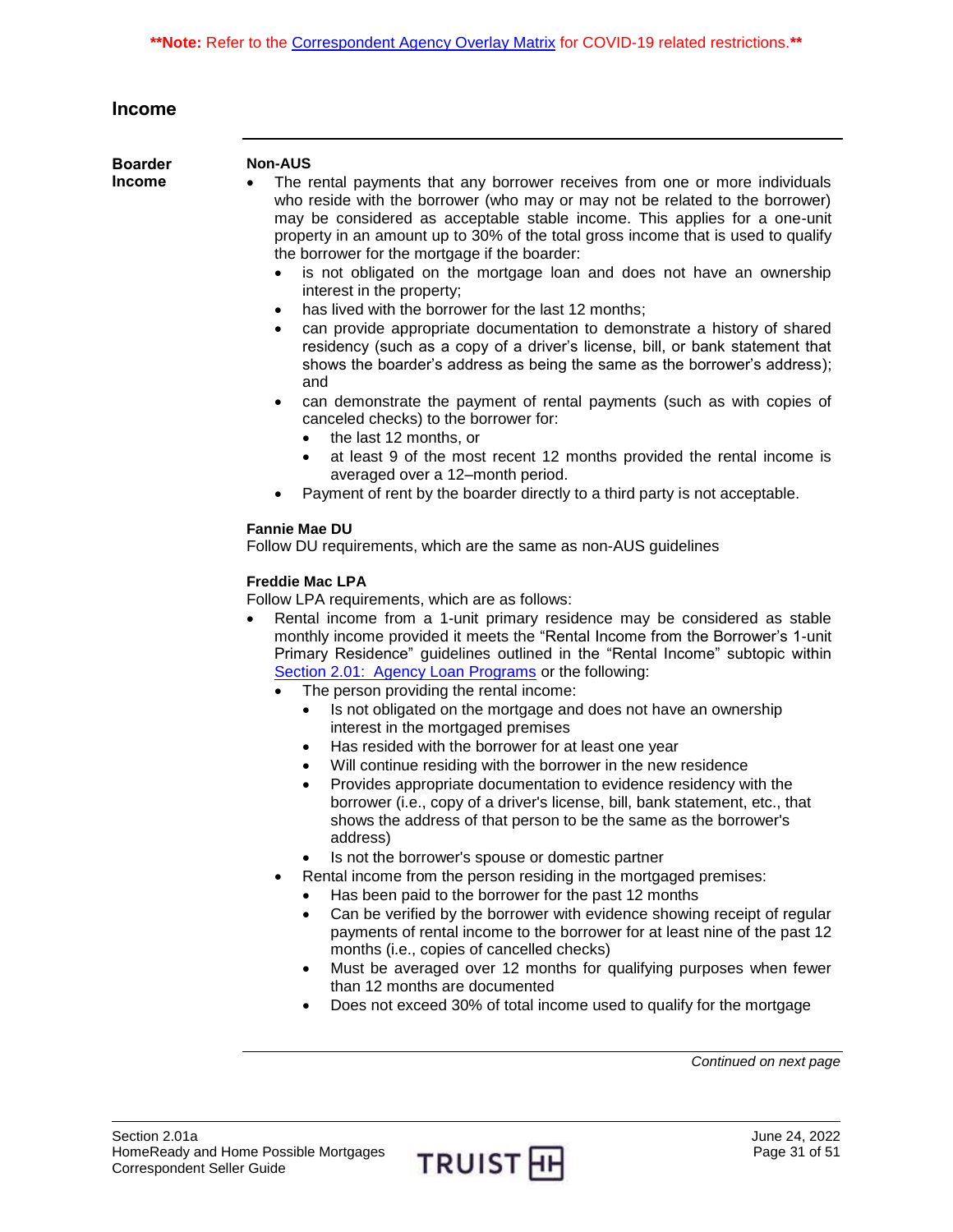**Note: Refer to the Correspondent Agency Overlay Matrix for COVID-19 related restrictions.**

## Income

### Boarder Income

**Non-AUS**

- The rental payments that any borrower receives from one or more individuals who reside with the borrower (who may or may not be related to the borrower) may be considered as acceptable stable income. This applies for a one-unit property in an amount up to 30% of the total gross income that is used to qualify the borrower for the mortgage if the boarder:
  - is not obligated on the mortgage loan and does not have an ownership interest in the property;
  - has lived with the borrower for the last 12 months;
  - can provide appropriate documentation to demonstrate a history of shared residency (such as a copy of a driver's license, bill, or bank statement that shows the boarder's address as being the same as the borrower's address); and
  - can demonstrate the payment of rental payments (such as with copies of canceled checks) to the borrower for:
    - the last 12 months, or
    - at least 9 of the most recent 12 months provided the rental income is averaged over a 12–month period.
  - Payment of rent by the boarder directly to a third party is not acceptable.

**Fannie Mae DU**

Follow DU requirements, which are the same as non-AUS guidelines

**Freddie Mac LPA**

Follow LPA requirements, which are as follows:

- Rental income from a 1-unit primary residence may be considered as stable monthly income provided it meets the "Rental Income from the Borrower's 1-unit Primary Residence" guidelines outlined in the "Rental Income" subtopic within Section 2.01: Agency Loan Programs or the following:
  - The person providing the rental income:
    - Is not obligated on the mortgage and does not have an ownership interest in the mortgaged premises
    - Has resided with the borrower for at least one year
    - Will continue residing with the borrower in the new residence
    - Provides appropriate documentation to evidence residency with the borrower (i.e., copy of a driver's license, bill, bank statement, etc., that shows the address of that person to be the same as the borrower's address)
    - Is not the borrower's spouse or domestic partner
  - Rental income from the person residing in the mortgaged premises:
    - Has been paid to the borrower for the past 12 months
    - Can be verified by the borrower with evidence showing receipt of regular payments of rental income to the borrower for at least nine of the past 12 months (i.e., copies of cancelled checks)
    - Must be averaged over 12 months for qualifying purposes when fewer than 12 months are documented
    - Does not exceed 30% of total income used to qualify for the mortgage

*Continued on next page*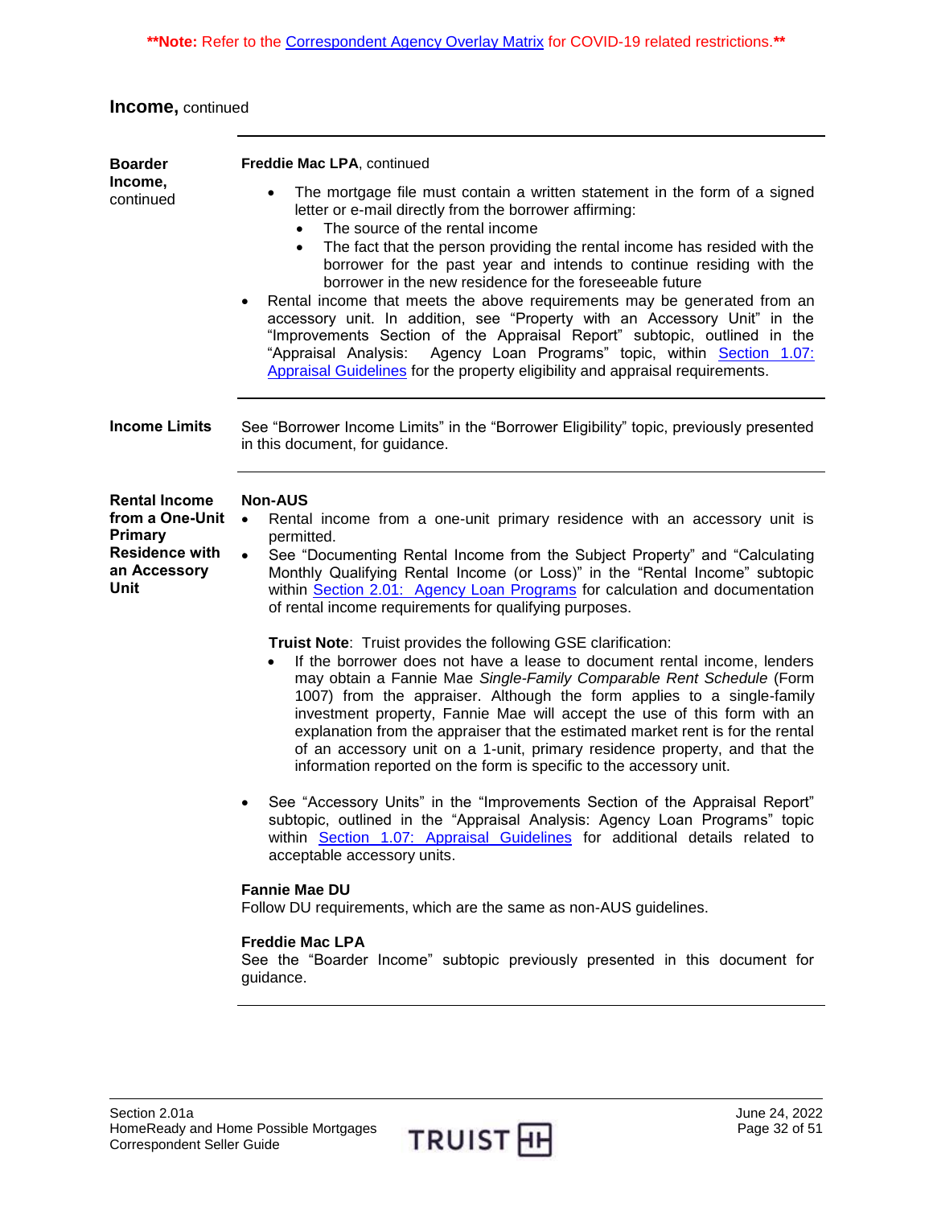**Note: Refer to the Correspondent Agency Overlay Matrix for COVID-19 related restrictions.**

## Income, continued

### Boarder Income, continued

**Freddie Mac LPA**, continued

- The mortgage file must contain a written statement in the form of a signed letter or e-mail directly from the borrower affirming:
  - The source of the rental income
  - The fact that the person providing the rental income has resided with the borrower for the past year and intends to continue residing with the borrower in the new residence for the foreseeable future
- Rental income that meets the above requirements may be generated from an accessory unit. In addition, see "Property with an Accessory Unit" in the "Improvements Section of the Appraisal Report" subtopic, outlined in the "Appraisal Analysis: Agency Loan Programs" topic, within Section 1.07: Appraisal Guidelines for the property eligibility and appraisal requirements.

### Income Limits

See "Borrower Income Limits" in the "Borrower Eligibility" topic, previously presented in this document, for guidance.

### Rental Income from a One-Unit Primary Residence with an Accessory Unit

**Non-AUS**

- Rental income from a one-unit primary residence with an accessory unit is permitted.
- See "Documenting Rental Income from the Subject Property" and "Calculating Monthly Qualifying Rental Income (or Loss)" in the "Rental Income" subtopic within Section 2.01: Agency Loan Programs for calculation and documentation of rental income requirements for qualifying purposes.

  **Truist Note**: Truist provides the following GSE clarification:
  - If the borrower does not have a lease to document rental income, lenders may obtain a Fannie Mae *Single-Family Comparable Rent Schedule* (Form 1007) from the appraiser. Although the form applies to a single-family investment property, Fannie Mae will accept the use of this form with an explanation from the appraiser that the estimated market rent is for the rental of an accessory unit on a 1-unit, primary residence property, and that the information reported on the form is specific to the accessory unit.

- See "Accessory Units" in the "Improvements Section of the Appraisal Report" subtopic, outlined in the "Appraisal Analysis: Agency Loan Programs" topic within Section 1.07: Appraisal Guidelines for additional details related to acceptable accessory units.

**Fannie Mae DU**

Follow DU requirements, which are the same as non-AUS guidelines.

**Freddie Mac LPA**

See the "Boarder Income" subtopic previously presented in this document for guidance.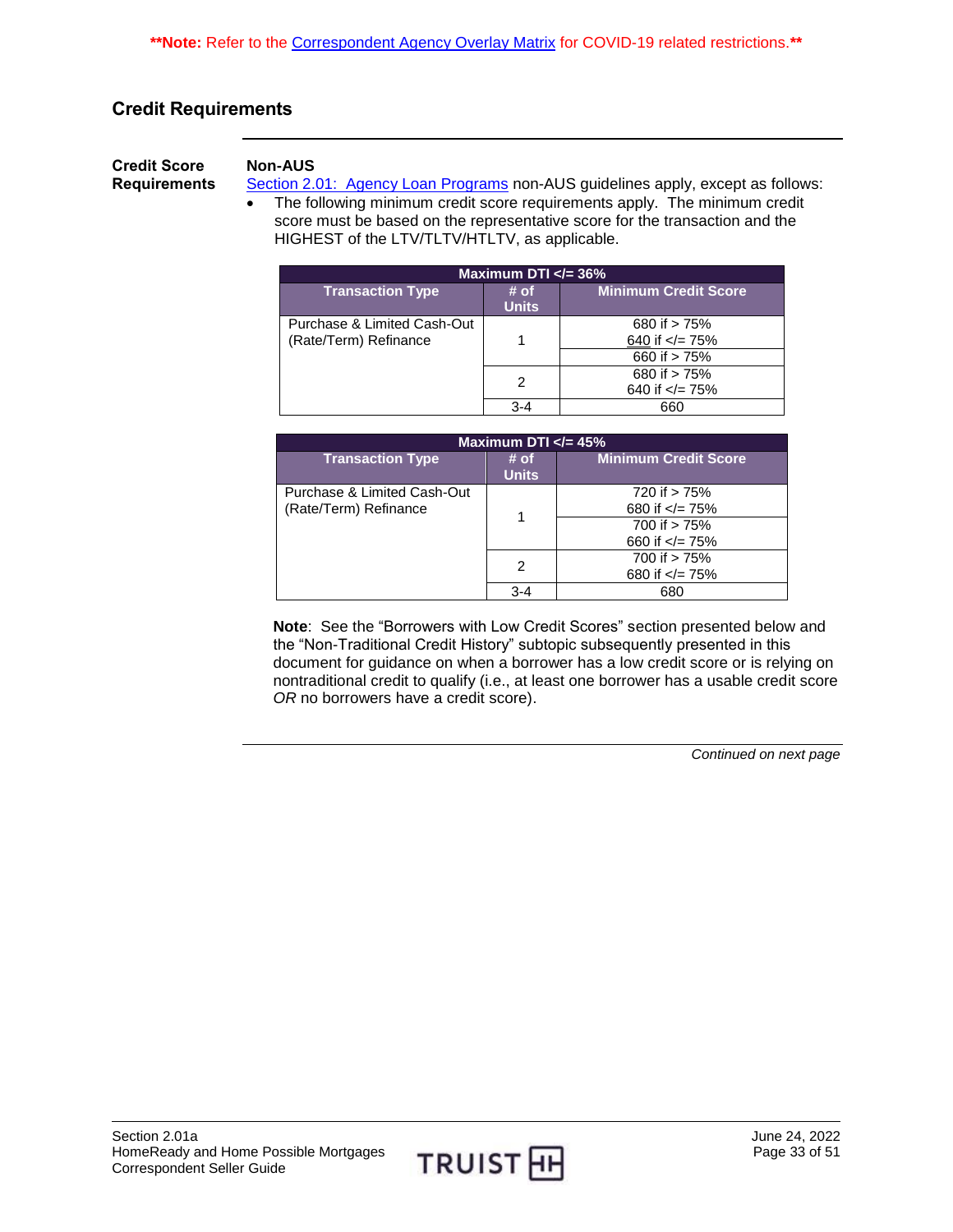**Note: Refer to the Correspondent Agency Overlay Matrix for COVID-19 related restrictions.**

## Credit Requirements

### Credit Score Requirements

**Non-AUS**

Section 2.01: Agency Loan Programs non-AUS guidelines apply, except as follows:

- The following minimum credit score requirements apply. The minimum credit score must be based on the representative score for the transaction and the HIGHEST of the LTV/TLTV/HTLTV, as applicable.

| Maximum DTI </= 36% | | |
|---|---|---|
| **Transaction Type** | **# of Units** | **Minimum Credit Score** |
| Purchase & Limited Cash-Out (Rate/Term) Refinance | 1 | 680 if > 75%<br>640 if </= 75% |
| | | 660 if > 75% |
| | 2 | 680 if > 75%<br>640 if </= 75% |
| | 3-4 | 660 |

| Maximum DTI </= 45% | | |
|---|---|---|
| **Transaction Type** | **# of Units** | **Minimum Credit Score** |
| Purchase & Limited Cash-Out (Rate/Term) Refinance | 1 | 720 if > 75%<br>680 if </= 75% |
| | | 700 if > 75%<br>660 if </= 75% |
| | 2 | 700 if > 75%<br>680 if </= 75% |
| | 3-4 | 680 |

**Note**: See the "Borrowers with Low Credit Scores" section presented below and the "Non-Traditional Credit History" subtopic subsequently presented in this document for guidance on when a borrower has a low credit score or is relying on nontraditional credit to qualify (i.e., at least one borrower has a usable credit score *OR* no borrowers have a credit score).

*Continued on next page*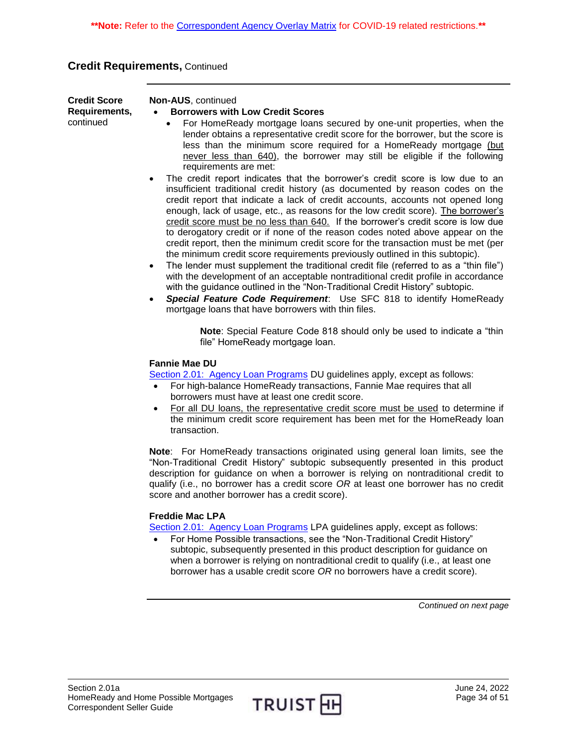**Note:** Refer to the Correspondent Agency Overlay Matrix for COVID-19 related restrictions.

## Credit Requirements, Continued

**Credit Score Requirements,** continued

**Non-AUS**, continued

- **Borrowers with Low Credit Scores**
  - For HomeReady mortgage loans secured by one-unit properties, when the lender obtains a representative credit score for the borrower, but the score is less than the minimum score required for a HomeReady mortgage (but never less than 640), the borrower may still be eligible if the following requirements are met:
- The credit report indicates that the borrower's credit score is low due to an insufficient traditional credit history (as documented by reason codes on the credit report that indicate a lack of credit accounts, accounts not opened long enough, lack of usage, etc., as reasons for the low credit score). The borrower's credit score must be no less than 640. If the borrower's credit score is low due to derogatory credit or if none of the reason codes noted above appear on the credit report, then the minimum credit score for the transaction must be met (per the minimum credit score requirements previously outlined in this subtopic).
- The lender must supplement the traditional credit file (referred to as a "thin file") with the development of an acceptable nontraditional credit profile in accordance with the guidance outlined in the "Non-Traditional Credit History" subtopic.
- ***Special Feature Code Requirement***: Use SFC 818 to identify HomeReady mortgage loans that have borrowers with thin files.

> **Note**: Special Feature Code 818 should only be used to indicate a "thin file" HomeReady mortgage loan.

**Fannie Mae DU**

Section 2.01: Agency Loan Programs DU guidelines apply, except as follows:

- For high-balance HomeReady transactions, Fannie Mae requires that all borrowers must have at least one credit score.
- For all DU loans, the representative credit score must be used to determine if the minimum credit score requirement has been met for the HomeReady loan transaction.

**Note**: For HomeReady transactions originated using general loan limits, see the "Non-Traditional Credit History" subtopic subsequently presented in this product description for guidance on when a borrower is relying on nontraditional credit to qualify (i.e., no borrower has a credit score *OR* at least one borrower has no credit score and another borrower has a credit score).

**Freddie Mac LPA**

Section 2.01: Agency Loan Programs LPA guidelines apply, except as follows:

- For Home Possible transactions, see the "Non-Traditional Credit History" subtopic, subsequently presented in this product description for guidance on when a borrower is relying on nontraditional credit to qualify (i.e., at least one borrower has a usable credit score *OR* no borrowers have a credit score).

*Continued on next page*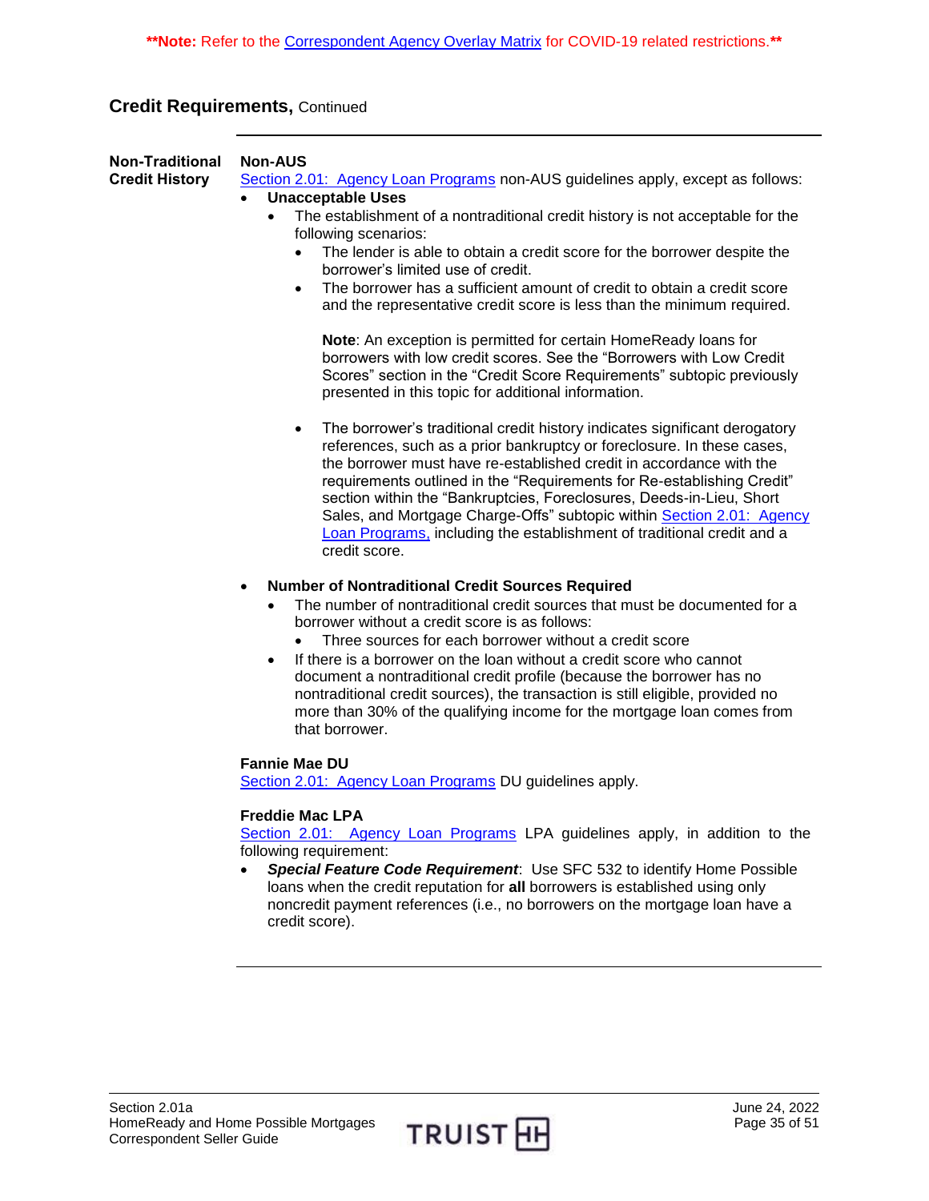**\*\*Note:** Refer to the Correspondent Agency Overlay Matrix for COVID-19 related restrictions.**\*\***

## Credit Requirements, Continued

### Non-Traditional Credit History

**Non-AUS**

Section 2.01: Agency Loan Programs non-AUS guidelines apply, except as follows:

- **Unacceptable Uses**
  - The establishment of a nontraditional credit history is not acceptable for the following scenarios:
    - The lender is able to obtain a credit score for the borrower despite the borrower's limited use of credit.
    - The borrower has a sufficient amount of credit to obtain a credit score and the representative credit score is less than the minimum required.

      **Note**: An exception is permitted for certain HomeReady loans for borrowers with low credit scores. See the "Borrowers with Low Credit Scores" section in the "Credit Score Requirements" subtopic previously presented in this topic for additional information.

    - The borrower's traditional credit history indicates significant derogatory references, such as a prior bankruptcy or foreclosure. In these cases, the borrower must have re-established credit in accordance with the requirements outlined in the "Requirements for Re-establishing Credit" section within the "Bankruptcies, Foreclosures, Deeds-in-Lieu, Short Sales, and Mortgage Charge-Offs" subtopic within Section 2.01: Agency Loan Programs, including the establishment of traditional credit and a credit score.
- **Number of Nontraditional Credit Sources Required**
  - The number of nontraditional credit sources that must be documented for a borrower without a credit score is as follows:
    - Three sources for each borrower without a credit score
  - If there is a borrower on the loan without a credit score who cannot document a nontraditional credit profile (because the borrower has no nontraditional credit sources), the transaction is still eligible, provided no more than 30% of the qualifying income for the mortgage loan comes from that borrower.

**Fannie Mae DU**

Section 2.01: Agency Loan Programs DU guidelines apply.

**Freddie Mac LPA**

Section 2.01: Agency Loan Programs LPA guidelines apply, in addition to the following requirement:

- ***Special Feature Code Requirement***: Use SFC 532 to identify Home Possible loans when the credit reputation for **all** borrowers is established using only noncredit payment references (i.e., no borrowers on the mortgage loan have a credit score).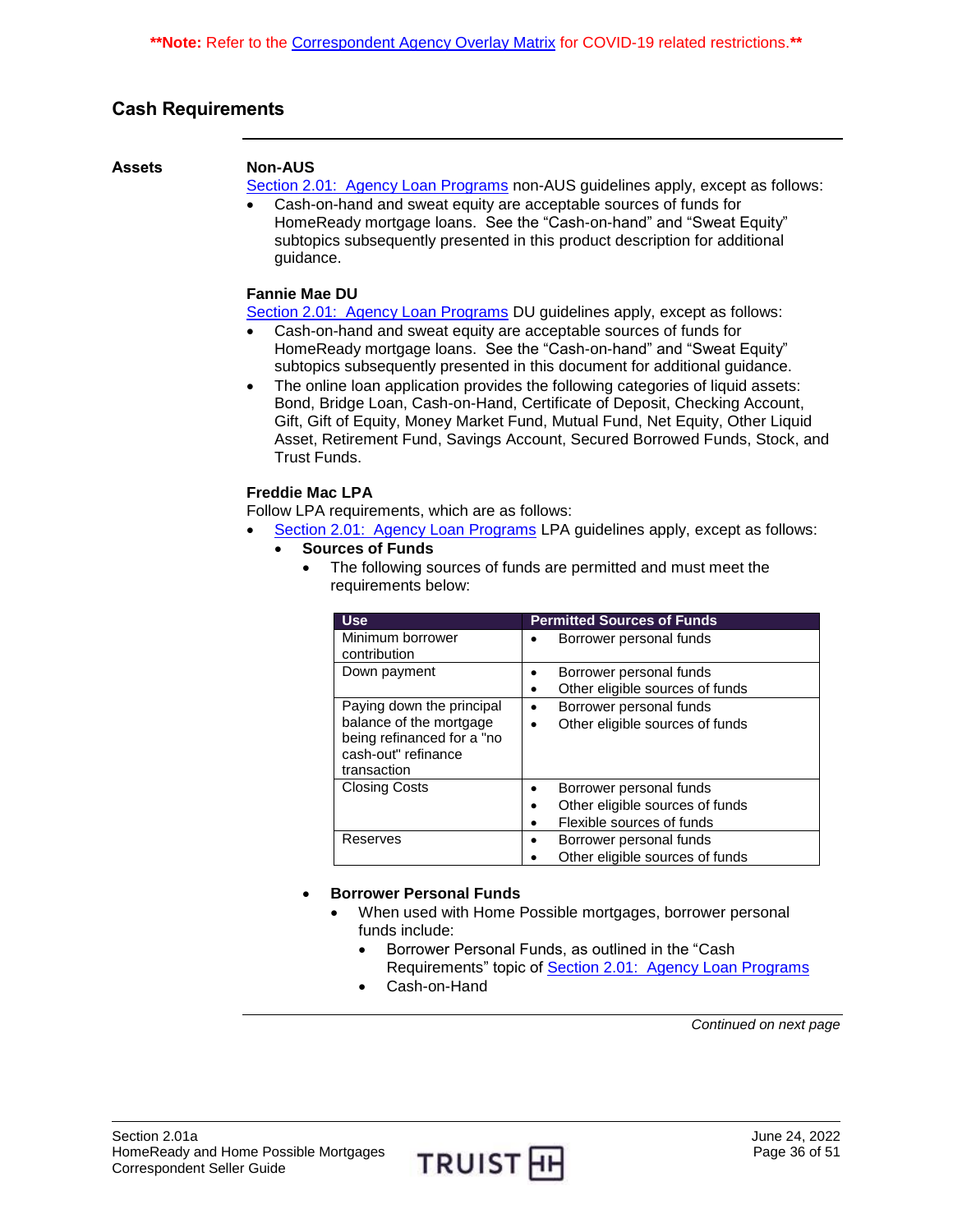**\*\*Note:** Refer to the Correspondent Agency Overlay Matrix for COVID-19 related restrictions.**\*\***

## Cash Requirements

**Assets**

**Non-AUS**

Section 2.01: Agency Loan Programs non-AUS guidelines apply, except as follows:

- Cash-on-hand and sweat equity are acceptable sources of funds for HomeReady mortgage loans. See the "Cash-on-hand" and "Sweat Equity" subtopics subsequently presented in this product description for additional guidance.

**Fannie Mae DU**

Section 2.01: Agency Loan Programs DU guidelines apply, except as follows:

- Cash-on-hand and sweat equity are acceptable sources of funds for HomeReady mortgage loans. See the "Cash-on-hand" and "Sweat Equity" subtopics subsequently presented in this document for additional guidance.
- The online loan application provides the following categories of liquid assets: Bond, Bridge Loan, Cash-on-Hand, Certificate of Deposit, Checking Account, Gift, Gift of Equity, Money Market Fund, Mutual Fund, Net Equity, Other Liquid Asset, Retirement Fund, Savings Account, Secured Borrowed Funds, Stock, and Trust Funds.

**Freddie Mac LPA**

Follow LPA requirements, which are as follows:

- Section 2.01: Agency Loan Programs LPA guidelines apply, except as follows:
  - **Sources of Funds**
    - The following sources of funds are permitted and must meet the requirements below:

| Use | Permitted Sources of Funds |
|---|---|
| Minimum borrower contribution | • Borrower personal funds |
| Down payment | • Borrower personal funds<br>• Other eligible sources of funds |
| Paying down the principal balance of the mortgage being refinanced for a "no cash-out" refinance transaction | • Borrower personal funds<br>• Other eligible sources of funds |
| Closing Costs | • Borrower personal funds<br>• Other eligible sources of funds<br>• Flexible sources of funds |
| Reserves | • Borrower personal funds<br>• Other eligible sources of funds |

- **Borrower Personal Funds**
  - When used with Home Possible mortgages, borrower personal funds include:
    - Borrower Personal Funds, as outlined in the "Cash Requirements" topic of Section 2.01: Agency Loan Programs
    - Cash-on-Hand

*Continued on next page*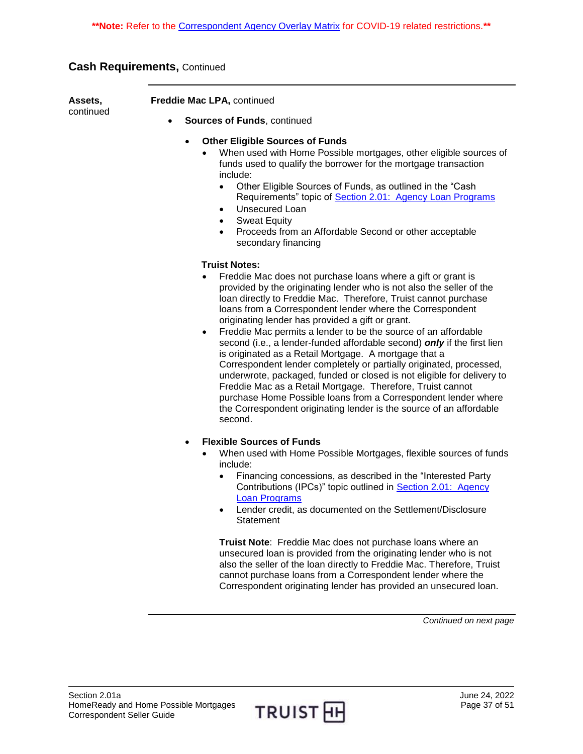**Note: Refer to the Correspondent Agency Overlay Matrix for COVID-19 related restrictions.**

## Cash Requirements, Continued

**Assets,** continued

**Freddie Mac LPA,** continued

- **Sources of Funds**, continued
  - **Other Eligible Sources of Funds**
    - When used with Home Possible mortgages, other eligible sources of funds used to qualify the borrower for the mortgage transaction include:
      - Other Eligible Sources of Funds, as outlined in the "Cash Requirements" topic of Section 2.01: Agency Loan Programs
      - Unsecured Loan
      - Sweat Equity
      - Proceeds from an Affordable Second or other acceptable secondary financing

    **Truist Notes:**
    - Freddie Mac does not purchase loans where a gift or grant is provided by the originating lender who is not also the seller of the loan directly to Freddie Mac. Therefore, Truist cannot purchase loans from a Correspondent lender where the Correspondent originating lender has provided a gift or grant.
    - Freddie Mac permits a lender to be the source of an affordable second (i.e., a lender-funded affordable second) ***only*** if the first lien is originated as a Retail Mortgage. A mortgage that a Correspondent lender completely or partially originated, processed, underwrote, packaged, funded or closed is not eligible for delivery to Freddie Mac as a Retail Mortgage. Therefore, Truist cannot purchase Home Possible loans from a Correspondent lender where the Correspondent originating lender is the source of an affordable second.

  - **Flexible Sources of Funds**
    - When used with Home Possible Mortgages, flexible sources of funds include:
      - Financing concessions, as described in the "Interested Party Contributions (IPCs)" topic outlined in Section 2.01: Agency Loan Programs
      - Lender credit, as documented on the Settlement/Disclosure Statement

    **Truist Note**: Freddie Mac does not purchase loans where an unsecured loan is provided from the originating lender who is not also the seller of the loan directly to Freddie Mac. Therefore, Truist cannot purchase loans from a Correspondent lender where the Correspondent originating lender has provided an unsecured loan.

*Continued on next page*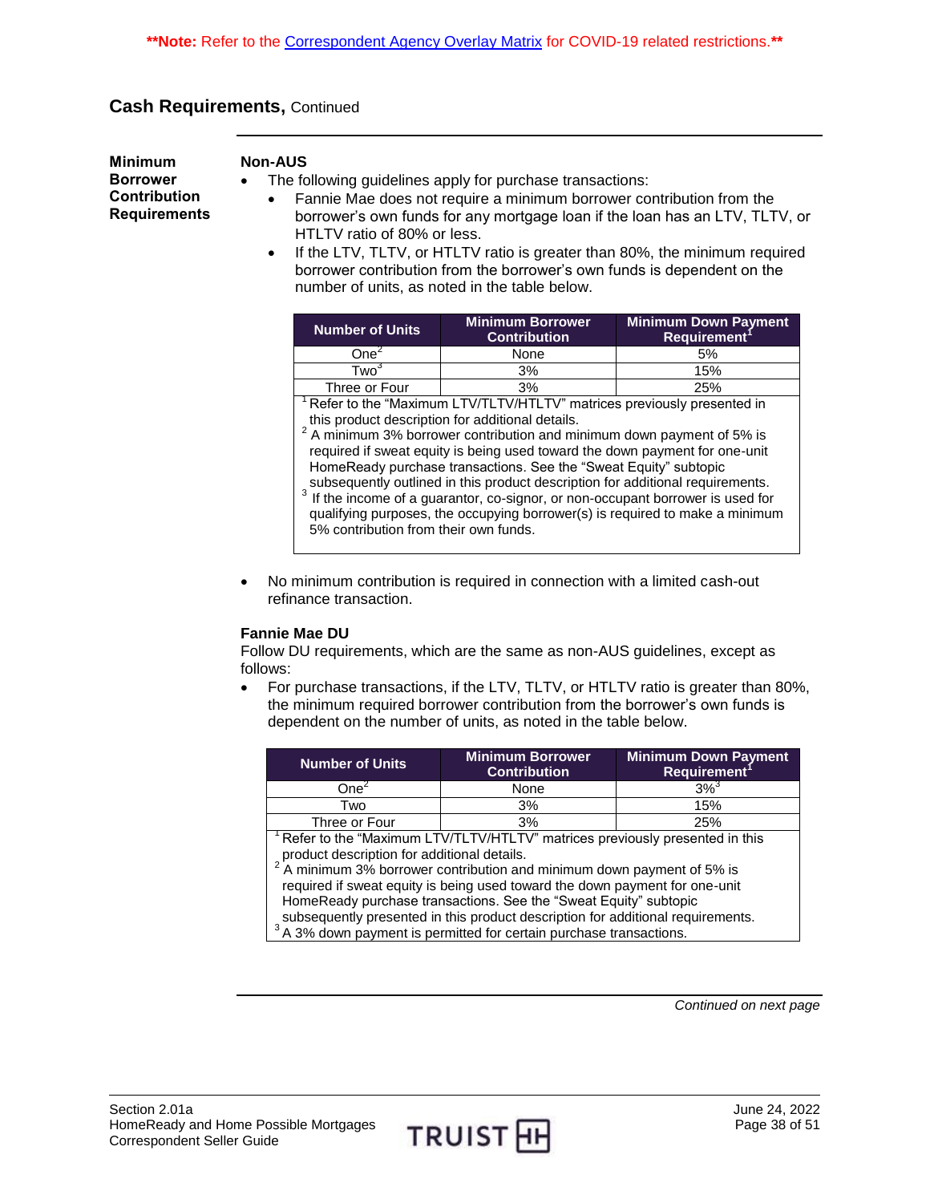**\*\*Note:** Refer to the Correspondent Agency Overlay Matrix for COVID-19 related restrictions.**\*\***

## Cash Requirements, Continued

### Minimum Borrower Contribution Requirements

**Non-AUS**

- The following guidelines apply for purchase transactions:
  - Fannie Mae does not require a minimum borrower contribution from the borrower's own funds for any mortgage loan if the loan has an LTV, TLTV, or HTLTV ratio of 80% or less.
  - If the LTV, TLTV, or HTLTV ratio is greater than 80%, the minimum required borrower contribution from the borrower's own funds is dependent on the number of units, as noted in the table below.

| Number of Units | Minimum Borrower Contribution | Minimum Down Payment Requirement[1] |
|---|---|---|
| One[2] | None | 5% |
| Two[3] | 3% | 15% |
| Three or Four | 3% | 25% |

[1] Refer to the "Maximum LTV/TLTV/HTLTV" matrices previously presented in this product description for additional details.
[2] A minimum 3% borrower contribution and minimum down payment of 5% is required if sweat equity is being used toward the down payment for one-unit HomeReady purchase transactions. See the "Sweat Equity" subtopic subsequently outlined in this product description for additional requirements.
[3] If the income of a guarantor, co-signor, or non-occupant borrower is used for qualifying purposes, the occupying borrower(s) is required to make a minimum 5% contribution from their own funds.

- No minimum contribution is required in connection with a limited cash-out refinance transaction.

**Fannie Mae DU**

Follow DU requirements, which are the same as non-AUS guidelines, except as follows:

- For purchase transactions, if the LTV, TLTV, or HTLTV ratio is greater than 80%, the minimum required borrower contribution from the borrower's own funds is dependent on the number of units, as noted in the table below.

| Number of Units | Minimum Borrower Contribution | Minimum Down Payment Requirement[1] |
|---|---|---|
| One[2] | None | 3%[3] |
| Two | 3% | 15% |
| Three or Four | 3% | 25% |

[1] Refer to the "Maximum LTV/TLTV/HTLTV" matrices previously presented in this product description for additional details.
[2] A minimum 3% borrower contribution and minimum down payment of 5% is required if sweat equity is being used toward the down payment for one-unit HomeReady purchase transactions. See the "Sweat Equity" subtopic subsequently presented in this product description for additional requirements.
[3] A 3% down payment is permitted for certain purchase transactions.

*Continued on next page*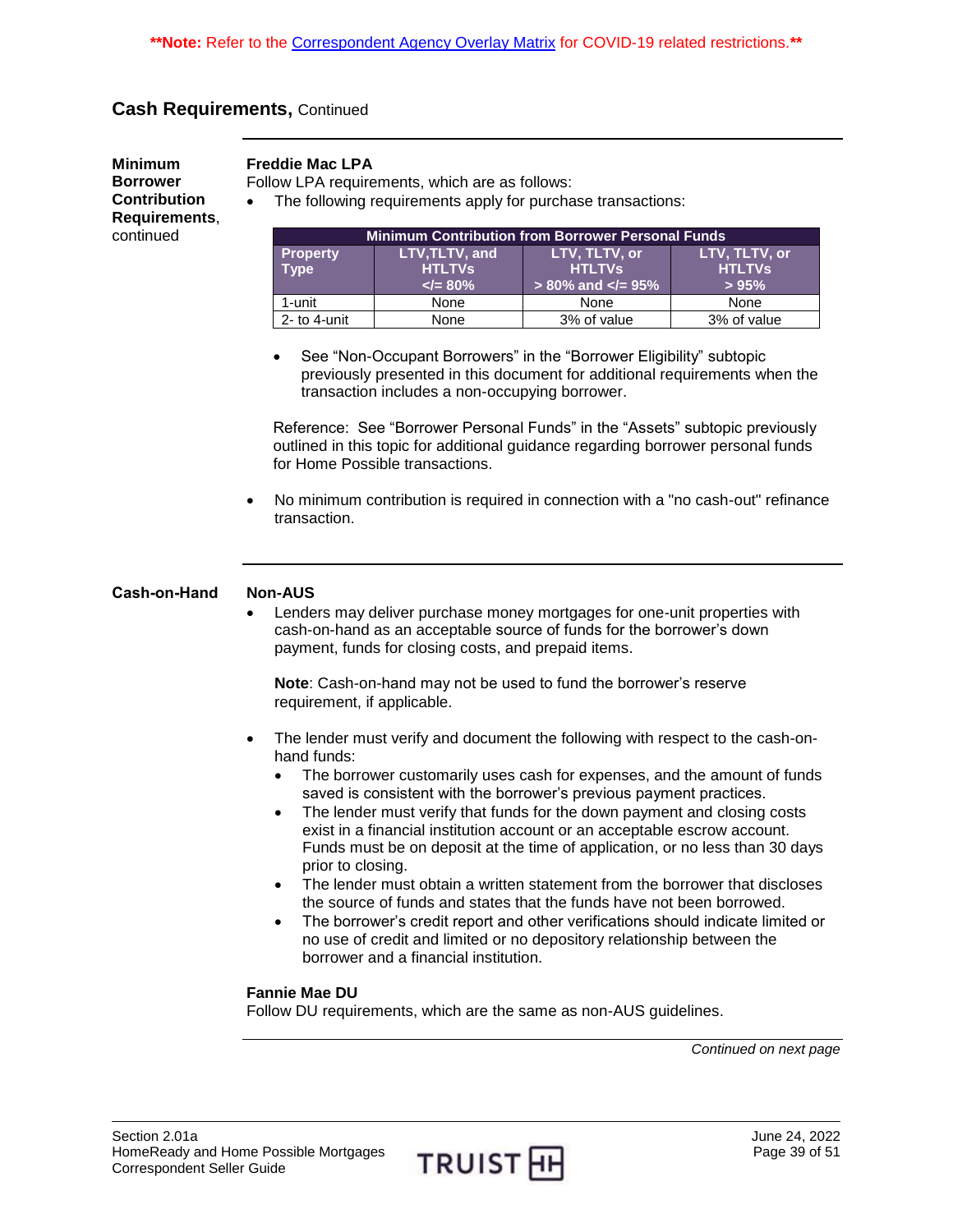**Note: Refer to the Correspondent Agency Overlay Matrix for COVID-19 related restrictions.**

## Cash Requirements, Continued

**Minimum Borrower Contribution Requirements**, continued

**Freddie Mac LPA**

Follow LPA requirements, which are as follows:

- The following requirements apply for purchase transactions:

| Minimum Contribution from Borrower Personal Funds | | | |
|---|---|---|---|
| Property Type | LTV,TLTV, and HTLTVs </= 80% | LTV, TLTV, or HTLTVs > 80% and </= 95% | LTV, TLTV, or HTLTVs > 95% |
| 1-unit | None | None | None |
| 2- to 4-unit | None | 3% of value | 3% of value |

- See "Non-Occupant Borrowers" in the "Borrower Eligibility" subtopic previously presented in this document for additional requirements when the transaction includes a non-occupying borrower.

Reference: See "Borrower Personal Funds" in the "Assets" subtopic previously outlined in this topic for additional guidance regarding borrower personal funds for Home Possible transactions.

- No minimum contribution is required in connection with a "no cash-out" refinance transaction.

**Cash-on-Hand**

**Non-AUS**

- Lenders may deliver purchase money mortgages for one-unit properties with cash-on-hand as an acceptable source of funds for the borrower's down payment, funds for closing costs, and prepaid items.

  **Note**: Cash-on-hand may not be used to fund the borrower's reserve requirement, if applicable.

- The lender must verify and document the following with respect to the cash-on-hand funds:
  - The borrower customarily uses cash for expenses, and the amount of funds saved is consistent with the borrower's previous payment practices.
  - The lender must verify that funds for the down payment and closing costs exist in a financial institution account or an acceptable escrow account. Funds must be on deposit at the time of application, or no less than 30 days prior to closing.
  - The lender must obtain a written statement from the borrower that discloses the source of funds and states that the funds have not been borrowed.
  - The borrower's credit report and other verifications should indicate limited or no use of credit and limited or no depository relationship between the borrower and a financial institution.

**Fannie Mae DU**

Follow DU requirements, which are the same as non-AUS guidelines.

*Continued on next page*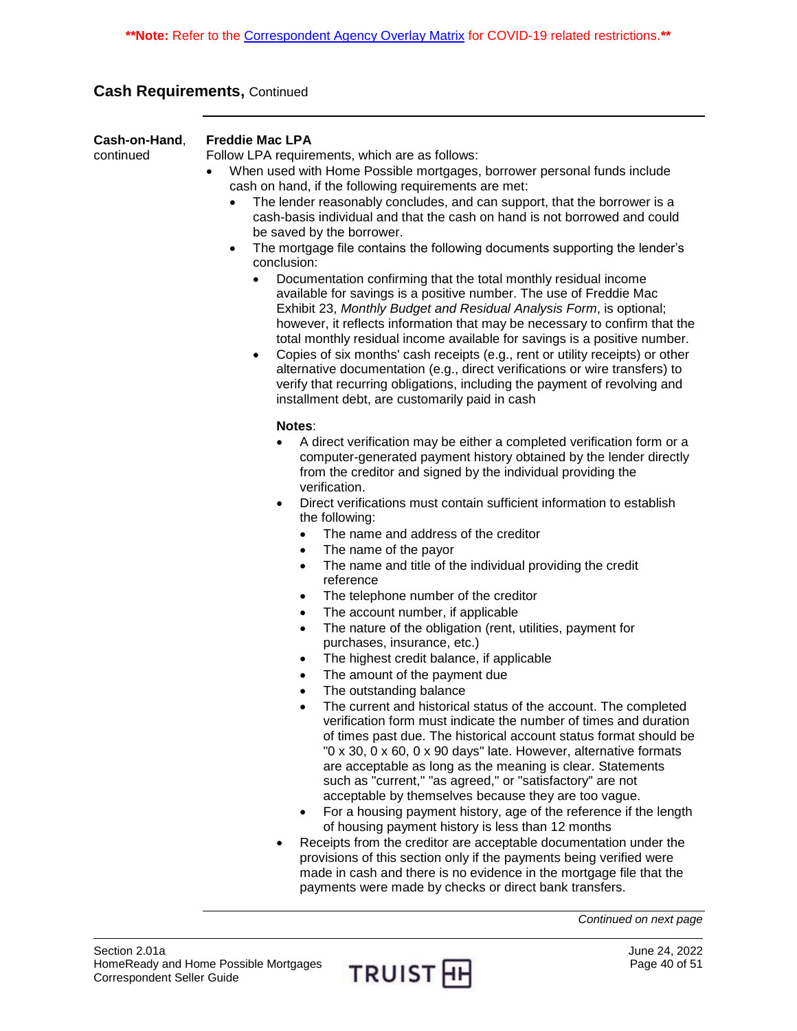**Note: Refer to the Correspondent Agency Overlay Matrix for COVID-19 related restrictions.**

## Cash Requirements, Continued

**Cash-on-Hand**, continued

**Freddie Mac LPA**

Follow LPA requirements, which are as follows:

- When used with Home Possible mortgages, borrower personal funds include cash on hand, if the following requirements are met:
  - The lender reasonably concludes, and can support, that the borrower is a cash-basis individual and that the cash on hand is not borrowed and could be saved by the borrower.
  - The mortgage file contains the following documents supporting the lender's conclusion:
    - Documentation confirming that the total monthly residual income available for savings is a positive number. The use of Freddie Mac Exhibit 23, *Monthly Budget and Residual Analysis Form*, is optional; however, it reflects information that may be necessary to confirm that the total monthly residual income available for savings is a positive number.
    - Copies of six months' cash receipts (e.g., rent or utility receipts) or other alternative documentation (e.g., direct verifications or wire transfers) to verify that recurring obligations, including the payment of revolving and installment debt, are customarily paid in cash

      **Notes**:
      - A direct verification may be either a completed verification form or a computer-generated payment history obtained by the lender directly from the creditor and signed by the individual providing the verification.
      - Direct verifications must contain sufficient information to establish the following:
        - The name and address of the creditor
        - The name of the payor
        - The name and title of the individual providing the credit reference
        - The telephone number of the creditor
        - The account number, if applicable
        - The nature of the obligation (rent, utilities, payment for purchases, insurance, etc.)
        - The highest credit balance, if applicable
        - The amount of the payment due
        - The outstanding balance
        - The current and historical status of the account. The completed verification form must indicate the number of times and duration of times past due. The historical account status format should be "0 x 30, 0 x 60, 0 x 90 days" late. However, alternative formats are acceptable as long as the meaning is clear. Statements such as "current," "as agreed," or "satisfactory" are not acceptable by themselves because they are too vague.
        - For a housing payment history, age of the reference if the length of housing payment history is less than 12 months
      - Receipts from the creditor are acceptable documentation under the provisions of this section only if the payments being verified were made in cash and there is no evidence in the mortgage file that the payments were made by checks or direct bank transfers.

*Continued on next page*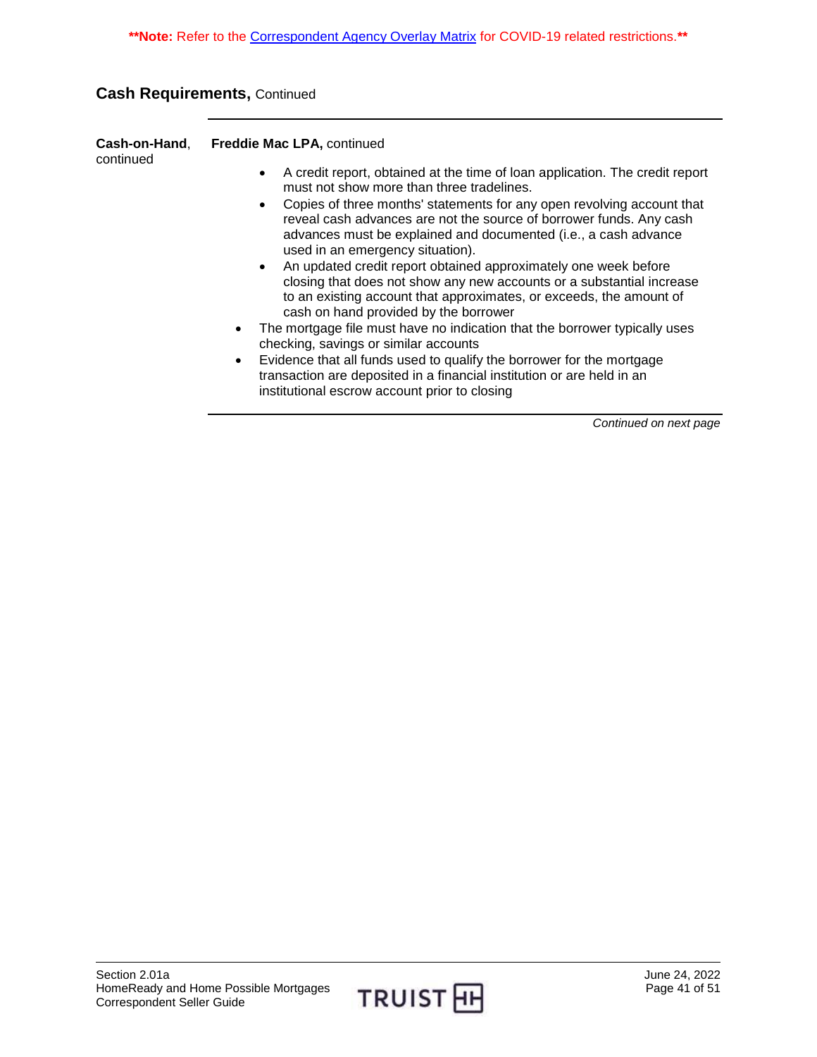**Note: Refer to the [Correspondent Agency Overlay Matrix]() for COVID-19 related restrictions.**

## Cash Requirements, Continued

**Cash-on-Hand**, continued

**Freddie Mac LPA,** continued

- A credit report, obtained at the time of loan application. The credit report must not show more than three tradelines.
- Copies of three months' statements for any open revolving account that reveal cash advances are not the source of borrower funds. Any cash advances must be explained and documented (i.e., a cash advance used in an emergency situation).
- An updated credit report obtained approximately one week before closing that does not show any new accounts or a substantial increase to an existing account that approximates, or exceeds, the amount of cash on hand provided by the borrower

- The mortgage file must have no indication that the borrower typically uses checking, savings or similar accounts
- Evidence that all funds used to qualify the borrower for the mortgage transaction are deposited in a financial institution or are held in an institutional escrow account prior to closing

*Continued on next page*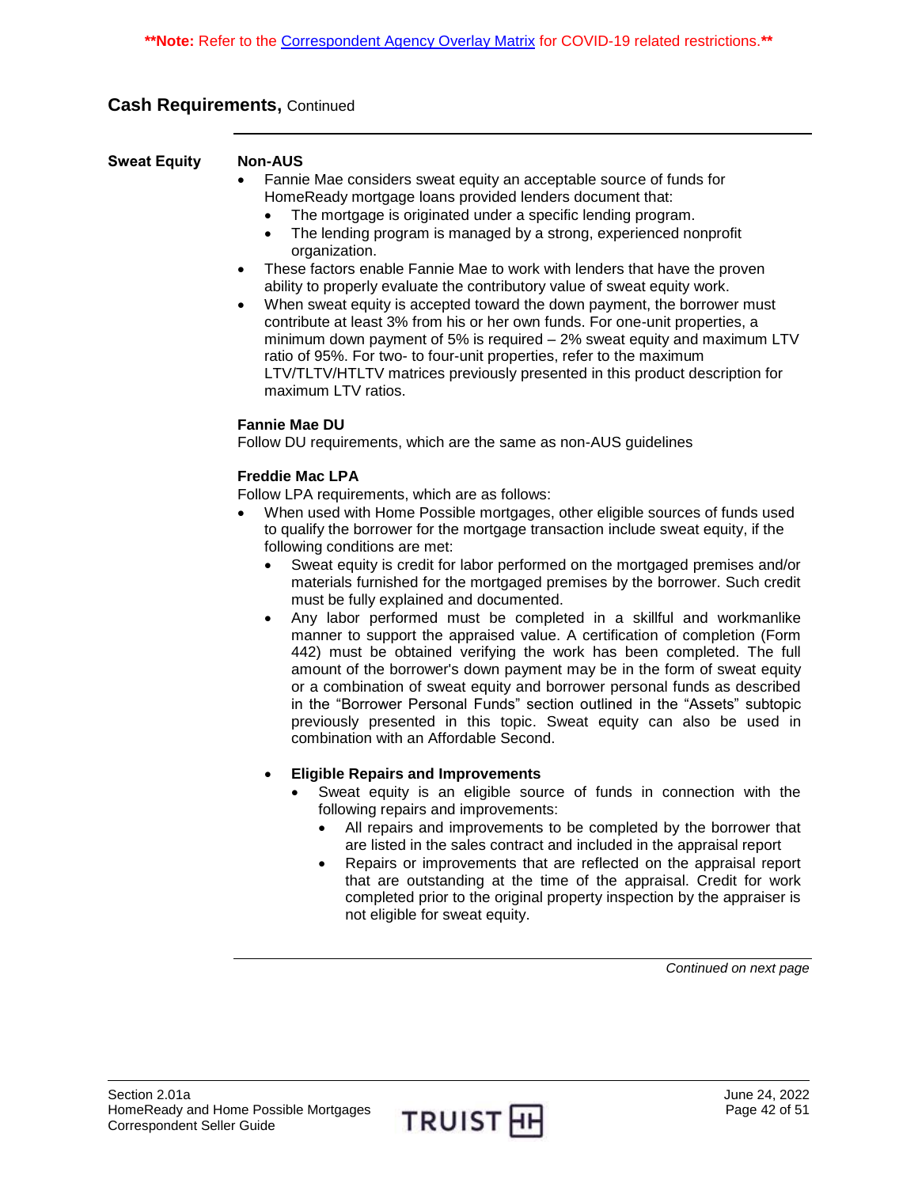**Note:** Refer to the Correspondent Agency Overlay Matrix for COVID-19 related restrictions.

## Cash Requirements, Continued

### Sweat Equity

**Non-AUS**

- Fannie Mae considers sweat equity an acceptable source of funds for HomeReady mortgage loans provided lenders document that:
  - The mortgage is originated under a specific lending program.
  - The lending program is managed by a strong, experienced nonprofit organization.
- These factors enable Fannie Mae to work with lenders that have the proven ability to properly evaluate the contributory value of sweat equity work.
- When sweat equity is accepted toward the down payment, the borrower must contribute at least 3% from his or her own funds. For one-unit properties, a minimum down payment of 5% is required – 2% sweat equity and maximum LTV ratio of 95%. For two- to four-unit properties, refer to the maximum LTV/TLTV/HTLTV matrices previously presented in this product description for maximum LTV ratios.

**Fannie Mae DU**

Follow DU requirements, which are the same as non-AUS guidelines

**Freddie Mac LPA**

Follow LPA requirements, which are as follows:

- When used with Home Possible mortgages, other eligible sources of funds used to qualify the borrower for the mortgage transaction include sweat equity, if the following conditions are met:
  - Sweat equity is credit for labor performed on the mortgaged premises and/or materials furnished for the mortgaged premises by the borrower. Such credit must be fully explained and documented.
  - Any labor performed must be completed in a skillful and workmanlike manner to support the appraised value. A certification of completion (Form 442) must be obtained verifying the work has been completed. The full amount of the borrower's down payment may be in the form of sweat equity or a combination of sweat equity and borrower personal funds as described in the "Borrower Personal Funds" section outlined in the "Assets" subtopic previously presented in this topic. Sweat equity can also be used in combination with an Affordable Second.
  - **Eligible Repairs and Improvements**
    - Sweat equity is an eligible source of funds in connection with the following repairs and improvements:
      - All repairs and improvements to be completed by the borrower that are listed in the sales contract and included in the appraisal report
      - Repairs or improvements that are reflected on the appraisal report that are outstanding at the time of the appraisal. Credit for work completed prior to the original property inspection by the appraiser is not eligible for sweat equity.

*Continued on next page*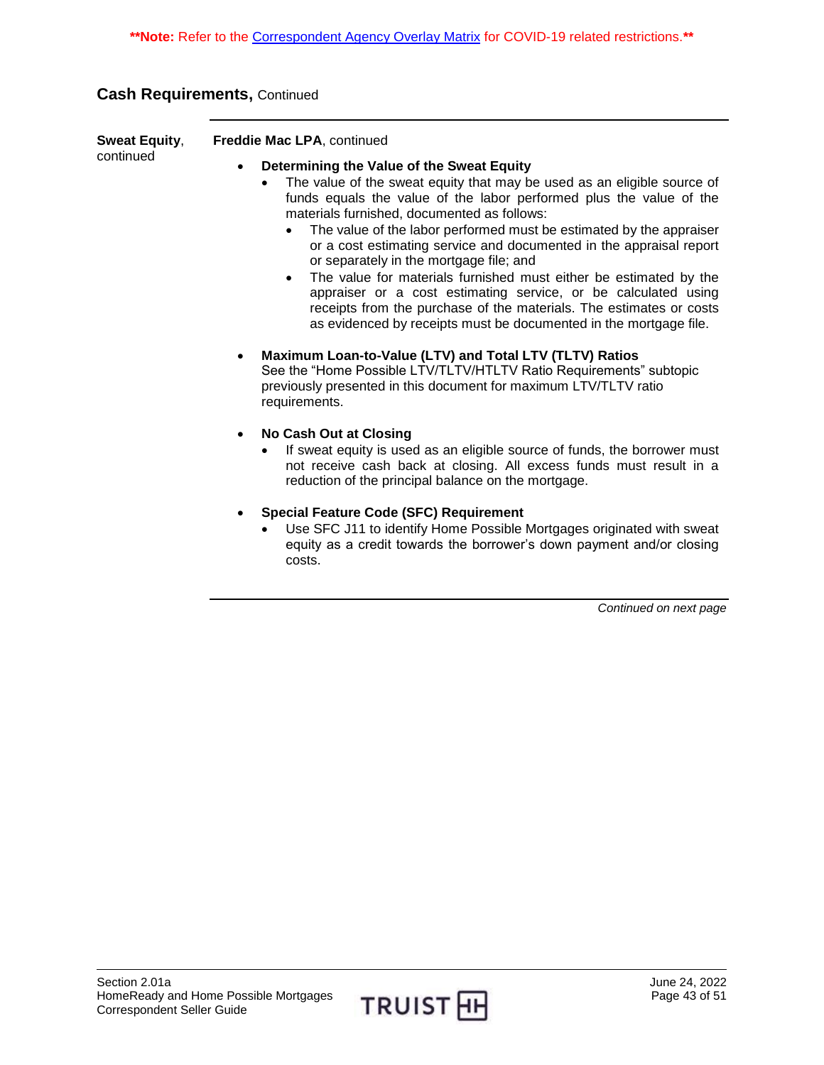**Note: Refer to the Correspondent Agency Overlay Matrix for COVID-19 related restrictions.**

## Cash Requirements, Continued

**Sweat Equity**, continued

**Freddie Mac LPA**, continued

- **Determining the Value of the Sweat Equity**
  - The value of the sweat equity that may be used as an eligible source of funds equals the value of the labor performed plus the value of the materials furnished, documented as follows:
    - The value of the labor performed must be estimated by the appraiser or a cost estimating service and documented in the appraisal report or separately in the mortgage file; and
    - The value for materials furnished must either be estimated by the appraiser or a cost estimating service, or be calculated using receipts from the purchase of the materials. The estimates or costs as evidenced by receipts must be documented in the mortgage file.
- **Maximum Loan-to-Value (LTV) and Total LTV (TLTV) Ratios**
  See the "Home Possible LTV/TLTV/HTLTV Ratio Requirements" subtopic previously presented in this document for maximum LTV/TLTV ratio requirements.
- **No Cash Out at Closing**
  - If sweat equity is used as an eligible source of funds, the borrower must not receive cash back at closing. All excess funds must result in a reduction of the principal balance on the mortgage.
- **Special Feature Code (SFC) Requirement**
  - Use SFC J11 to identify Home Possible Mortgages originated with sweat equity as a credit towards the borrower's down payment and/or closing costs.

*Continued on next page*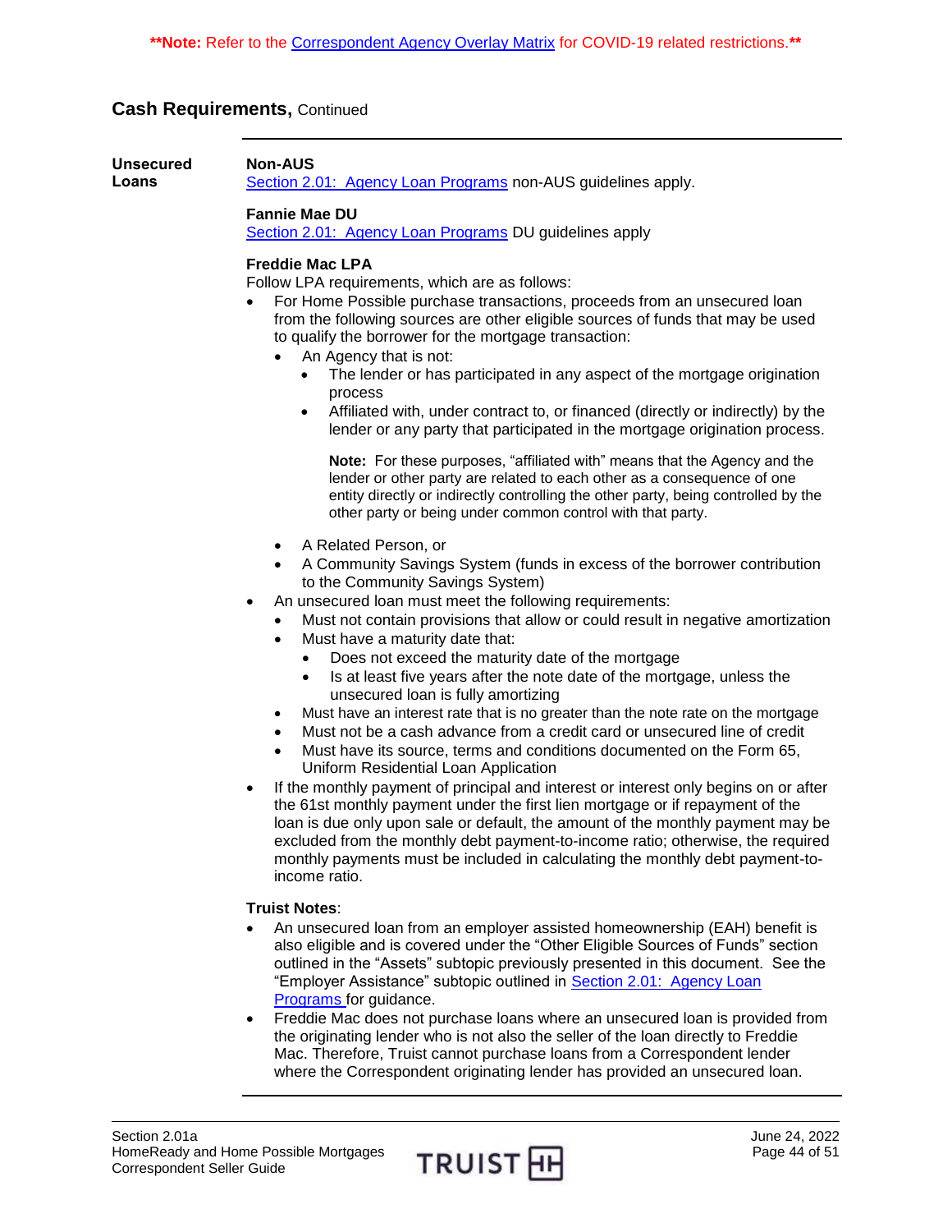**\*\*Note:** Refer to the Correspondent Agency Overlay Matrix for COVID-19 related restrictions.**\*\***

## Cash Requirements, Continued

### Unsecured Loans

**Non-AUS**

Section 2.01: Agency Loan Programs non-AUS guidelines apply.

**Fannie Mae DU**

Section 2.01: Agency Loan Programs DU guidelines apply

**Freddie Mac LPA**

Follow LPA requirements, which are as follows:

- For Home Possible purchase transactions, proceeds from an unsecured loan from the following sources are other eligible sources of funds that may be used to qualify the borrower for the mortgage transaction:
  - An Agency that is not:
    - The lender or has participated in any aspect of the mortgage origination process
    - Affiliated with, under contract to, or financed (directly or indirectly) by the lender or any party that participated in the mortgage origination process.

      **Note:** For these purposes, "affiliated with" means that the Agency and the lender or other party are related to each other as a consequence of one entity directly or indirectly controlling the other party, being controlled by the other party or being under common control with that party.
  - A Related Person, or
  - A Community Savings System (funds in excess of the borrower contribution to the Community Savings System)
- An unsecured loan must meet the following requirements:
  - Must not contain provisions that allow or could result in negative amortization
  - Must have a maturity date that:
    - Does not exceed the maturity date of the mortgage
    - Is at least five years after the note date of the mortgage, unless the unsecured loan is fully amortizing
  - Must have an interest rate that is no greater than the note rate on the mortgage
  - Must not be a cash advance from a credit card or unsecured line of credit
  - Must have its source, terms and conditions documented on the Form 65, Uniform Residential Loan Application
- If the monthly payment of principal and interest or interest only begins on or after the 61st monthly payment under the first lien mortgage or if repayment of the loan is due only upon sale or default, the amount of the monthly payment may be excluded from the monthly debt payment-to-income ratio; otherwise, the required monthly payments must be included in calculating the monthly debt payment-to-income ratio.

**Truist Notes**:

- An unsecured loan from an employer assisted homeownership (EAH) benefit is also eligible and is covered under the "Other Eligible Sources of Funds" section outlined in the "Assets" subtopic previously presented in this document. See the "Employer Assistance" subtopic outlined in Section 2.01: Agency Loan Programs for guidance.
- Freddie Mac does not purchase loans where an unsecured loan is provided from the originating lender who is not also the seller of the loan directly to Freddie Mac. Therefore, Truist cannot purchase loans from a Correspondent lender where the Correspondent originating lender has provided an unsecured loan.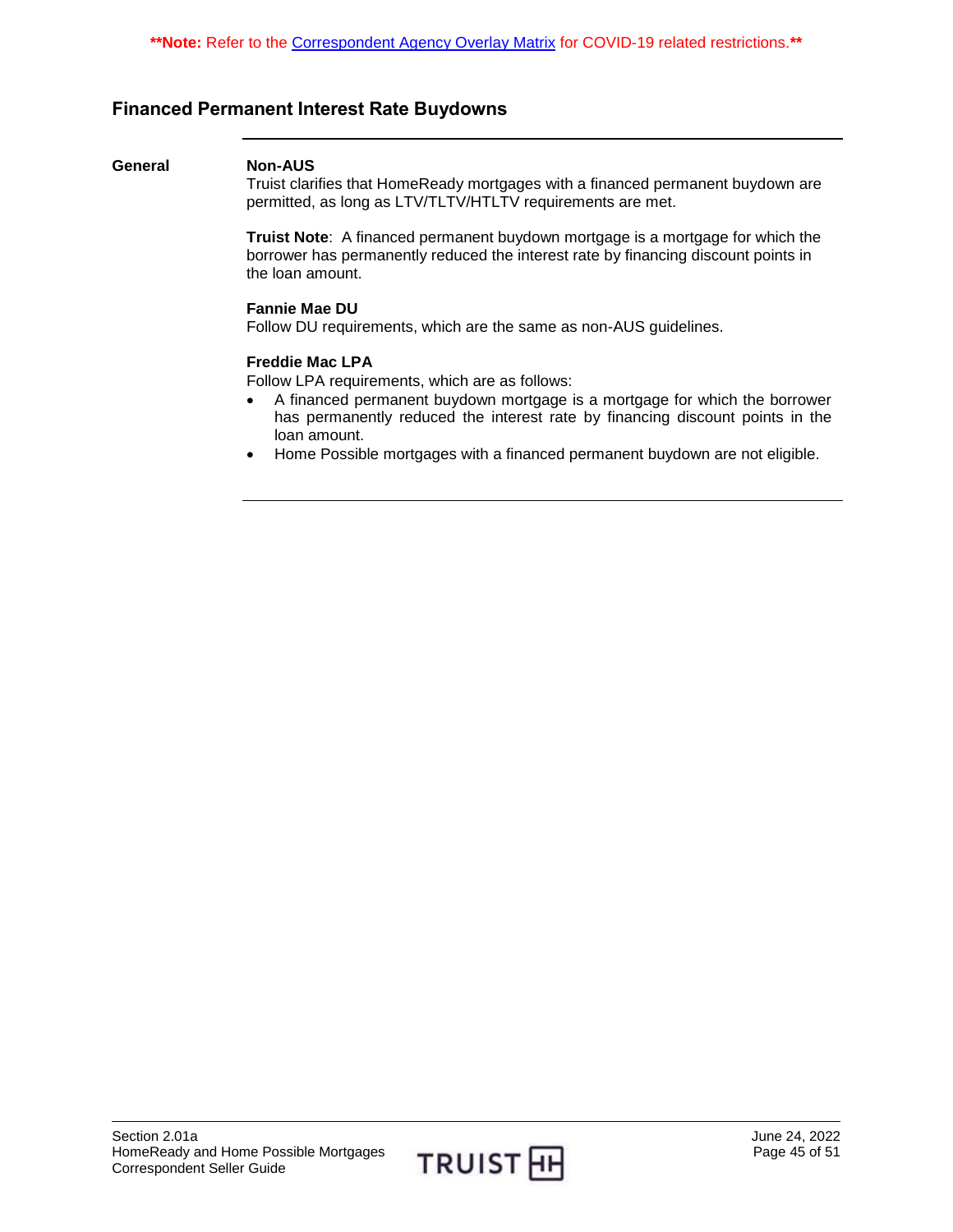**Note: Refer to the Correspondent Agency Overlay Matrix for COVID-19 related restrictions.**

## Financed Permanent Interest Rate Buydowns

**General**

**Non-AUS**
Truist clarifies that HomeReady mortgages with a financed permanent buydown are permitted, as long as LTV/TLTV/HTLTV requirements are met.

**Truist Note**: A financed permanent buydown mortgage is a mortgage for which the borrower has permanently reduced the interest rate by financing discount points in the loan amount.

**Fannie Mae DU**
Follow DU requirements, which are the same as non-AUS guidelines.

**Freddie Mac LPA**
Follow LPA requirements, which are as follows:

- A financed permanent buydown mortgage is a mortgage for which the borrower has permanently reduced the interest rate by financing discount points in the loan amount.
- Home Possible mortgages with a financed permanent buydown are not eligible.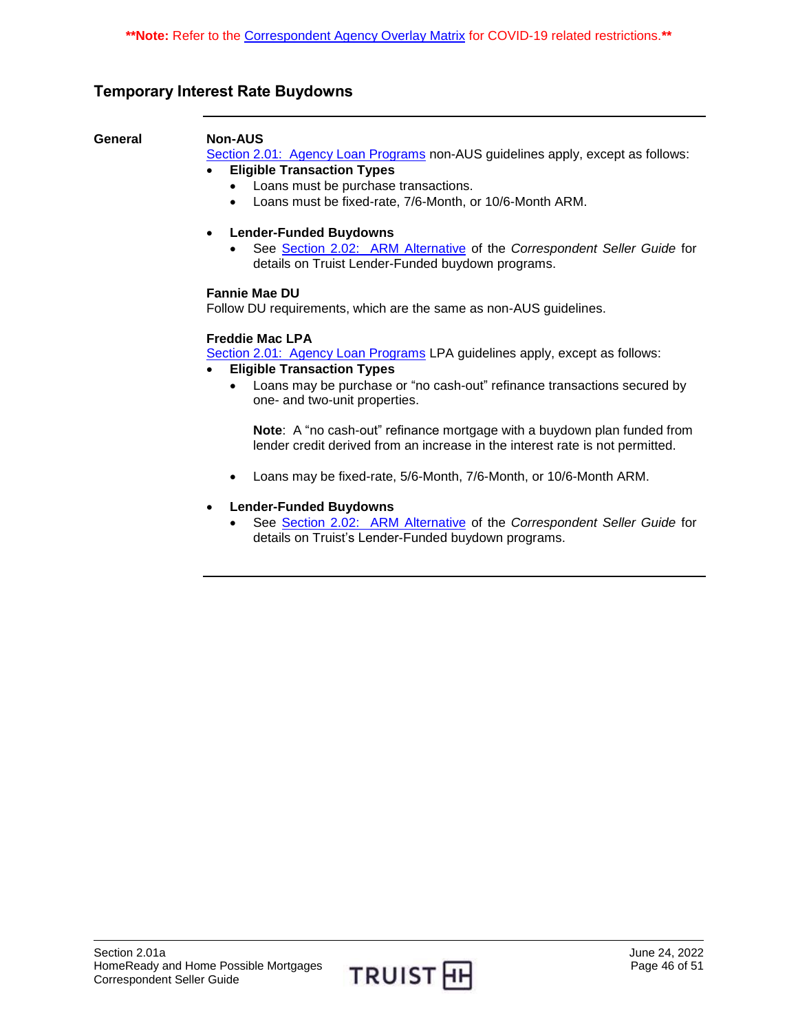**Note: Refer to the Correspondent Agency Overlay Matrix for COVID-19 related restrictions.**

## Temporary Interest Rate Buydowns

### General

**Non-AUS**

Section 2.01: Agency Loan Programs non-AUS guidelines apply, except as follows:

- **Eligible Transaction Types**
  - Loans must be purchase transactions.
  - Loans must be fixed-rate, 7/6-Month, or 10/6-Month ARM.

- **Lender-Funded Buydowns**
  - See Section 2.02: ARM Alternative of the *Correspondent Seller Guide* for details on Truist Lender-Funded buydown programs.

**Fannie Mae DU**

Follow DU requirements, which are the same as non-AUS guidelines.

**Freddie Mac LPA**

Section 2.01: Agency Loan Programs LPA guidelines apply, except as follows:

- **Eligible Transaction Types**
  - Loans may be purchase or "no cash-out" refinance transactions secured by one- and two-unit properties.

    **Note**: A "no cash-out" refinance mortgage with a buydown plan funded from lender credit derived from an increase in the interest rate is not permitted.

  - Loans may be fixed-rate, 5/6-Month, 7/6-Month, or 10/6-Month ARM.

- **Lender-Funded Buydowns**
  - See Section 2.02: ARM Alternative of the *Correspondent Seller Guide* for details on Truist's Lender-Funded buydown programs.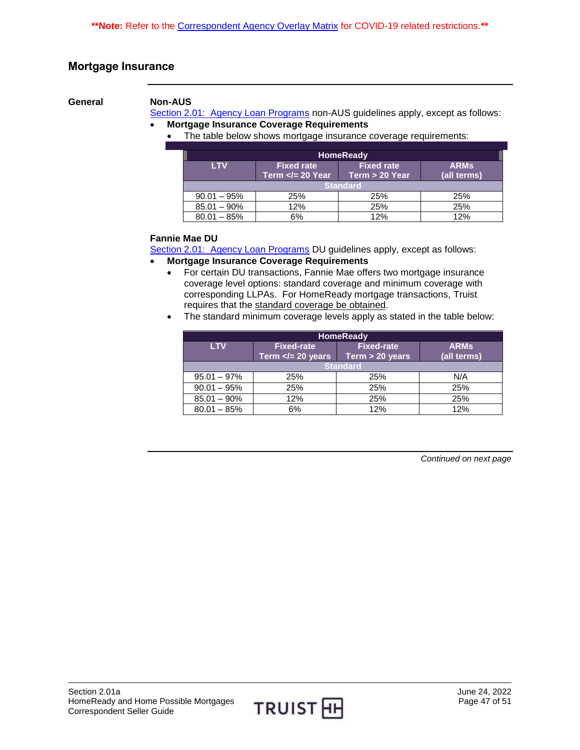**Note: Refer to the Correspondent Agency Overlay Matrix for COVID-19 related restrictions.**

## Mortgage Insurance

**General**

**Non-AUS**

Section 2.01: Agency Loan Programs non-AUS guidelines apply, except as follows:

- **Mortgage Insurance Coverage Requirements**
  - The table below shows mortgage insurance coverage requirements:

| HomeReady | | | |
|---|---|---|---|
| LTV | Fixed rate Term </= 20 Year | Fixed rate Term > 20 Year | ARMs (all terms) |
| Standard | | | |
| 90.01 – 95% | 25% | 25% | 25% |
| 85.01 – 90% | 12% | 25% | 25% |
| 80.01 – 85% | 6% | 12% | 12% |

**Fannie Mae DU**

Section 2.01: Agency Loan Programs DU guidelines apply, except as follows:

- **Mortgage Insurance Coverage Requirements**
  - For certain DU transactions, Fannie Mae offers two mortgage insurance coverage level options: standard coverage and minimum coverage with corresponding LLPAs. For HomeReady mortgage transactions, Truist requires that the standard coverage be obtained.
  - The standard minimum coverage levels apply as stated in the table below:

| HomeReady | | | |
|---|---|---|---|
| LTV | Fixed-rate Term </= 20 years | Fixed-rate Term > 20 years | ARMs (all terms) |
| Standard | | | |
| 95.01 – 97% | 25% | 25% | N/A |
| 90.01 – 95% | 25% | 25% | 25% |
| 85.01 – 90% | 12% | 25% | 25% |
| 80.01 – 85% | 6% | 12% | 12% |

*Continued on next page*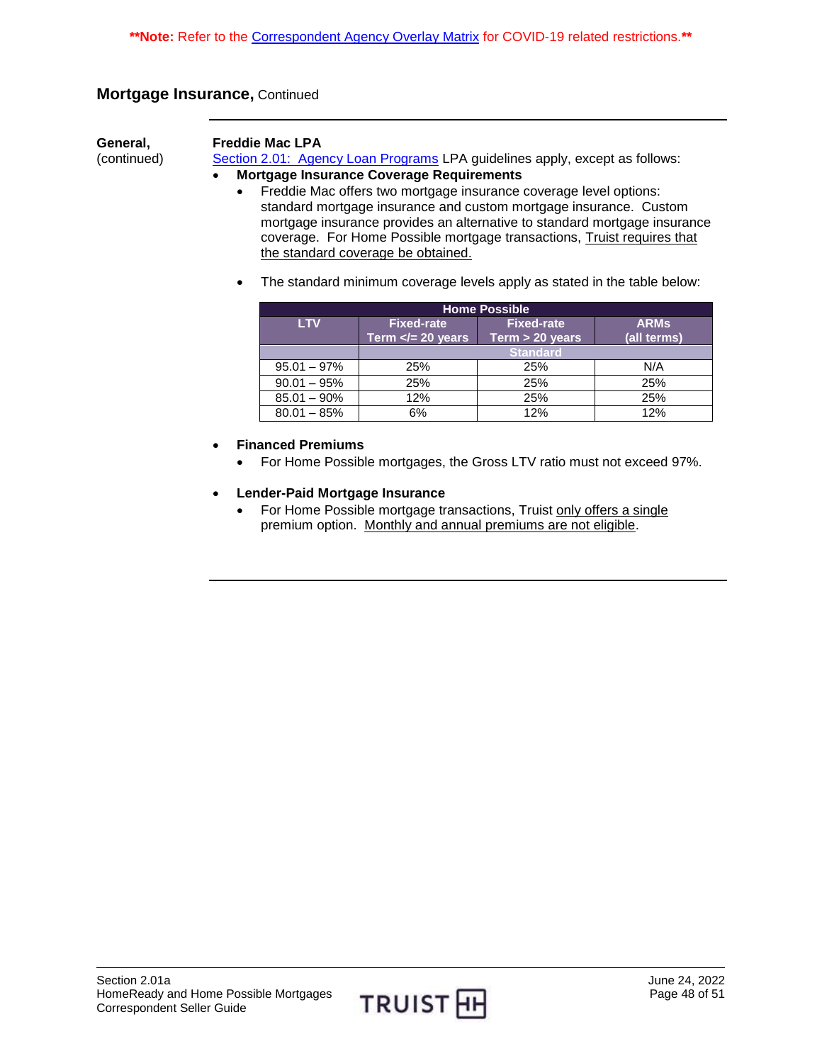**Note:** Refer to the Correspondent Agency Overlay Matrix for COVID-19 related restrictions.**

## Mortgage Insurance, Continued

**General,** (continued)

**Freddie Mac LPA**

Section 2.01: Agency Loan Programs LPA guidelines apply, except as follows:

- **Mortgage Insurance Coverage Requirements**
  - Freddie Mac offers two mortgage insurance coverage level options: standard mortgage insurance and custom mortgage insurance. Custom mortgage insurance provides an alternative to standard mortgage insurance coverage. For Home Possible mortgage transactions, Truist requires that the standard coverage be obtained.
  - The standard minimum coverage levels apply as stated in the table below:

| Home Possible | | | |
|---|---|---|---|
| LTV | Fixed-rate Term </= 20 years | Fixed-rate Term > 20 years | ARMs (all terms) |
| | Standard | | |
| 95.01 – 97% | 25% | 25% | N/A |
| 90.01 – 95% | 25% | 25% | 25% |
| 85.01 – 90% | 12% | 25% | 25% |
| 80.01 – 85% | 6% | 12% | 12% |

- **Financed Premiums**
  - For Home Possible mortgages, the Gross LTV ratio must not exceed 97%.

- **Lender-Paid Mortgage Insurance**
  - For Home Possible mortgage transactions, Truist only offers a single premium option. Monthly and annual premiums are not eligible.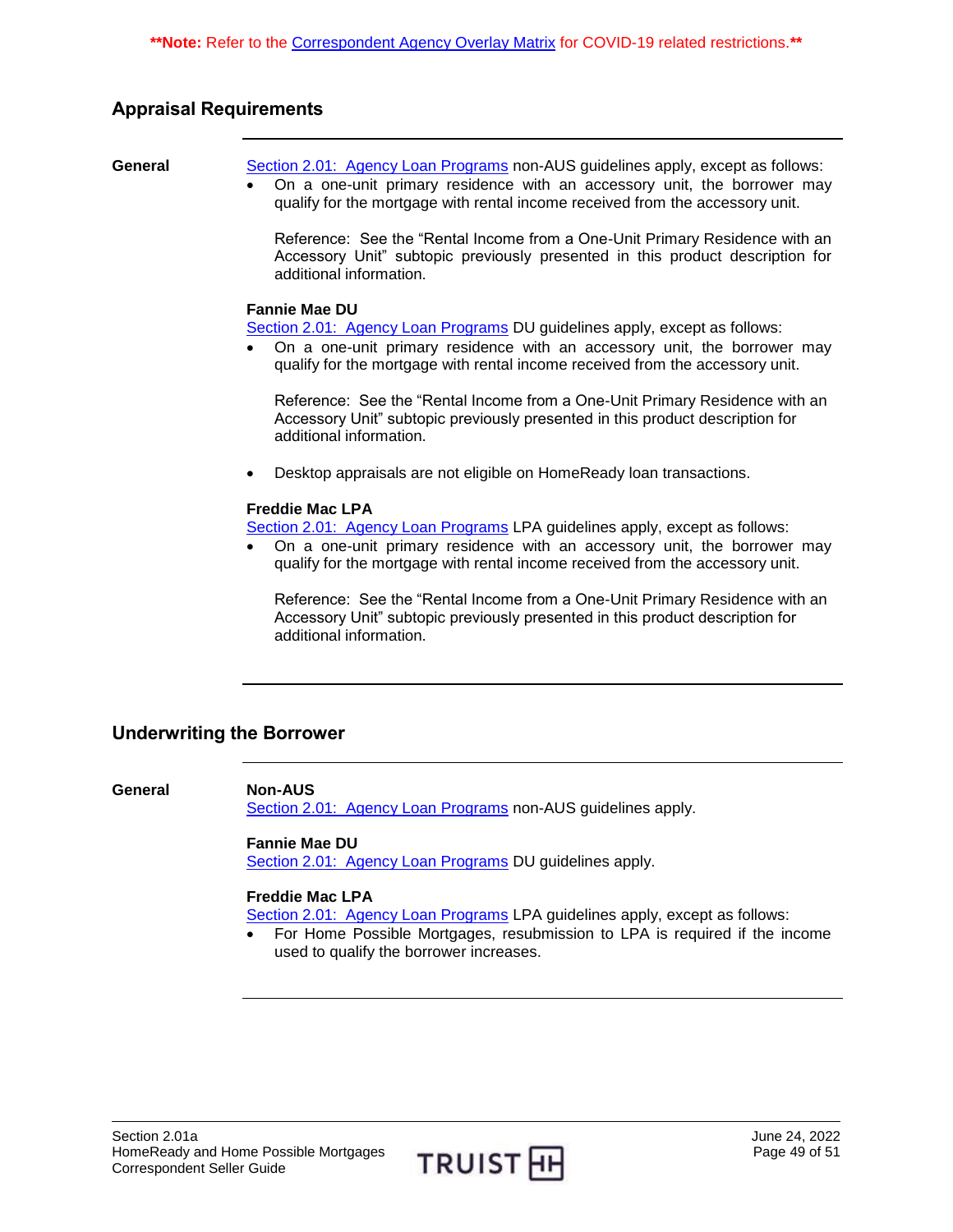**Note: Refer to the Correspondent Agency Overlay Matrix for COVID-19 related restrictions.**

## Appraisal Requirements

**General**

Section 2.01: Agency Loan Programs non-AUS guidelines apply, except as follows:

- On a one-unit primary residence with an accessory unit, the borrower may qualify for the mortgage with rental income received from the accessory unit.

  Reference: See the "Rental Income from a One-Unit Primary Residence with an Accessory Unit" subtopic previously presented in this product description for additional information.

**Fannie Mae DU**

Section 2.01: Agency Loan Programs DU guidelines apply, except as follows:

- On a one-unit primary residence with an accessory unit, the borrower may qualify for the mortgage with rental income received from the accessory unit.

  Reference: See the "Rental Income from a One-Unit Primary Residence with an Accessory Unit" subtopic previously presented in this product description for additional information.

- Desktop appraisals are not eligible on HomeReady loan transactions.

**Freddie Mac LPA**

Section 2.01: Agency Loan Programs LPA guidelines apply, except as follows:

- On a one-unit primary residence with an accessory unit, the borrower may qualify for the mortgage with rental income received from the accessory unit.

  Reference: See the "Rental Income from a One-Unit Primary Residence with an Accessory Unit" subtopic previously presented in this product description for additional information.

## Underwriting the Borrower

**General**

**Non-AUS**

Section 2.01: Agency Loan Programs non-AUS guidelines apply.

**Fannie Mae DU**

Section 2.01: Agency Loan Programs DU guidelines apply.

**Freddie Mac LPA**

Section 2.01: Agency Loan Programs LPA guidelines apply, except as follows:

- For Home Possible Mortgages, resubmission to LPA is required if the income used to qualify the borrower increases.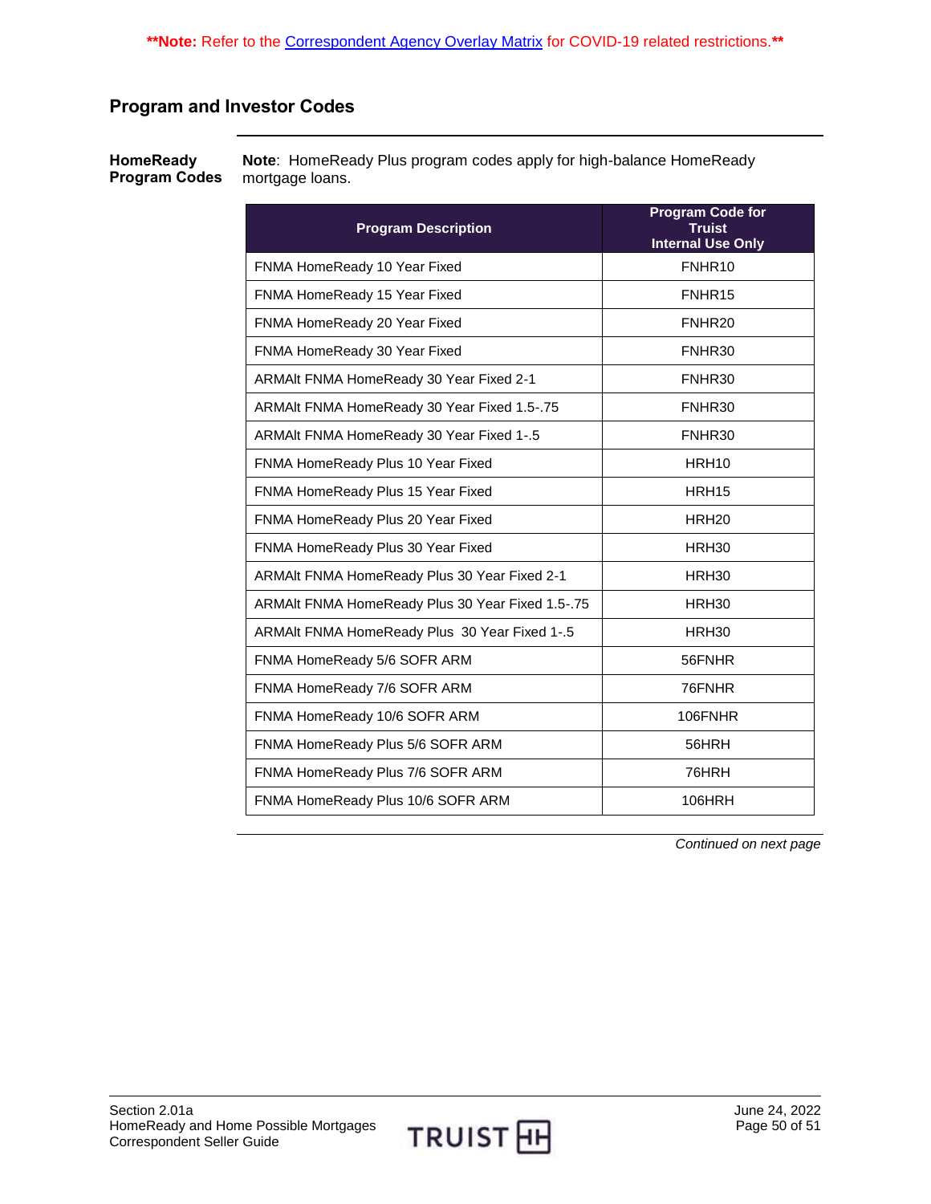**Note: Refer to the Correspondent Agency Overlay Matrix for COVID-19 related restrictions.**

## Program and Investor Codes

### HomeReady Program Codes

**Note**: HomeReady Plus program codes apply for high-balance HomeReady mortgage loans.

| Program Description | Program Code for Truist Internal Use Only |
|---|---|
| FNMA HomeReady 10 Year Fixed | FNHR10 |
| FNMA HomeReady 15 Year Fixed | FNHR15 |
| FNMA HomeReady 20 Year Fixed | FNHR20 |
| FNMA HomeReady 30 Year Fixed | FNHR30 |
| ARMAlt FNMA HomeReady 30 Year Fixed 2-1 | FNHR30 |
| ARMAlt FNMA HomeReady 30 Year Fixed 1.5-.75 | FNHR30 |
| ARMAlt FNMA HomeReady 30 Year Fixed 1-.5 | FNHR30 |
| FNMA HomeReady Plus 10 Year Fixed | HRH10 |
| FNMA HomeReady Plus 15 Year Fixed | HRH15 |
| FNMA HomeReady Plus 20 Year Fixed | HRH20 |
| FNMA HomeReady Plus 30 Year Fixed | HRH30 |
| ARMAlt FNMA HomeReady Plus 30 Year Fixed 2-1 | HRH30 |
| ARMAlt FNMA HomeReady Plus 30 Year Fixed 1.5-.75 | HRH30 |
| ARMAlt FNMA HomeReady Plus 30 Year Fixed 1-.5 | HRH30 |
| FNMA HomeReady 5/6 SOFR ARM | 56FNHR |
| FNMA HomeReady 7/6 SOFR ARM | 76FNHR |
| FNMA HomeReady 10/6 SOFR ARM | 106FNHR |
| FNMA HomeReady Plus 5/6 SOFR ARM | 56HRH |
| FNMA HomeReady Plus 7/6 SOFR ARM | 76HRH |
| FNMA HomeReady Plus 10/6 SOFR ARM | 106HRH |

*Continued on next page*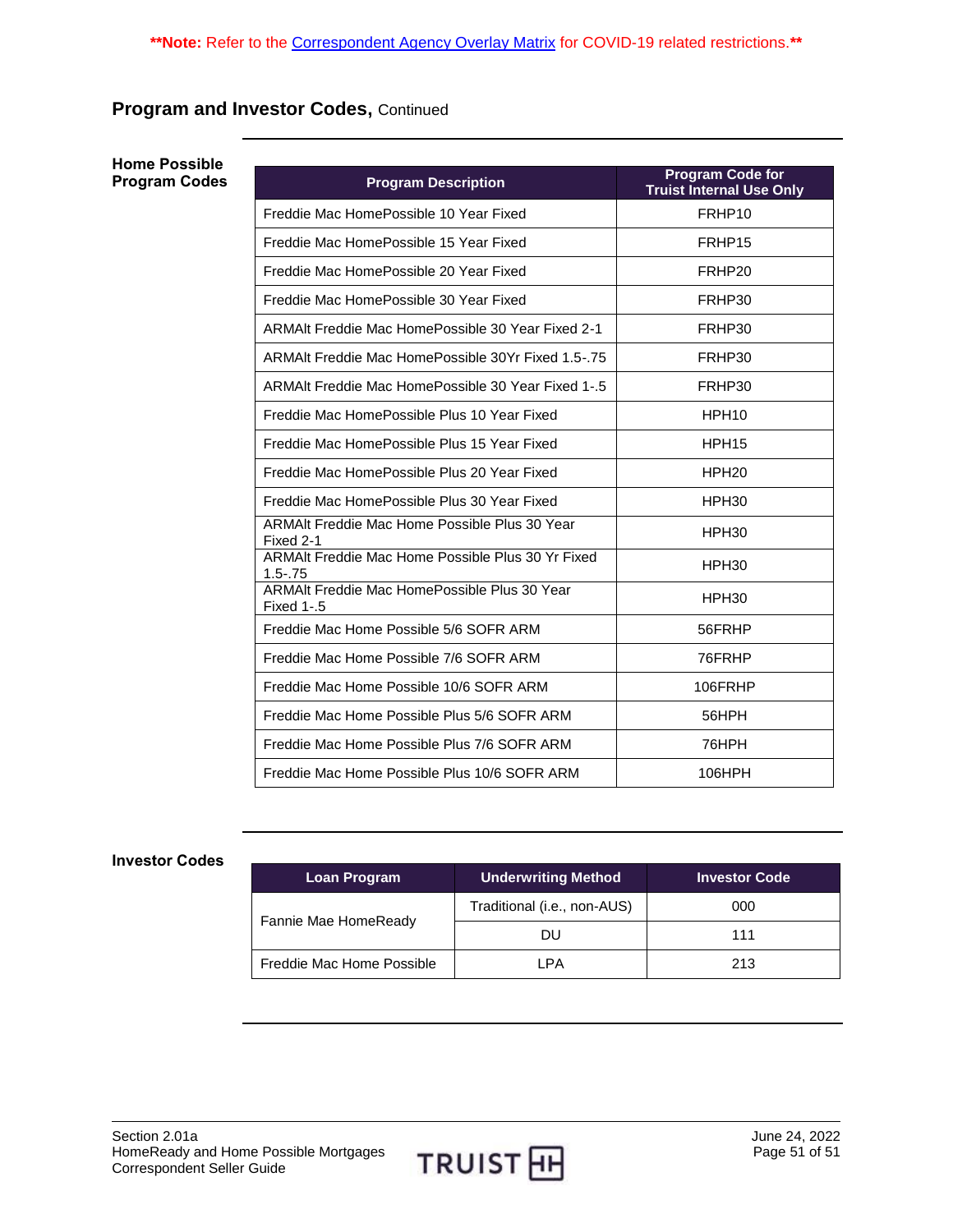****Note:** Refer to the Correspondent Agency Overlay Matrix for COVID-19 related restrictions.**

## Program and Investor Codes, Continued

### Home Possible Program Codes

| Program Description | Program Code for Truist Internal Use Only |
|---|---|
| Freddie Mac HomePossible 10 Year Fixed | FRHP10 |
| Freddie Mac HomePossible 15 Year Fixed | FRHP15 |
| Freddie Mac HomePossible 20 Year Fixed | FRHP20 |
| Freddie Mac HomePossible 30 Year Fixed | FRHP30 |
| ARMAlt Freddie Mac HomePossible 30 Year Fixed 2-1 | FRHP30 |
| ARMAlt Freddie Mac HomePossible 30Yr Fixed 1.5-.75 | FRHP30 |
| ARMAlt Freddie Mac HomePossible 30 Year Fixed 1-.5 | FRHP30 |
| Freddie Mac HomePossible Plus 10 Year Fixed | HPH10 |
| Freddie Mac HomePossible Plus 15 Year Fixed | HPH15 |
| Freddie Mac HomePossible Plus 20 Year Fixed | HPH20 |
| Freddie Mac HomePossible Plus 30 Year Fixed | HPH30 |
| ARMAlt Freddie Mac Home Possible Plus 30 Year Fixed 2-1 | HPH30 |
| ARMAlt Freddie Mac Home Possible Plus 30 Yr Fixed 1.5-.75 | HPH30 |
| ARMAlt Freddie Mac HomePossible Plus 30 Year Fixed 1-.5 | HPH30 |
| Freddie Mac Home Possible 5/6 SOFR ARM | 56FRHP |
| Freddie Mac Home Possible 7/6 SOFR ARM | 76FRHP |
| Freddie Mac Home Possible 10/6 SOFR ARM | 106FRHP |
| Freddie Mac Home Possible Plus 5/6 SOFR ARM | 56HPH |
| Freddie Mac Home Possible Plus 7/6 SOFR ARM | 76HPH |
| Freddie Mac Home Possible Plus 10/6 SOFR ARM | 106HPH |

### Investor Codes

| Loan Program | Underwriting Method | Investor Code |
|---|---|---|
| Fannie Mae HomeReady | Traditional (i.e., non-AUS) | 000 |
| | DU | 111 |
| Freddie Mac Home Possible | LPA | 213 |